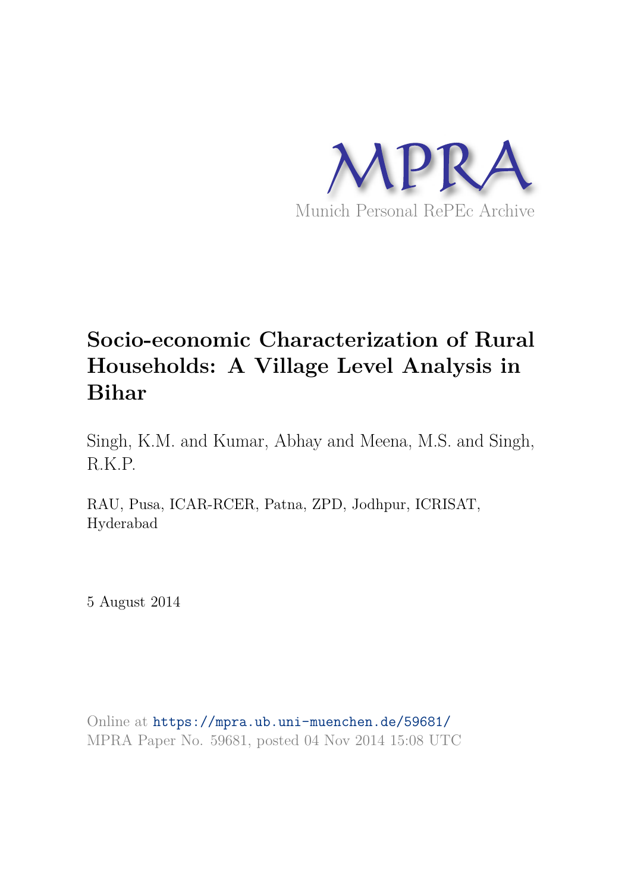MPRA

Munich Personal RePEc Archive

# Socio-economic Characterization of Rural Households: A Village Level Analysis in Bihar

Singh, K.M. and Kumar, Abhay and Meena, M.S. and Singh, R.K.P.

RAU, Pusa, ICAR-RCER, Patna, ZPD, Jodhpur, ICRISAT, Hyderabad

5 August 2014

Online at https://mpra.ub.uni-muenchen.de/59681/
MPRA Paper No. 59681, posted 04 Nov 2014 15:08 UTC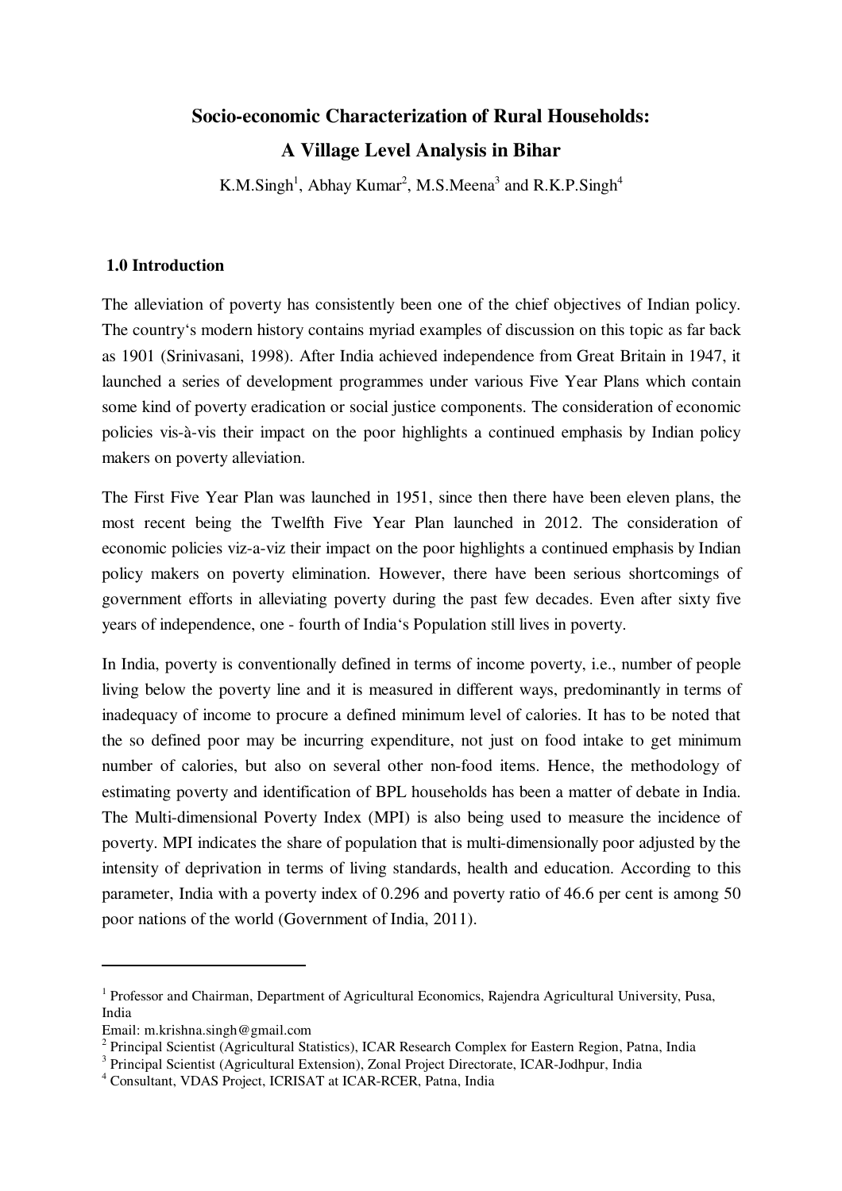# Socio-economic Characterization of Rural Households: A Village Level Analysis in Bihar

K.M.Singh[1], Abhay Kumar[2], M.S.Meena[3] and R.K.P.Singh[4]

## 1.0 Introduction

The alleviation of poverty has consistently been one of the chief objectives of Indian policy. The country‘s modern history contains myriad examples of discussion on this topic as far back as 1901 (Srinivasani, 1998). After India achieved independence from Great Britain in 1947, it launched a series of development programmes under various Five Year Plans which contain some kind of poverty eradication or social justice components. The consideration of economic policies vis-à-vis their impact on the poor highlights a continued emphasis by Indian policy makers on poverty alleviation.

The First Five Year Plan was launched in 1951, since then there have been eleven plans, the most recent being the Twelfth Five Year Plan launched in 2012. The consideration of economic policies viz-a-viz their impact on the poor highlights a continued emphasis by Indian policy makers on poverty elimination. However, there have been serious shortcomings of government efforts in alleviating poverty during the past few decades. Even after sixty five years of independence, one - fourth of India‘s Population still lives in poverty.

In India, poverty is conventionally defined in terms of income poverty, i.e., number of people living below the poverty line and it is measured in different ways, predominantly in terms of inadequacy of income to procure a defined minimum level of calories. It has to be noted that the so defined poor may be incurring expenditure, not just on food intake to get minimum number of calories, but also on several other non-food items. Hence, the methodology of estimating poverty and identification of BPL households has been a matter of debate in India. The Multi-dimensional Poverty Index (MPI) is also being used to measure the incidence of poverty. MPI indicates the share of population that is multi-dimensionally poor adjusted by the intensity of deprivation in terms of living standards, health and education. According to this parameter, India with a poverty index of 0.296 and poverty ratio of 46.6 per cent is among 50 poor nations of the world (Government of India, 2011).

---

[1] Professor and Chairman, Department of Agricultural Economics, Rajendra Agricultural University, Pusa, India
Email: m.krishna.singh@gmail.com

[2] Principal Scientist (Agricultural Statistics), ICAR Research Complex for Eastern Region, Patna, India

[3] Principal Scientist (Agricultural Extension), Zonal Project Directorate, ICAR-Jodhpur, India

[4] Consultant, VDAS Project, ICRISAT at ICAR-RCER, Patna, India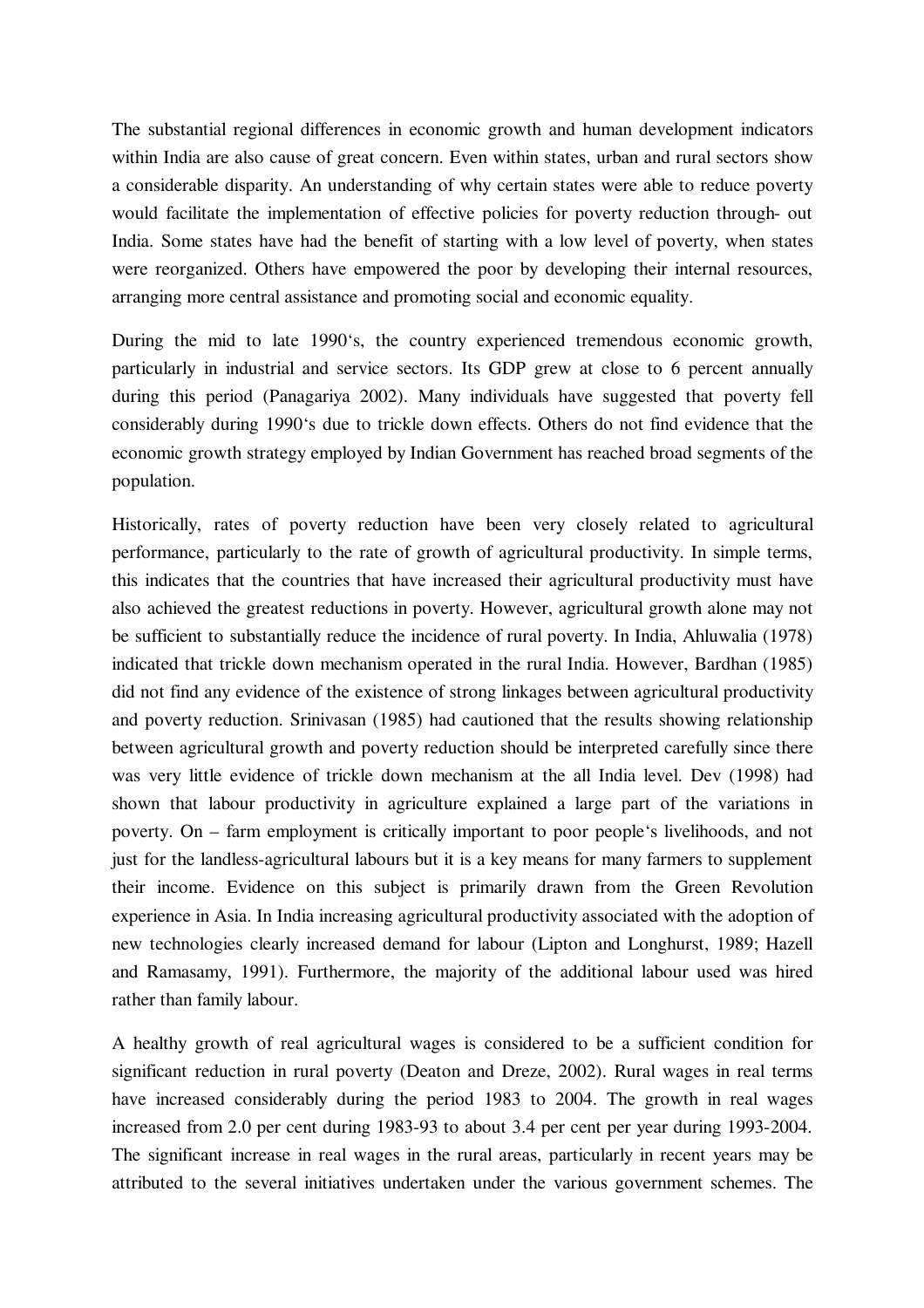The substantial regional differences in economic growth and human development indicators within India are also cause of great concern. Even within states, urban and rural sectors show a considerable disparity. An understanding of why certain states were able to reduce poverty would facilitate the implementation of effective policies for poverty reduction through- out India. Some states have had the benefit of starting with a low level of poverty, when states were reorganized. Others have empowered the poor by developing their internal resources, arranging more central assistance and promoting social and economic equality.

During the mid to late 1990's, the country experienced tremendous economic growth, particularly in industrial and service sectors. Its GDP grew at close to 6 percent annually during this period (Panagariya 2002). Many individuals have suggested that poverty fell considerably during 1990's due to trickle down effects. Others do not find evidence that the economic growth strategy employed by Indian Government has reached broad segments of the population.

Historically, rates of poverty reduction have been very closely related to agricultural performance, particularly to the rate of growth of agricultural productivity. In simple terms, this indicates that the countries that have increased their agricultural productivity must have also achieved the greatest reductions in poverty. However, agricultural growth alone may not be sufficient to substantially reduce the incidence of rural poverty. In India, Ahluwalia (1978) indicated that trickle down mechanism operated in the rural India. However, Bardhan (1985) did not find any evidence of the existence of strong linkages between agricultural productivity and poverty reduction. Srinivasan (1985) had cautioned that the results showing relationship between agricultural growth and poverty reduction should be interpreted carefully since there was very little evidence of trickle down mechanism at the all India level. Dev (1998) had shown that labour productivity in agriculture explained a large part of the variations in poverty. On – farm employment is critically important to poor people's livelihoods, and not just for the landless-agricultural labours but it is a key means for many farmers to supplement their income. Evidence on this subject is primarily drawn from the Green Revolution experience in Asia. In India increasing agricultural productivity associated with the adoption of new technologies clearly increased demand for labour (Lipton and Longhurst, 1989; Hazell and Ramasamy, 1991). Furthermore, the majority of the additional labour used was hired rather than family labour.

A healthy growth of real agricultural wages is considered to be a sufficient condition for significant reduction in rural poverty (Deaton and Dreze, 2002). Rural wages in real terms have increased considerably during the period 1983 to 2004. The growth in real wages increased from 2.0 per cent during 1983-93 to about 3.4 per cent per year during 1993-2004. The significant increase in real wages in the rural areas, particularly in recent years may be attributed to the several initiatives undertaken under the various government schemes. The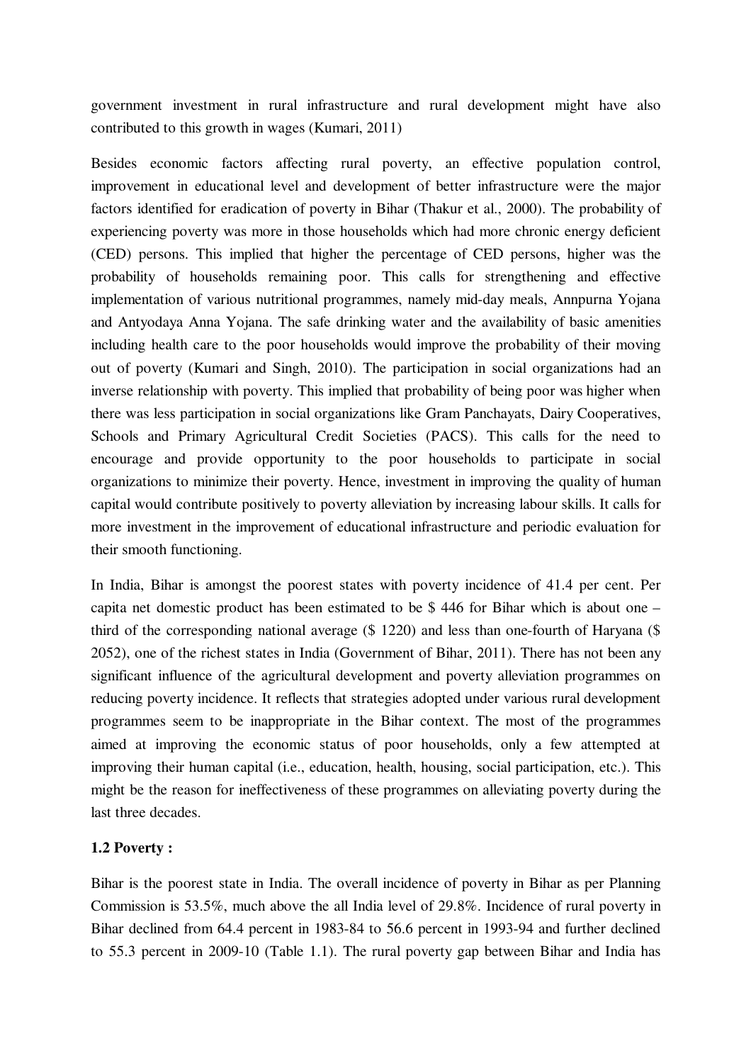government investment in rural infrastructure and rural development might have also contributed to this growth in wages (Kumari, 2011)

Besides economic factors affecting rural poverty, an effective population control, improvement in educational level and development of better infrastructure were the major factors identified for eradication of poverty in Bihar (Thakur et al., 2000). The probability of experiencing poverty was more in those households which had more chronic energy deficient (CED) persons. This implied that higher the percentage of CED persons, higher was the probability of households remaining poor. This calls for strengthening and effective implementation of various nutritional programmes, namely mid-day meals, Annpurna Yojana and Antyodaya Anna Yojana. The safe drinking water and the availability of basic amenities including health care to the poor households would improve the probability of their moving out of poverty (Kumari and Singh, 2010). The participation in social organizations had an inverse relationship with poverty. This implied that probability of being poor was higher when there was less participation in social organizations like Gram Panchayats, Dairy Cooperatives, Schools and Primary Agricultural Credit Societies (PACS). This calls for the need to encourage and provide opportunity to the poor households to participate in social organizations to minimize their poverty. Hence, investment in improving the quality of human capital would contribute positively to poverty alleviation by increasing labour skills. It calls for more investment in the improvement of educational infrastructure and periodic evaluation for their smooth functioning.

In India, Bihar is amongst the poorest states with poverty incidence of 41.4 per cent. Per capita net domestic product has been estimated to be $ 446 for Bihar which is about one – third of the corresponding national average ($ 1220) and less than one-fourth of Haryana ($ 2052), one of the richest states in India (Government of Bihar, 2011). There has not been any significant influence of the agricultural development and poverty alleviation programmes on reducing poverty incidence. It reflects that strategies adopted under various rural development programmes seem to be inappropriate in the Bihar context. The most of the programmes aimed at improving the economic status of poor households, only a few attempted at improving their human capital (i.e., education, health, housing, social participation, etc.). This might be the reason for ineffectiveness of these programmes on alleviating poverty during the last three decades.

### 1.2 Poverty :

Bihar is the poorest state in India. The overall incidence of poverty in Bihar as per Planning Commission is 53.5%, much above the all India level of 29.8%. Incidence of rural poverty in Bihar declined from 64.4 percent in 1983-84 to 56.6 percent in 1993-94 and further declined to 55.3 percent in 2009-10 (Table 1.1). The rural poverty gap between Bihar and India has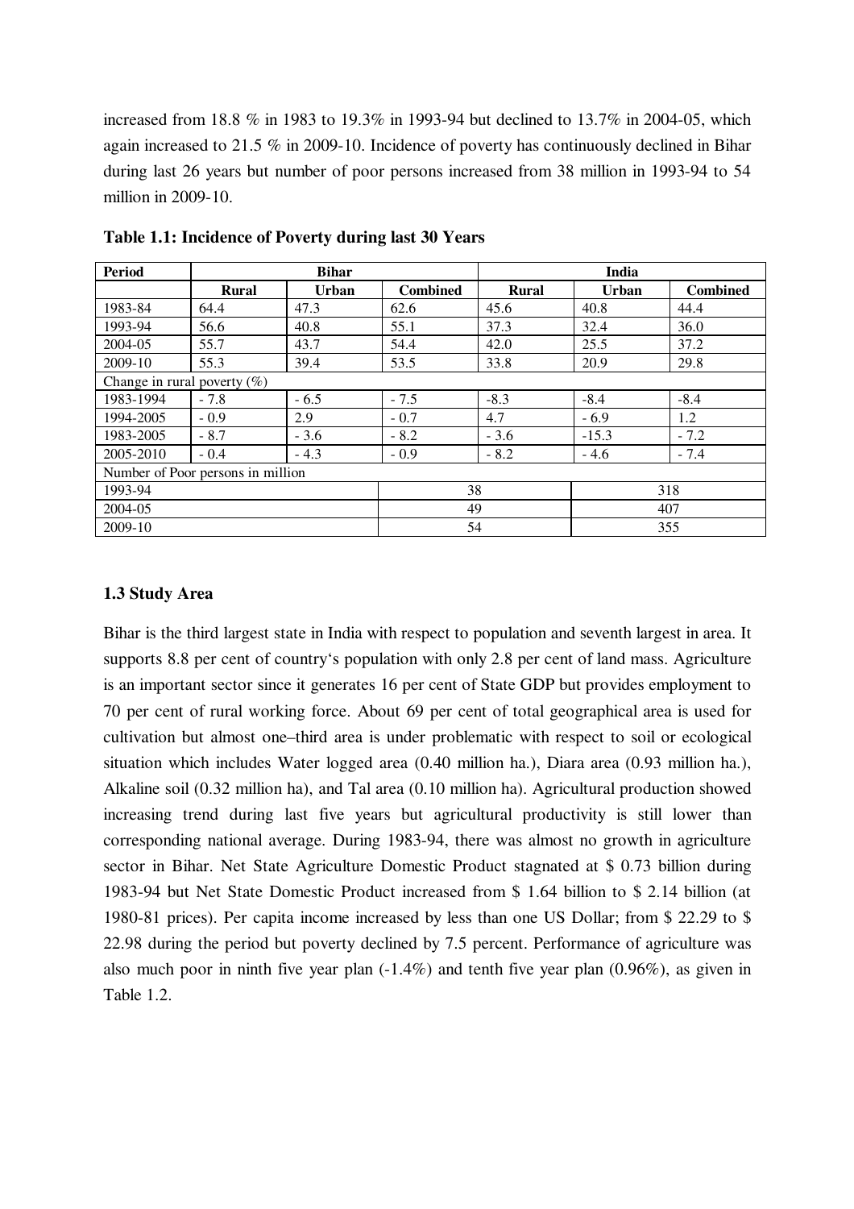increased from 18.8 % in 1983 to 19.3% in 1993-94 but declined to 13.7% in 2004-05, which again increased to 21.5 % in 2009-10. Incidence of poverty has continuously declined in Bihar during last 26 years but number of poor persons increased from 38 million in 1993-94 to 54 million in 2009-10.

**Table 1.1: Incidence of Poverty during last 30 Years**

| Period | Bihar | | | India | | |
|---|---|---|---|---|---|---|
| | Rural | Urban | Combined | Rural | Urban | Combined |
| 1983-84 | 64.4 | 47.3 | 62.6 | 45.6 | 40.8 | 44.4 |
| 1993-94 | 56.6 | 40.8 | 55.1 | 37.3 | 32.4 | 36.0 |
| 2004-05 | 55.7 | 43.7 | 54.4 | 42.0 | 25.5 | 37.2 |
| 2009-10 | 55.3 | 39.4 | 53.5 | 33.8 | 20.9 | 29.8 |
| Change in rural poverty (%) | | | | | | |
| 1983-1994 | - 7.8 | - 6.5 | - 7.5 | -8.3 | -8.4 | -8.4 |
| 1994-2005 | - 0.9 | 2.9 | - 0.7 | 4.7 | - 6.9 | 1.2 |
| 1983-2005 | - 8.7 | - 3.6 | - 8.2 | - 3.6 | -15.3 | - 7.2 |
| 2005-2010 | - 0.4 | - 4.3 | - 0.9 | - 8.2 | - 4.6 | - 7.4 |
| Number of Poor persons in million | | | | | | |
| 1993-94 | | | 38 | | 318 | |
| 2004-05 | | | 49 | | 407 | |
| 2009-10 | | | 54 | | 355 | |

### 1.3 Study Area

Bihar is the third largest state in India with respect to population and seventh largest in area. It supports 8.8 per cent of country's population with only 2.8 per cent of land mass. Agriculture is an important sector since it generates 16 per cent of State GDP but provides employment to 70 per cent of rural working force. About 69 per cent of total geographical area is used for cultivation but almost one–third area is under problematic with respect to soil or ecological situation which includes Water logged area (0.40 million ha.), Diara area (0.93 million ha.), Alkaline soil (0.32 million ha), and Tal area (0.10 million ha). Agricultural production showed increasing trend during last five years but agricultural productivity is still lower than corresponding national average. During 1983-94, there was almost no growth in agriculture sector in Bihar. Net State Agriculture Domestic Product stagnated at $ 0.73 billion during 1983-94 but Net State Domestic Product increased from $ 1.64 billion to $ 2.14 billion (at 1980-81 prices). Per capita income increased by less than one US Dollar; from $ 22.29 to $ 22.98 during the period but poverty declined by 7.5 percent. Performance of agriculture was also much poor in ninth five year plan (-1.4%) and tenth five year plan (0.96%), as given in Table 1.2.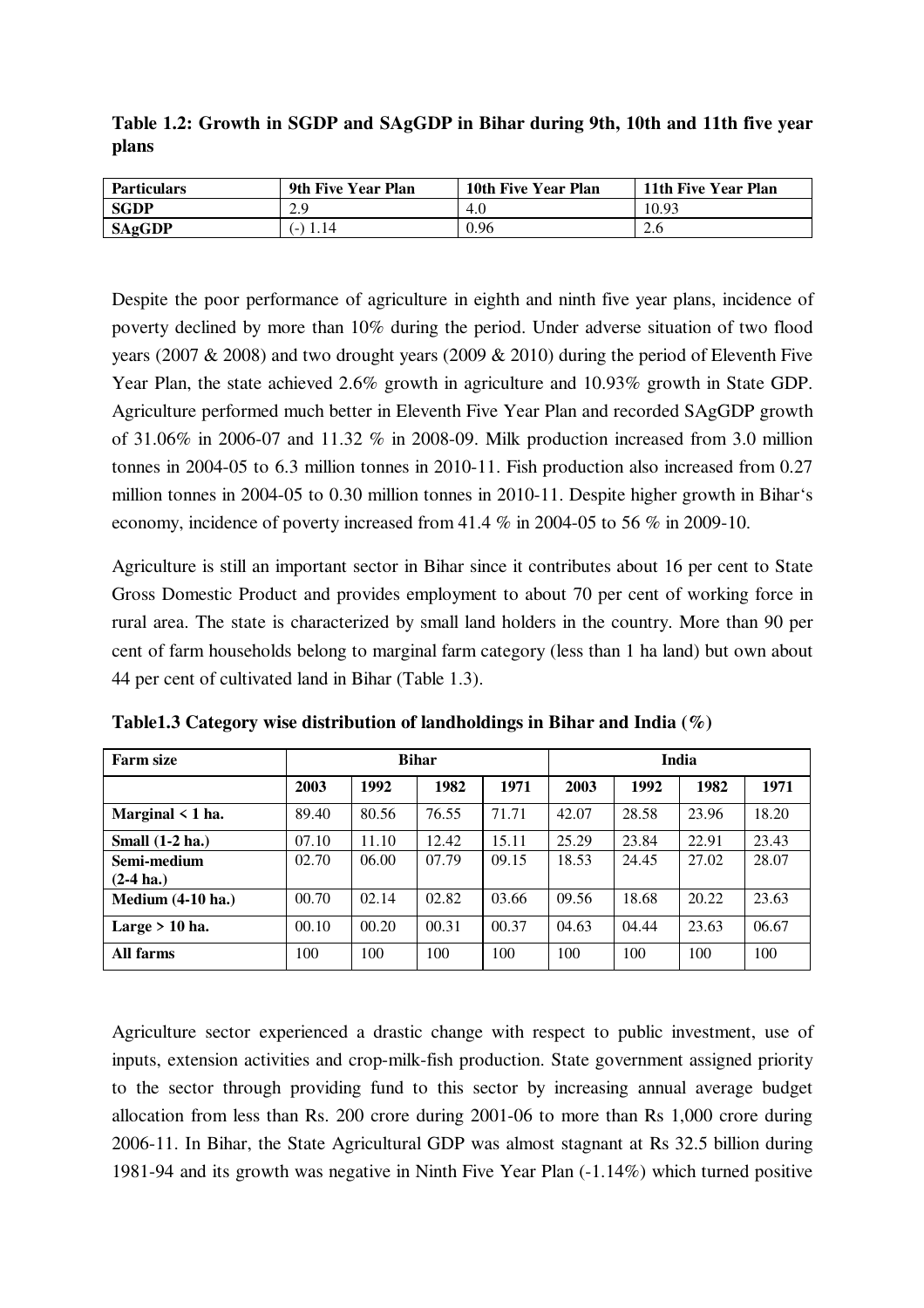**Table 1.2: Growth in SGDP and SAgGDP in Bihar during 9th, 10th and 11th five year plans**

| Particulars | 9th Five Year Plan | 10th Five Year Plan | 11th Five Year Plan |
|---|---|---|---|
| **SGDP** | 2.9 | 4.0 | 10.93 |
| **SAgGDP** | (-) 1.14 | 0.96 | 2.6 |

Despite the poor performance of agriculture in eighth and ninth five year plans, incidence of poverty declined by more than 10% during the period. Under adverse situation of two flood years (2007 & 2008) and two drought years (2009 & 2010) during the period of Eleventh Five Year Plan, the state achieved 2.6% growth in agriculture and 10.93% growth in State GDP. Agriculture performed much better in Eleventh Five Year Plan and recorded SAgGDP growth of 31.06% in 2006-07 and 11.32 % in 2008-09. Milk production increased from 3.0 million tonnes in 2004-05 to 6.3 million tonnes in 2010-11. Fish production also increased from 0.27 million tonnes in 2004-05 to 0.30 million tonnes in 2010-11. Despite higher growth in Bihar‵s economy, incidence of poverty increased from 41.4 % in 2004-05 to 56 % in 2009-10.

Agriculture is still an important sector in Bihar since it contributes about 16 per cent to State Gross Domestic Product and provides employment to about 70 per cent of working force in rural area. The state is characterized by small land holders in the country. More than 90 per cent of farm households belong to marginal farm category (less than 1 ha land) but own about 44 per cent of cultivated land in Bihar (Table 1.3).

**Table1.3 Category wise distribution of landholdings in Bihar and India (%)**

| Farm size | Bihar | | | | India | | | |
|---|---|---|---|---|---|---|---|---|
| | 2003 | 1992 | 1982 | 1971 | 2003 | 1992 | 1982 | 1971 |
| **Marginal < 1 ha.** | 89.40 | 80.56 | 76.55 | 71.71 | 42.07 | 28.58 | 23.96 | 18.20 |
| **Small (1-2 ha.)** | 07.10 | 11.10 | 12.42 | 15.11 | 25.29 | 23.84 | 22.91 | 23.43 |
| **Semi-medium (2-4 ha.)** | 02.70 | 06.00 | 07.79 | 09.15 | 18.53 | 24.45 | 27.02 | 28.07 |
| **Medium (4-10 ha.)** | 00.70 | 02.14 | 02.82 | 03.66 | 09.56 | 18.68 | 20.22 | 23.63 |
| **Large > 10 ha.** | 00.10 | 00.20 | 00.31 | 00.37 | 04.63 | 04.44 | 23.63 | 06.67 |
| **All farms** | 100 | 100 | 100 | 100 | 100 | 100 | 100 | 100 |

Agriculture sector experienced a drastic change with respect to public investment, use of inputs, extension activities and crop-milk-fish production. State government assigned priority to the sector through providing fund to this sector by increasing annual average budget allocation from less than Rs. 200 crore during 2001-06 to more than Rs 1,000 crore during 2006-11. In Bihar, the State Agricultural GDP was almost stagnant at Rs 32.5 billion during 1981-94 and its growth was negative in Ninth Five Year Plan (-1.14%) which turned positive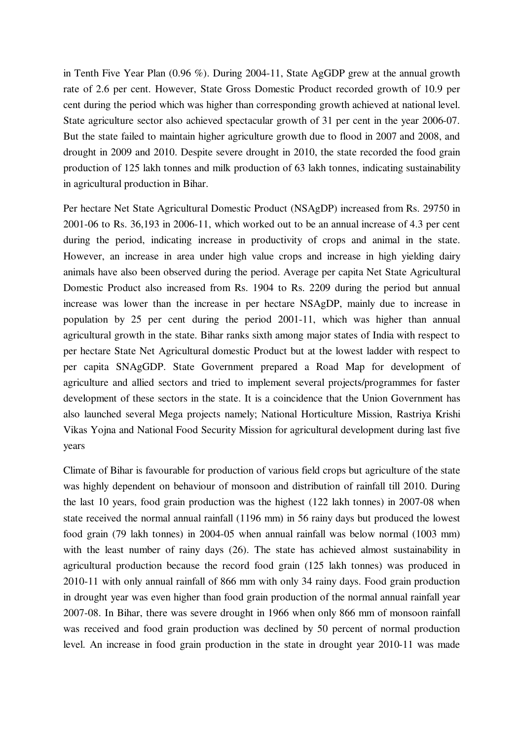in Tenth Five Year Plan (0.96 %). During 2004-11, State AgGDP grew at the annual growth rate of 2.6 per cent. However, State Gross Domestic Product recorded growth of 10.9 per cent during the period which was higher than corresponding growth achieved at national level. State agriculture sector also achieved spectacular growth of 31 per cent in the year 2006-07. But the state failed to maintain higher agriculture growth due to flood in 2007 and 2008, and drought in 2009 and 2010. Despite severe drought in 2010, the state recorded the food grain production of 125 lakh tonnes and milk production of 63 lakh tonnes, indicating sustainability in agricultural production in Bihar.

Per hectare Net State Agricultural Domestic Product (NSAgDP) increased from Rs. 29750 in 2001-06 to Rs. 36,193 in 2006-11, which worked out to be an annual increase of 4.3 per cent during the period, indicating increase in productivity of crops and animal in the state. However, an increase in area under high value crops and increase in high yielding dairy animals have also been observed during the period. Average per capita Net State Agricultural Domestic Product also increased from Rs. 1904 to Rs. 2209 during the period but annual increase was lower than the increase in per hectare NSAgDP, mainly due to increase in population by 25 per cent during the period 2001-11, which was higher than annual agricultural growth in the state. Bihar ranks sixth among major states of India with respect to per hectare State Net Agricultural domestic Product but at the lowest ladder with respect to per capita SNAgGDP. State Government prepared a Road Map for development of agriculture and allied sectors and tried to implement several projects/programmes for faster development of these sectors in the state. It is a coincidence that the Union Government has also launched several Mega projects namely; National Horticulture Mission, Rastriya Krishi Vikas Yojna and National Food Security Mission for agricultural development during last five years

Climate of Bihar is favourable for production of various field crops but agriculture of the state was highly dependent on behaviour of monsoon and distribution of rainfall till 2010. During the last 10 years, food grain production was the highest (122 lakh tonnes) in 2007-08 when state received the normal annual rainfall (1196 mm) in 56 rainy days but produced the lowest food grain (79 lakh tonnes) in 2004-05 when annual rainfall was below normal (1003 mm) with the least number of rainy days (26). The state has achieved almost sustainability in agricultural production because the record food grain (125 lakh tonnes) was produced in 2010-11 with only annual rainfall of 866 mm with only 34 rainy days. Food grain production in drought year was even higher than food grain production of the normal annual rainfall year 2007-08. In Bihar, there was severe drought in 1966 when only 866 mm of monsoon rainfall was received and food grain production was declined by 50 percent of normal production level. An increase in food grain production in the state in drought year 2010-11 was made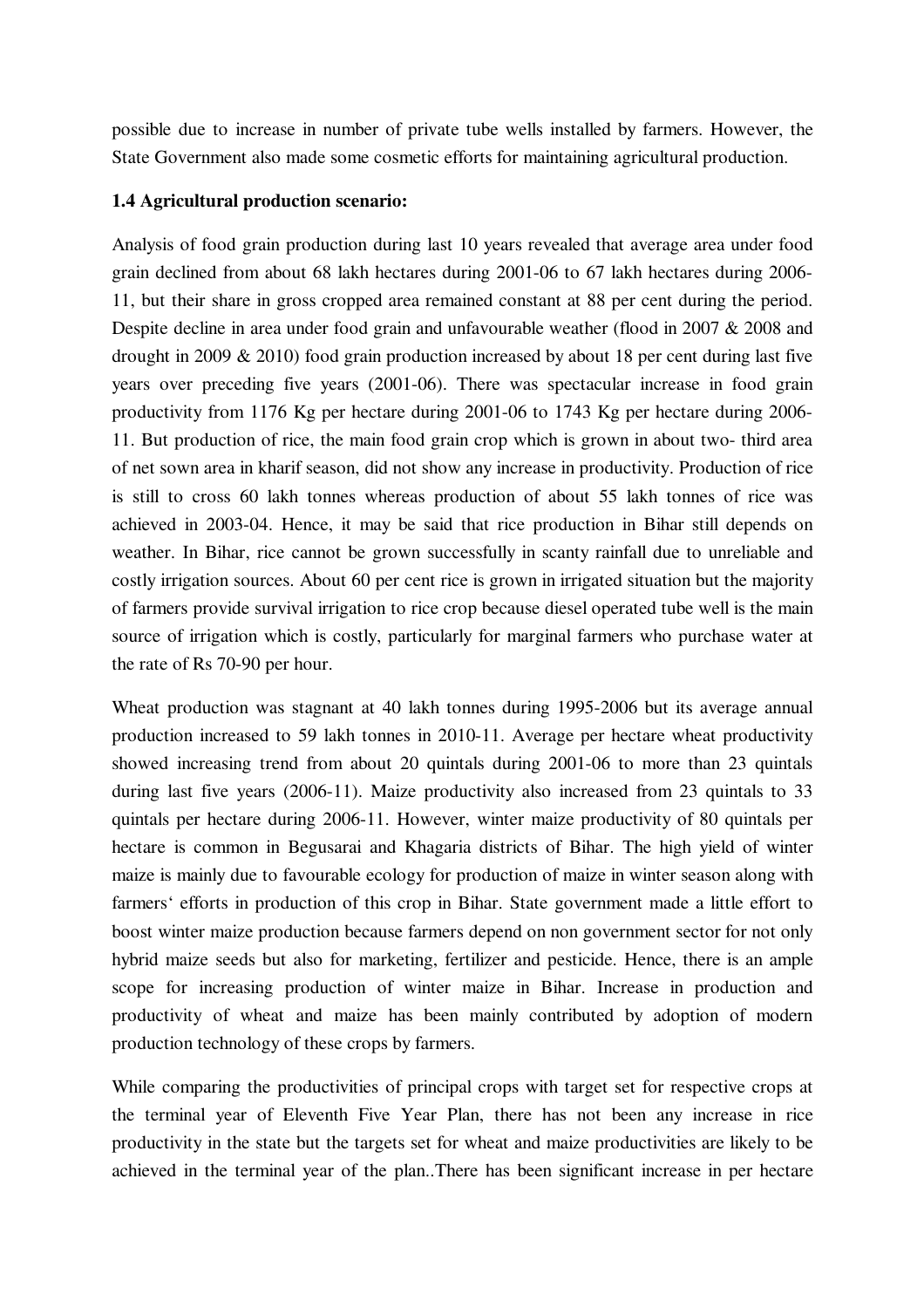possible due to increase in number of private tube wells installed by farmers. However, the State Government also made some cosmetic efforts for maintaining agricultural production.

### 1.4 Agricultural production scenario:

Analysis of food grain production during last 10 years revealed that average area under food grain declined from about 68 lakh hectares during 2001-06 to 67 lakh hectares during 2006-11, but their share in gross cropped area remained constant at 88 per cent during the period. Despite decline in area under food grain and unfavourable weather (flood in 2007 & 2008 and drought in 2009 & 2010) food grain production increased by about 18 per cent during last five years over preceding five years (2001-06). There was spectacular increase in food grain productivity from 1176 Kg per hectare during 2001-06 to 1743 Kg per hectare during 2006-11. But production of rice, the main food grain crop which is grown in about two- third area of net sown area in kharif season, did not show any increase in productivity. Production of rice is still to cross 60 lakh tonnes whereas production of about 55 lakh tonnes of rice was achieved in 2003-04. Hence, it may be said that rice production in Bihar still depends on weather. In Bihar, rice cannot be grown successfully in scanty rainfall due to unreliable and costly irrigation sources. About 60 per cent rice is grown in irrigated situation but the majority of farmers provide survival irrigation to rice crop because diesel operated tube well is the main source of irrigation which is costly, particularly for marginal farmers who purchase water at the rate of Rs 70-90 per hour.

Wheat production was stagnant at 40 lakh tonnes during 1995-2006 but its average annual production increased to 59 lakh tonnes in 2010-11. Average per hectare wheat productivity showed increasing trend from about 20 quintals during 2001-06 to more than 23 quintals during last five years (2006-11). Maize productivity also increased from 23 quintals to 33 quintals per hectare during 2006-11. However, winter maize productivity of 80 quintals per hectare is common in Begusarai and Khagaria districts of Bihar. The high yield of winter maize is mainly due to favourable ecology for production of maize in winter season along with farmers' efforts in production of this crop in Bihar. State government made a little effort to boost winter maize production because farmers depend on non government sector for not only hybrid maize seeds but also for marketing, fertilizer and pesticide. Hence, there is an ample scope for increasing production of winter maize in Bihar. Increase in production and productivity of wheat and maize has been mainly contributed by adoption of modern production technology of these crops by farmers.

While comparing the productivities of principal crops with target set for respective crops at the terminal year of Eleventh Five Year Plan, there has not been any increase in rice productivity in the state but the targets set for wheat and maize productivities are likely to be achieved in the terminal year of the plan..There has been significant increase in per hectare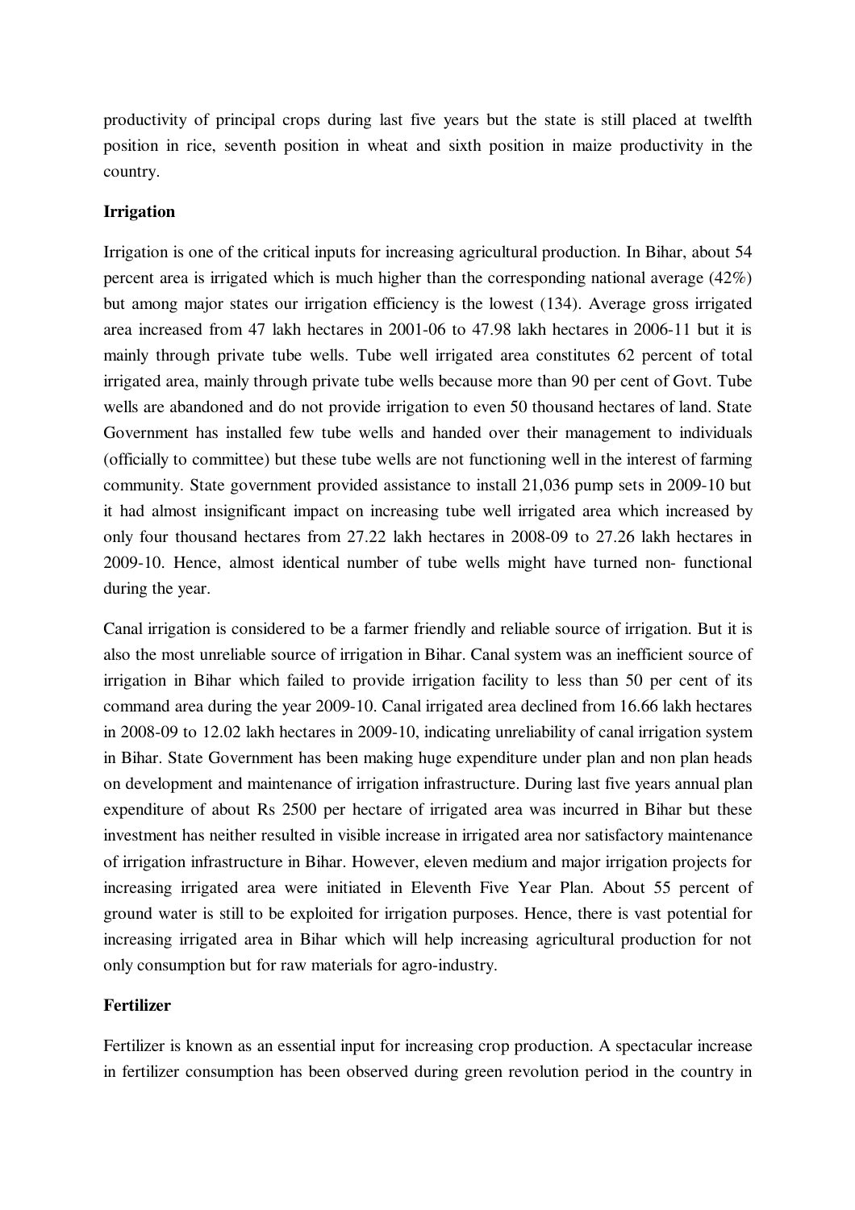productivity of principal crops during last five years but the state is still placed at twelfth position in rice, seventh position in wheat and sixth position in maize productivity in the country.

**Irrigation**

Irrigation is one of the critical inputs for increasing agricultural production. In Bihar, about 54 percent area is irrigated which is much higher than the corresponding national average (42%) but among major states our irrigation efficiency is the lowest (134). Average gross irrigated area increased from 47 lakh hectares in 2001-06 to 47.98 lakh hectares in 2006-11 but it is mainly through private tube wells. Tube well irrigated area constitutes 62 percent of total irrigated area, mainly through private tube wells because more than 90 per cent of Govt. Tube wells are abandoned and do not provide irrigation to even 50 thousand hectares of land. State Government has installed few tube wells and handed over their management to individuals (officially to committee) but these tube wells are not functioning well in the interest of farming community. State government provided assistance to install 21,036 pump sets in 2009-10 but it had almost insignificant impact on increasing tube well irrigated area which increased by only four thousand hectares from 27.22 lakh hectares in 2008-09 to 27.26 lakh hectares in 2009-10. Hence, almost identical number of tube wells might have turned non- functional during the year.

Canal irrigation is considered to be a farmer friendly and reliable source of irrigation. But it is also the most unreliable source of irrigation in Bihar. Canal system was an inefficient source of irrigation in Bihar which failed to provide irrigation facility to less than 50 per cent of its command area during the year 2009-10. Canal irrigated area declined from 16.66 lakh hectares in 2008-09 to 12.02 lakh hectares in 2009-10, indicating unreliability of canal irrigation system in Bihar. State Government has been making huge expenditure under plan and non plan heads on development and maintenance of irrigation infrastructure. During last five years annual plan expenditure of about Rs 2500 per hectare of irrigated area was incurred in Bihar but these investment has neither resulted in visible increase in irrigated area nor satisfactory maintenance of irrigation infrastructure in Bihar. However, eleven medium and major irrigation projects for increasing irrigated area were initiated in Eleventh Five Year Plan. About 55 percent of ground water is still to be exploited for irrigation purposes. Hence, there is vast potential for increasing irrigated area in Bihar which will help increasing agricultural production for not only consumption but for raw materials for agro-industry.

**Fertilizer**

Fertilizer is known as an essential input for increasing crop production. A spectacular increase in fertilizer consumption has been observed during green revolution period in the country in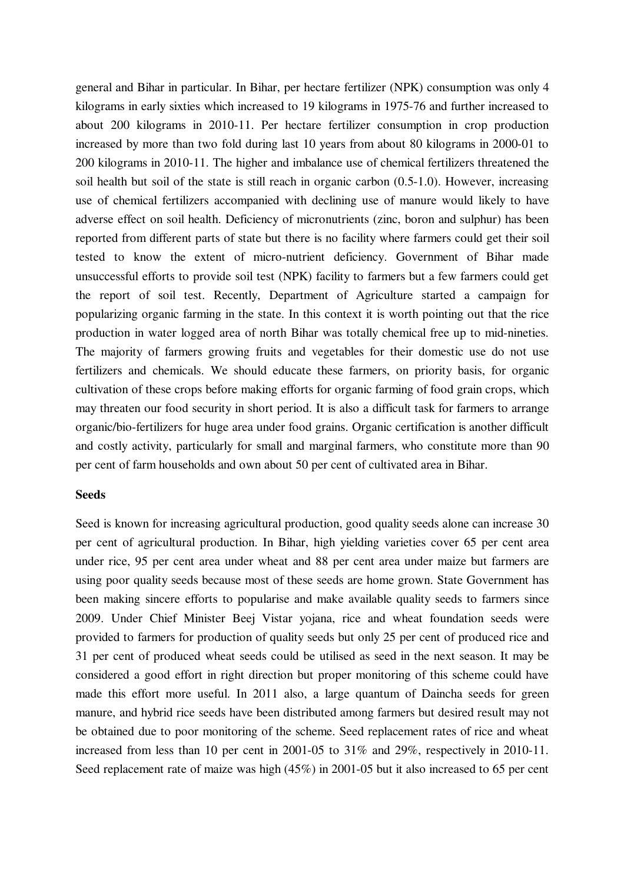general and Bihar in particular. In Bihar, per hectare fertilizer (NPK) consumption was only 4 kilograms in early sixties which increased to 19 kilograms in 1975-76 and further increased to about 200 kilograms in 2010-11. Per hectare fertilizer consumption in crop production increased by more than two fold during last 10 years from about 80 kilograms in 2000-01 to 200 kilograms in 2010-11. The higher and imbalance use of chemical fertilizers threatened the soil health but soil of the state is still reach in organic carbon (0.5-1.0). However, increasing use of chemical fertilizers accompanied with declining use of manure would likely to have adverse effect on soil health. Deficiency of micronutrients (zinc, boron and sulphur) has been reported from different parts of state but there is no facility where farmers could get their soil tested to know the extent of micro-nutrient deficiency. Government of Bihar made unsuccessful efforts to provide soil test (NPK) facility to farmers but a few farmers could get the report of soil test. Recently, Department of Agriculture started a campaign for popularizing organic farming in the state. In this context it is worth pointing out that the rice production in water logged area of north Bihar was totally chemical free up to mid-nineties. The majority of farmers growing fruits and vegetables for their domestic use do not use fertilizers and chemicals. We should educate these farmers, on priority basis, for organic cultivation of these crops before making efforts for organic farming of food grain crops, which may threaten our food security in short period. It is also a difficult task for farmers to arrange organic/bio-fertilizers for huge area under food grains. Organic certification is another difficult and costly activity, particularly for small and marginal farmers, who constitute more than 90 per cent of farm households and own about 50 per cent of cultivated area in Bihar.

**Seeds**

Seed is known for increasing agricultural production, good quality seeds alone can increase 30 per cent of agricultural production. In Bihar, high yielding varieties cover 65 per cent area under rice, 95 per cent area under wheat and 88 per cent area under maize but farmers are using poor quality seeds because most of these seeds are home grown. State Government has been making sincere efforts to popularise and make available quality seeds to farmers since 2009. Under Chief Minister Beej Vistar yojana, rice and wheat foundation seeds were provided to farmers for production of quality seeds but only 25 per cent of produced rice and 31 per cent of produced wheat seeds could be utilised as seed in the next season. It may be considered a good effort in right direction but proper monitoring of this scheme could have made this effort more useful. In 2011 also, a large quantum of Daincha seeds for green manure, and hybrid rice seeds have been distributed among farmers but desired result may not be obtained due to poor monitoring of the scheme. Seed replacement rates of rice and wheat increased from less than 10 per cent in 2001-05 to 31% and 29%, respectively in 2010-11. Seed replacement rate of maize was high (45%) in 2001-05 but it also increased to 65 per cent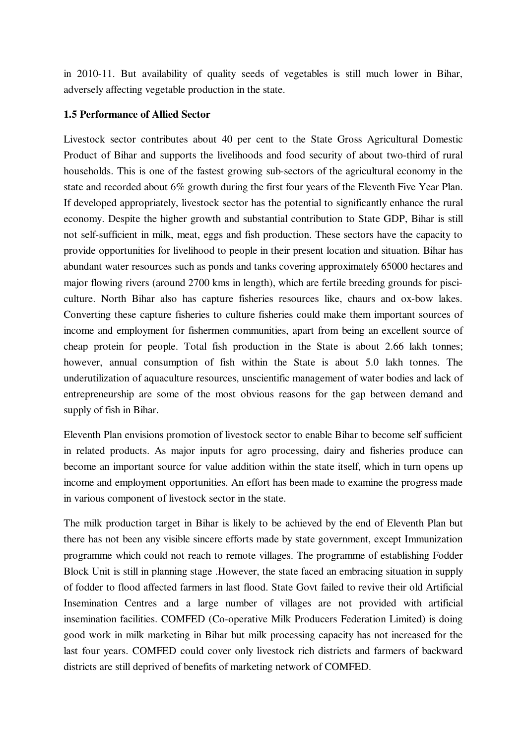in 2010-11. But availability of quality seeds of vegetables is still much lower in Bihar, adversely affecting vegetable production in the state.

### 1.5 Performance of Allied Sector

Livestock sector contributes about 40 per cent to the State Gross Agricultural Domestic Product of Bihar and supports the livelihoods and food security of about two-third of rural households. This is one of the fastest growing sub-sectors of the agricultural economy in the state and recorded about 6% growth during the first four years of the Eleventh Five Year Plan. If developed appropriately, livestock sector has the potential to significantly enhance the rural economy. Despite the higher growth and substantial contribution to State GDP, Bihar is still not self-sufficient in milk, meat, eggs and fish production. These sectors have the capacity to provide opportunities for livelihood to people in their present location and situation. Bihar has abundant water resources such as ponds and tanks covering approximately 65000 hectares and major flowing rivers (around 2700 kms in length), which are fertile breeding grounds for pisci-culture. North Bihar also has capture fisheries resources like, chaurs and ox-bow lakes. Converting these capture fisheries to culture fisheries could make them important sources of income and employment for fishermen communities, apart from being an excellent source of cheap protein for people. Total fish production in the State is about 2.66 lakh tonnes; however, annual consumption of fish within the State is about 5.0 lakh tonnes. The underutilization of aquaculture resources, unscientific management of water bodies and lack of entrepreneurship are some of the most obvious reasons for the gap between demand and supply of fish in Bihar.

Eleventh Plan envisions promotion of livestock sector to enable Bihar to become self sufficient in related products. As major inputs for agro processing, dairy and fisheries produce can become an important source for value addition within the state itself, which in turn opens up income and employment opportunities. An effort has been made to examine the progress made in various component of livestock sector in the state.

The milk production target in Bihar is likely to be achieved by the end of Eleventh Plan but there has not been any visible sincere efforts made by state government, except Immunization programme which could not reach to remote villages. The programme of establishing Fodder Block Unit is still in planning stage .However, the state faced an embracing situation in supply of fodder to flood affected farmers in last flood. State Govt failed to revive their old Artificial Insemination Centres and a large number of villages are not provided with artificial insemination facilities. COMFED (Co-operative Milk Producers Federation Limited) is doing good work in milk marketing in Bihar but milk processing capacity has not increased for the last four years. COMFED could cover only livestock rich districts and farmers of backward districts are still deprived of benefits of marketing network of COMFED.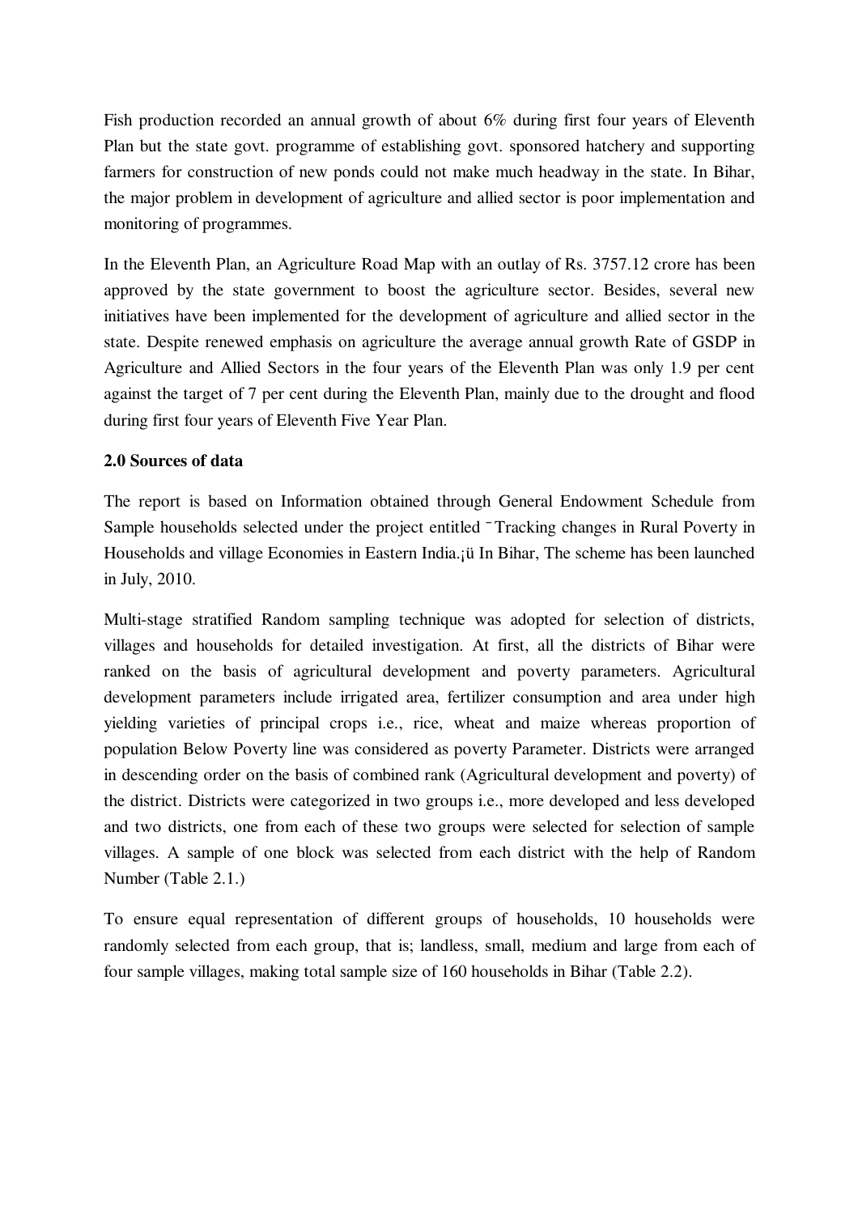Fish production recorded an annual growth of about 6% during first four years of Eleventh Plan but the state govt. programme of establishing govt. sponsored hatchery and supporting farmers for construction of new ponds could not make much headway in the state. In Bihar, the major problem in development of agriculture and allied sector is poor implementation and monitoring of programmes.

In the Eleventh Plan, an Agriculture Road Map with an outlay of Rs. 3757.12 crore has been approved by the state government to boost the agriculture sector. Besides, several new initiatives have been implemented for the development of agriculture and allied sector in the state. Despite renewed emphasis on agriculture the average annual growth Rate of GSDP in Agriculture and Allied Sectors in the four years of the Eleventh Plan was only 1.9 per cent against the target of 7 per cent during the Eleventh Plan, mainly due to the drought and flood during first four years of Eleventh Five Year Plan.

**2.0 Sources of data**

The report is based on Information obtained through General Endowment Schedule from Sample households selected under the project entitled ¯Tracking changes in Rural Poverty in Households and village Economies in Eastern India.¡ü In Bihar, The scheme has been launched in July, 2010.

Multi-stage stratified Random sampling technique was adopted for selection of districts, villages and households for detailed investigation. At first, all the districts of Bihar were ranked on the basis of agricultural development and poverty parameters. Agricultural development parameters include irrigated area, fertilizer consumption and area under high yielding varieties of principal crops i.e., rice, wheat and maize whereas proportion of population Below Poverty line was considered as poverty Parameter. Districts were arranged in descending order on the basis of combined rank (Agricultural development and poverty) of the district. Districts were categorized in two groups i.e., more developed and less developed and two districts, one from each of these two groups were selected for selection of sample villages. A sample of one block was selected from each district with the help of Random Number (Table 2.1.)

To ensure equal representation of different groups of households, 10 households were randomly selected from each group, that is; landless, small, medium and large from each of four sample villages, making total sample size of 160 households in Bihar (Table 2.2).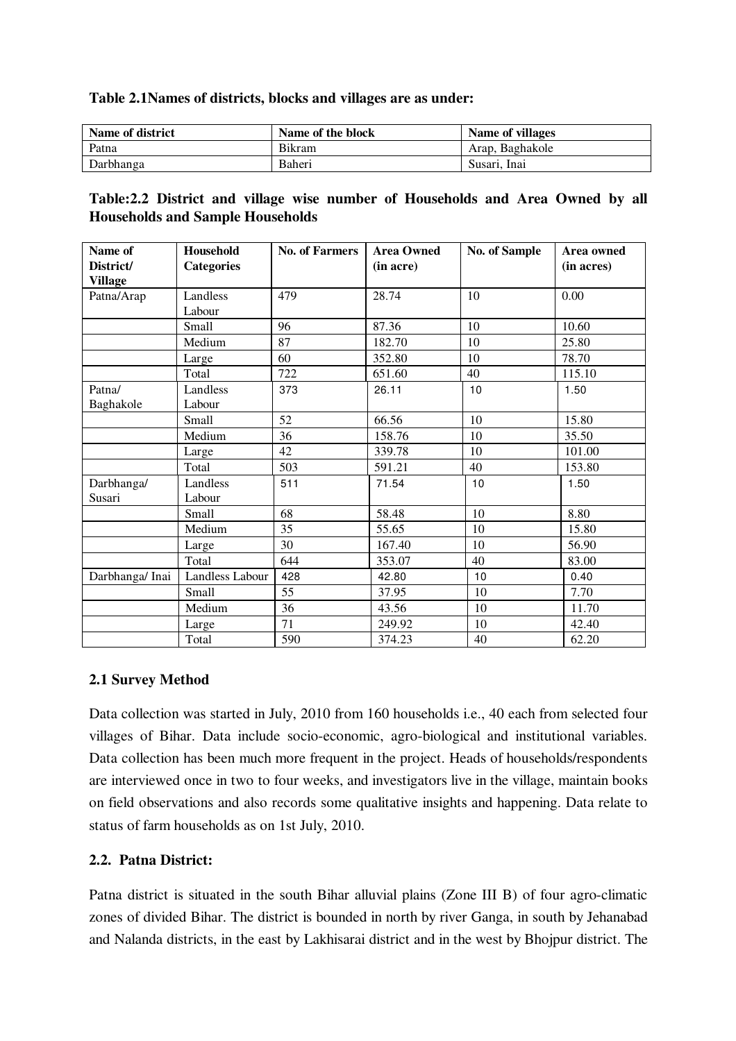**Table 2.1Names of districts, blocks and villages are as under:**

| Name of district | Name of the block | Name of villages |
|---|---|---|
| Patna | Bikram | Arap, Baghakole |
| Darbhanga | Baheri | Susari, Inai |

**Table:2.2 District and village wise number of Households and Area Owned by all Households and Sample Households**

| Name of District/ Village | Household Categories | No. of Farmers | Area Owned (in acre) | No. of Sample | Area owned (in acres) |
|---|---|---|---|---|---|
| Patna/Arap | Landless Labour | 479 | 28.74 | 10 | 0.00 |
| | Small | 96 | 87.36 | 10 | 10.60 |
| | Medium | 87 | 182.70 | 10 | 25.80 |
| | Large | 60 | 352.80 | 10 | 78.70 |
| | Total | 722 | 651.60 | 40 | 115.10 |
| Patna/ Baghakole | Landless Labour | 373 | 26.11 | 10 | 1.50 |
| | Small | 52 | 66.56 | 10 | 15.80 |
| | Medium | 36 | 158.76 | 10 | 35.50 |
| | Large | 42 | 339.78 | 10 | 101.00 |
| | Total | 503 | 591.21 | 40 | 153.80 |
| Darbhanga/ Susari | Landless Labour | 511 | 71.54 | 10 | 1.50 |
| | Small | 68 | 58.48 | 10 | 8.80 |
| | Medium | 35 | 55.65 | 10 | 15.80 |
| | Large | 30 | 167.40 | 10 | 56.90 |
| | Total | 644 | 353.07 | 40 | 83.00 |
| Darbhanga/ Inai | Landless Labour | 428 | 42.80 | 10 | 0.40 |
| | Small | 55 | 37.95 | 10 | 7.70 |
| | Medium | 36 | 43.56 | 10 | 11.70 |
| | Large | 71 | 249.92 | 10 | 42.40 |
| | Total | 590 | 374.23 | 40 | 62.20 |

## 2.1 Survey Method

Data collection was started in July, 2010 from 160 households i.e., 40 each from selected four villages of Bihar. Data include socio-economic, agro-biological and institutional variables. Data collection has been much more frequent in the project. Heads of households/respondents are interviewed once in two to four weeks, and investigators live in the village, maintain books on field observations and also records some qualitative insights and happening. Data relate to status of farm households as on 1st July, 2010.

## 2.2. Patna District:

Patna district is situated in the south Bihar alluvial plains (Zone III B) of four agro-climatic zones of divided Bihar. The district is bounded in north by river Ganga, in south by Jehanabad and Nalanda districts, in the east by Lakhisarai district and in the west by Bhojpur district. The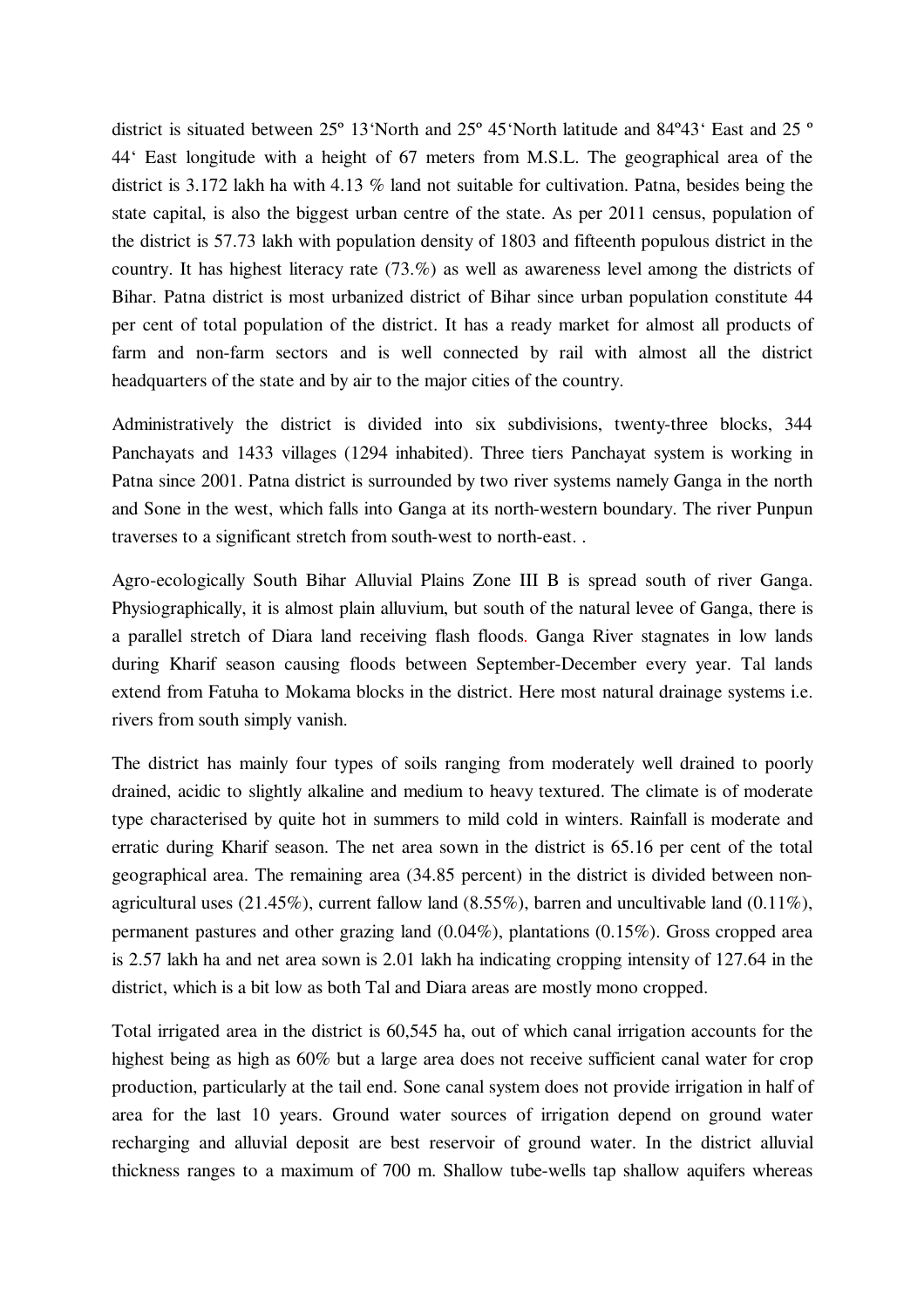district is situated between 25º 13'North and 25º 45'North latitude and 84º43' East and 25 º 44' East longitude with a height of 67 meters from M.S.L. The geographical area of the district is 3.172 lakh ha with 4.13 % land not suitable for cultivation. Patna, besides being the state capital, is also the biggest urban centre of the state. As per 2011 census, population of the district is 57.73 lakh with population density of 1803 and fifteenth populous district in the country. It has highest literacy rate (73.%) as well as awareness level among the districts of Bihar. Patna district is most urbanized district of Bihar since urban population constitute 44 per cent of total population of the district. It has a ready market for almost all products of farm and non-farm sectors and is well connected by rail with almost all the district headquarters of the state and by air to the major cities of the country.

Administratively the district is divided into six subdivisions, twenty-three blocks, 344 Panchayats and 1433 villages (1294 inhabited). Three tiers Panchayat system is working in Patna since 2001. Patna district is surrounded by two river systems namely Ganga in the north and Sone in the west, which falls into Ganga at its north-western boundary. The river Punpun traverses to a significant stretch from south-west to north-east. .

Agro-ecologically South Bihar Alluvial Plains Zone III B is spread south of river Ganga. Physiographically, it is almost plain alluvium, but south of the natural levee of Ganga, there is a parallel stretch of Diara land receiving flash floods. Ganga River stagnates in low lands during Kharif season causing floods between September-December every year. Tal lands extend from Fatuha to Mokama blocks in the district. Here most natural drainage systems i.e. rivers from south simply vanish.

The district has mainly four types of soils ranging from moderately well drained to poorly drained, acidic to slightly alkaline and medium to heavy textured. The climate is of moderate type characterised by quite hot in summers to mild cold in winters. Rainfall is moderate and erratic during Kharif season. The net area sown in the district is 65.16 per cent of the total geographical area. The remaining area (34.85 percent) in the district is divided between non-agricultural uses (21.45%), current fallow land (8.55%), barren and uncultivable land (0.11%), permanent pastures and other grazing land (0.04%), plantations (0.15%). Gross cropped area is 2.57 lakh ha and net area sown is 2.01 lakh ha indicating cropping intensity of 127.64 in the district, which is a bit low as both Tal and Diara areas are mostly mono cropped.

Total irrigated area in the district is 60,545 ha, out of which canal irrigation accounts for the highest being as high as 60% but a large area does not receive sufficient canal water for crop production, particularly at the tail end. Sone canal system does not provide irrigation in half of area for the last 10 years. Ground water sources of irrigation depend on ground water recharging and alluvial deposit are best reservoir of ground water. In the district alluvial thickness ranges to a maximum of 700 m. Shallow tube-wells tap shallow aquifers whereas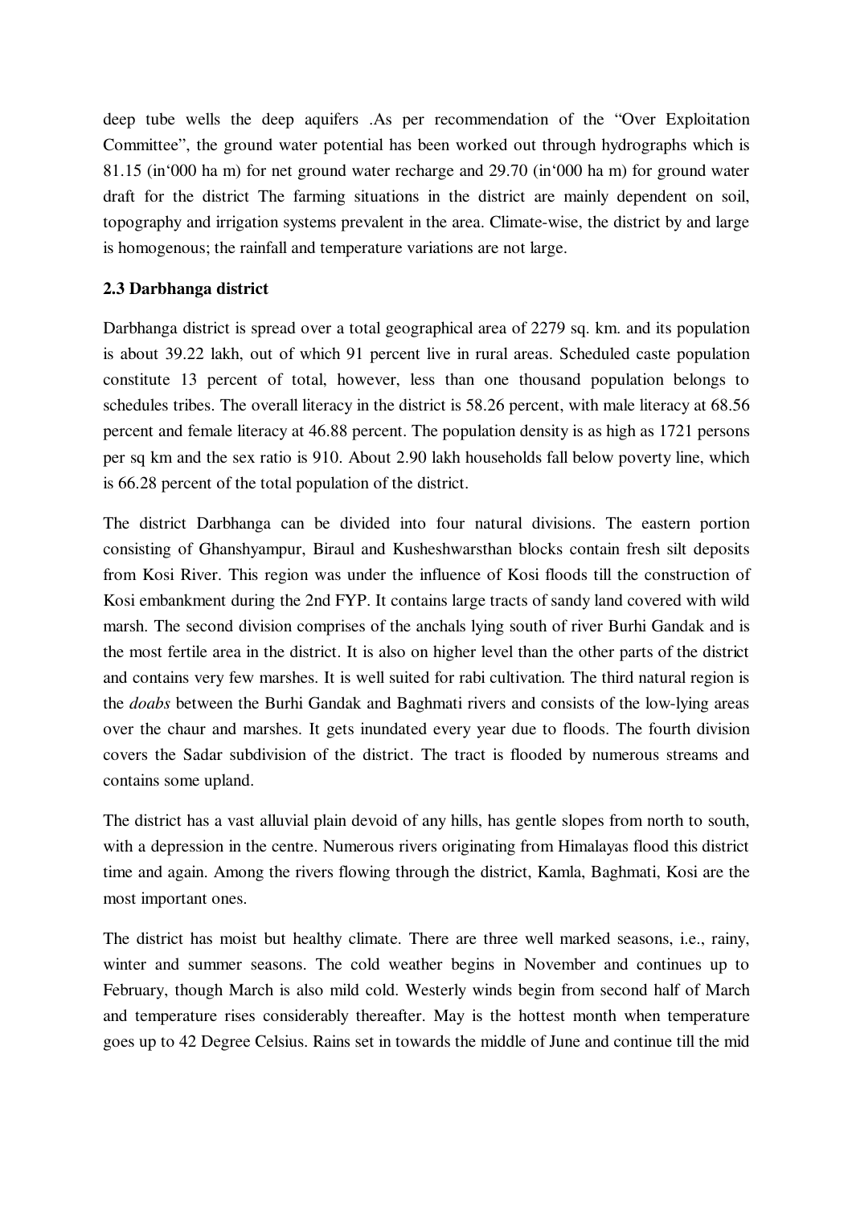deep tube wells the deep aquifers .As per recommendation of the "Over Exploitation Committee", the ground water potential has been worked out through hydrographs which is 81.15 (in'000 ha m) for net ground water recharge and 29.70 (in'000 ha m) for ground water draft for the district The farming situations in the district are mainly dependent on soil, topography and irrigation systems prevalent in the area. Climate-wise, the district by and large is homogenous; the rainfall and temperature variations are not large.

### 2.3 Darbhanga district

Darbhanga district is spread over a total geographical area of 2279 sq. km. and its population is about 39.22 lakh, out of which 91 percent live in rural areas. Scheduled caste population constitute 13 percent of total, however, less than one thousand population belongs to schedules tribes. The overall literacy in the district is 58.26 percent, with male literacy at 68.56 percent and female literacy at 46.88 percent. The population density is as high as 1721 persons per sq km and the sex ratio is 910. About 2.90 lakh households fall below poverty line, which is 66.28 percent of the total population of the district.

The district Darbhanga can be divided into four natural divisions. The eastern portion consisting of Ghanshyampur, Biraul and Kusheshwarsthan blocks contain fresh silt deposits from Kosi River. This region was under the influence of Kosi floods till the construction of Kosi embankment during the 2nd FYP. It contains large tracts of sandy land covered with wild marsh. The second division comprises of the anchals lying south of river Burhi Gandak and is the most fertile area in the district. It is also on higher level than the other parts of the district and contains very few marshes. It is well suited for rabi cultivation. The third natural region is the *doabs* between the Burhi Gandak and Baghmati rivers and consists of the low-lying areas over the chaur and marshes. It gets inundated every year due to floods. The fourth division covers the Sadar subdivision of the district. The tract is flooded by numerous streams and contains some upland.

The district has a vast alluvial plain devoid of any hills, has gentle slopes from north to south, with a depression in the centre. Numerous rivers originating from Himalayas flood this district time and again. Among the rivers flowing through the district, Kamla, Baghmati, Kosi are the most important ones.

The district has moist but healthy climate. There are three well marked seasons, i.e., rainy, winter and summer seasons. The cold weather begins in November and continues up to February, though March is also mild cold. Westerly winds begin from second half of March and temperature rises considerably thereafter. May is the hottest month when temperature goes up to 42 Degree Celsius. Rains set in towards the middle of June and continue till the mid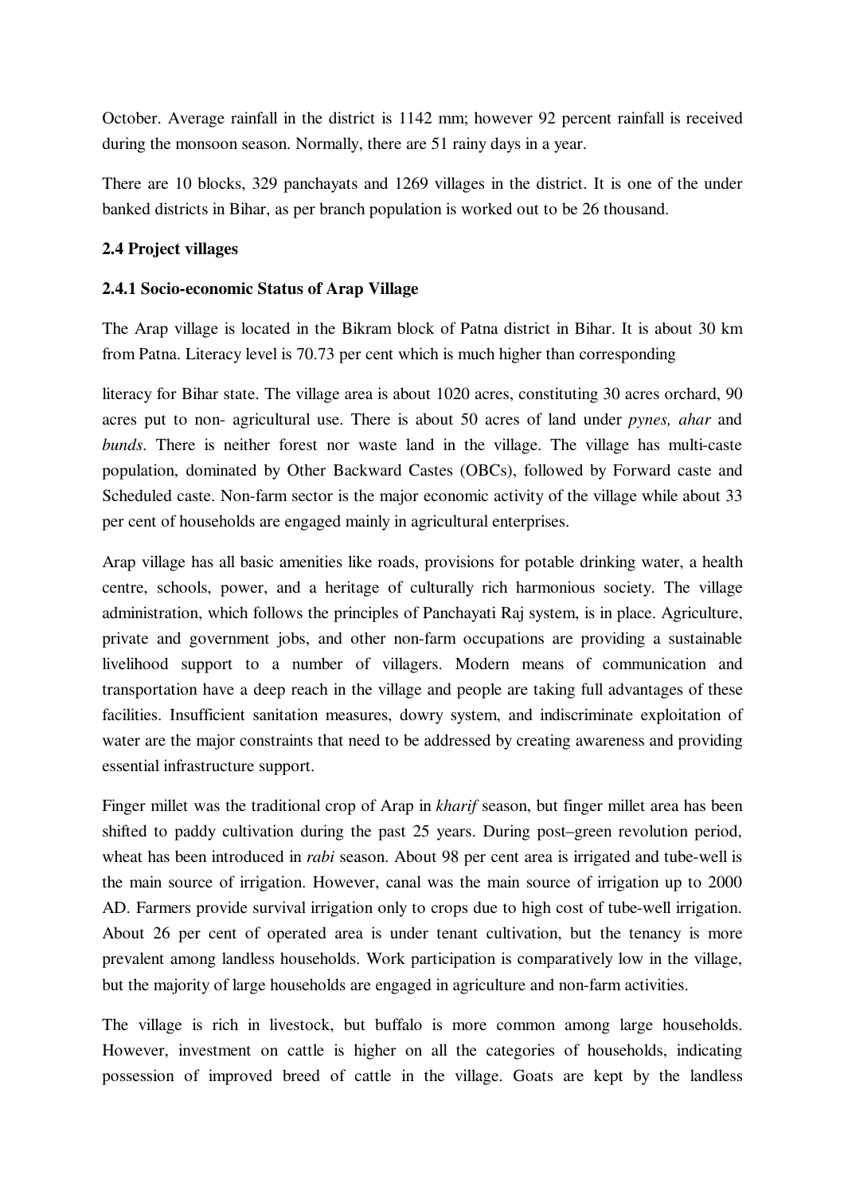October. Average rainfall in the district is 1142 mm; however 92 percent rainfall is received during the monsoon season. Normally, there are 51 rainy days in a year.

There are 10 blocks, 329 panchayats and 1269 villages in the district. It is one of the under banked districts in Bihar, as per branch population is worked out to be 26 thousand.

### 2.4 Project villages

#### 2.4.1 Socio-economic Status of Arap Village

The Arap village is located in the Bikram block of Patna district in Bihar. It is about 30 km from Patna. Literacy level is 70.73 per cent which is much higher than corresponding

literacy for Bihar state. The village area is about 1020 acres, constituting 30 acres orchard, 90 acres put to non- agricultural use. There is about 50 acres of land under *pynes, ahar* and *bunds*. There is neither forest nor waste land in the village. The village has multi-caste population, dominated by Other Backward Castes (OBCs), followed by Forward caste and Scheduled caste. Non-farm sector is the major economic activity of the village while about 33 per cent of households are engaged mainly in agricultural enterprises.

Arap village has all basic amenities like roads, provisions for potable drinking water, a health centre, schools, power, and a heritage of culturally rich harmonious society. The village administration, which follows the principles of Panchayati Raj system, is in place. Agriculture, private and government jobs, and other non-farm occupations are providing a sustainable livelihood support to a number of villagers. Modern means of communication and transportation have a deep reach in the village and people are taking full advantages of these facilities. Insufficient sanitation measures, dowry system, and indiscriminate exploitation of water are the major constraints that need to be addressed by creating awareness and providing essential infrastructure support.

Finger millet was the traditional crop of Arap in *kharif* season, but finger millet area has been shifted to paddy cultivation during the past 25 years. During post–green revolution period, wheat has been introduced in *rabi* season. About 98 per cent area is irrigated and tube-well is the main source of irrigation. However, canal was the main source of irrigation up to 2000 AD. Farmers provide survival irrigation only to crops due to high cost of tube-well irrigation. About 26 per cent of operated area is under tenant cultivation, but the tenancy is more prevalent among landless households. Work participation is comparatively low in the village, but the majority of large households are engaged in agriculture and non-farm activities.

The village is rich in livestock, but buffalo is more common among large households. However, investment on cattle is higher on all the categories of households, indicating possession of improved breed of cattle in the village. Goats are kept by the landless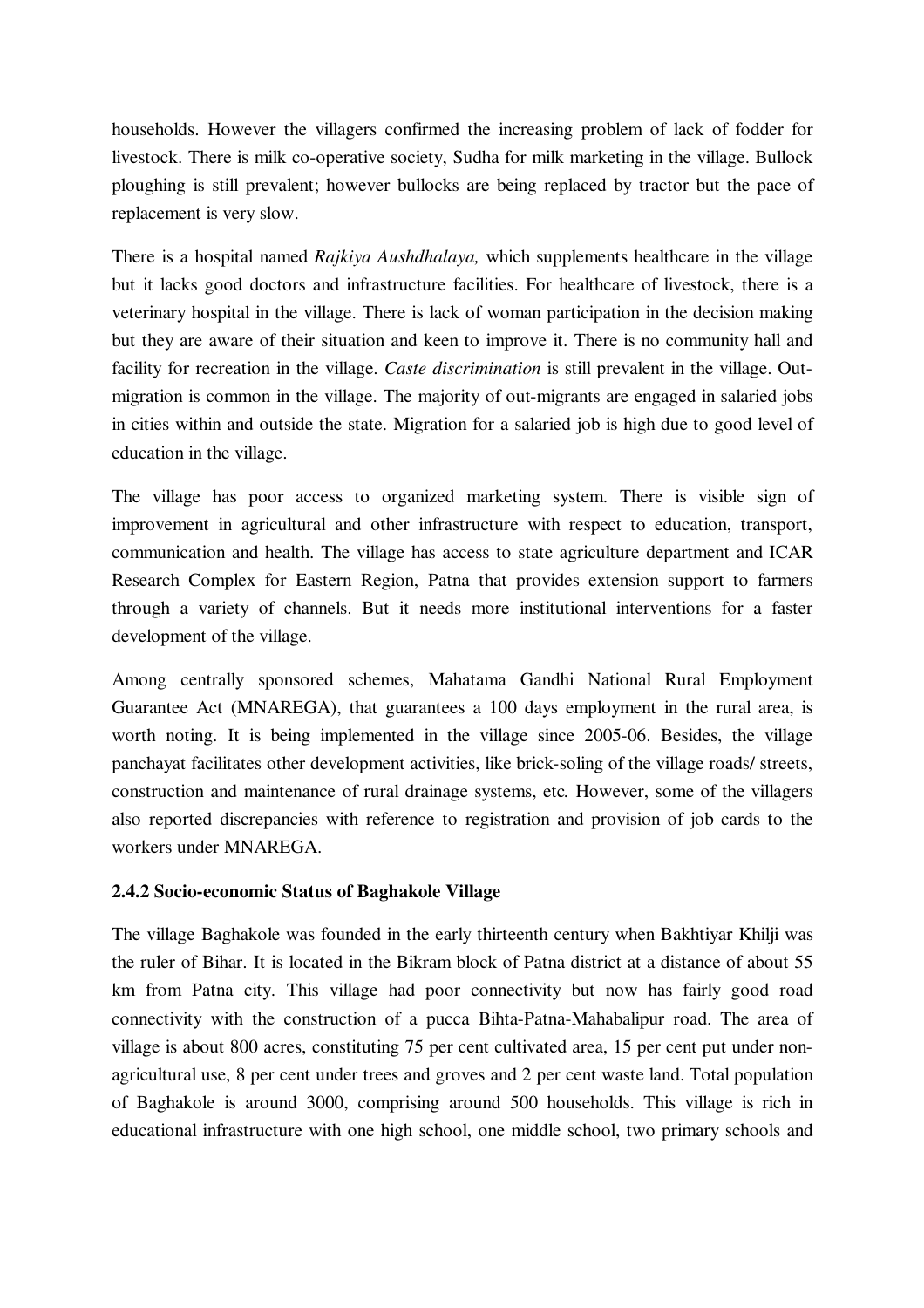households. However the villagers confirmed the increasing problem of lack of fodder for livestock. There is milk co-operative society, Sudha for milk marketing in the village. Bullock ploughing is still prevalent; however bullocks are being replaced by tractor but the pace of replacement is very slow.

There is a hospital named *Rajkiya Aushdhalaya,* which supplements healthcare in the village but it lacks good doctors and infrastructure facilities. For healthcare of livestock, there is a veterinary hospital in the village. There is lack of woman participation in the decision making but they are aware of their situation and keen to improve it. There is no community hall and facility for recreation in the village. *Caste discrimination* is still prevalent in the village. Out-migration is common in the village. The majority of out-migrants are engaged in salaried jobs in cities within and outside the state. Migration for a salaried job is high due to good level of education in the village.

The village has poor access to organized marketing system. There is visible sign of improvement in agricultural and other infrastructure with respect to education, transport, communication and health. The village has access to state agriculture department and ICAR Research Complex for Eastern Region, Patna that provides extension support to farmers through a variety of channels. But it needs more institutional interventions for a faster development of the village.

Among centrally sponsored schemes, Mahatama Gandhi National Rural Employment Guarantee Act (MNAREGA), that guarantees a 100 days employment in the rural area, is worth noting. It is being implemented in the village since 2005-06. Besides, the village panchayat facilitates other development activities, like brick-soling of the village roads/ streets, construction and maintenance of rural drainage systems, etc. However, some of the villagers also reported discrepancies with reference to registration and provision of job cards to the workers under MNAREGA.

### 2.4.2 Socio-economic Status of Baghakole Village

The village Baghakole was founded in the early thirteenth century when Bakhtiyar Khilji was the ruler of Bihar. It is located in the Bikram block of Patna district at a distance of about 55 km from Patna city. This village had poor connectivity but now has fairly good road connectivity with the construction of a pucca Bihta-Patna-Mahabalipur road. The area of village is about 800 acres, constituting 75 per cent cultivated area, 15 per cent put under non-agricultural use, 8 per cent under trees and groves and 2 per cent waste land. Total population of Baghakole is around 3000, comprising around 500 households. This village is rich in educational infrastructure with one high school, one middle school, two primary schools and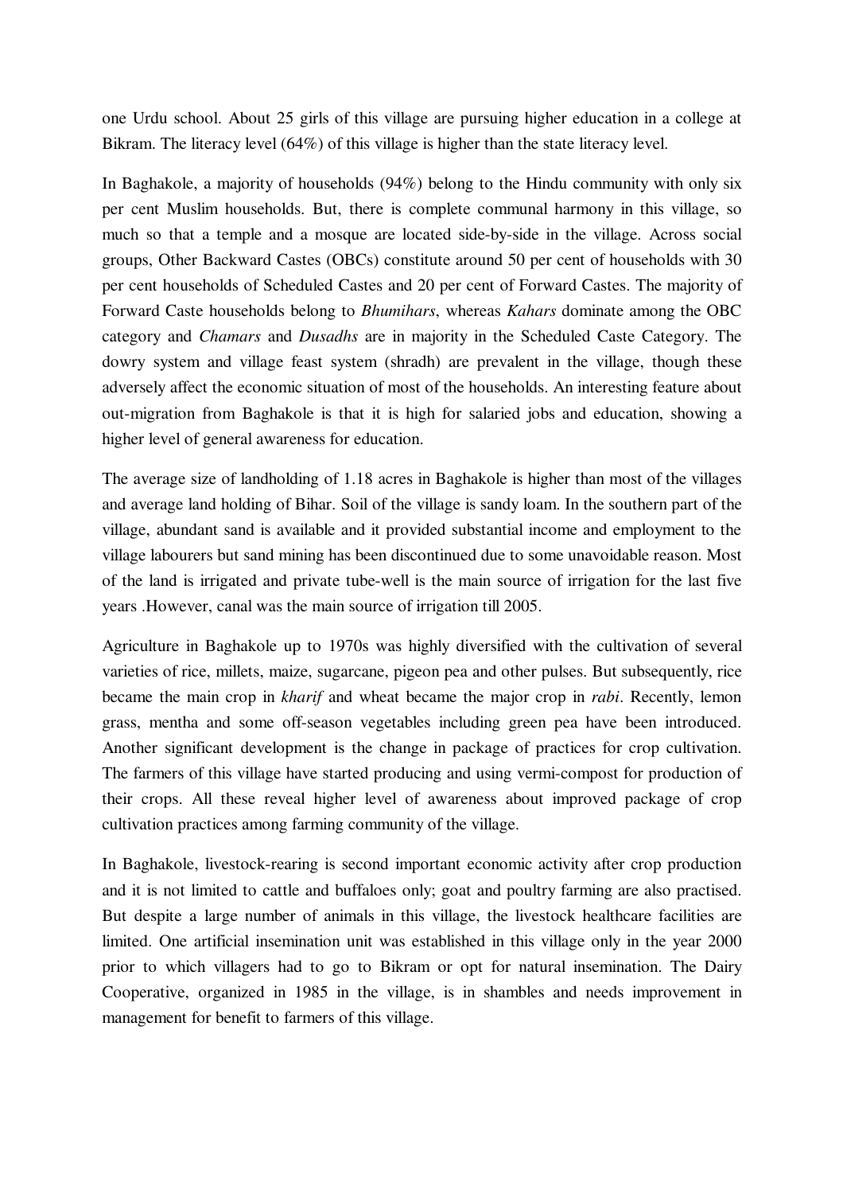one Urdu school. About 25 girls of this village are pursuing higher education in a college at Bikram. The literacy level (64%) of this village is higher than the state literacy level.

In Baghakole, a majority of households (94%) belong to the Hindu community with only six per cent Muslim households. But, there is complete communal harmony in this village, so much so that a temple and a mosque are located side-by-side in the village. Across social groups, Other Backward Castes (OBCs) constitute around 50 per cent of households with 30 per cent households of Scheduled Castes and 20 per cent of Forward Castes. The majority of Forward Caste households belong to *Bhumihars*, whereas *Kahars* dominate among the OBC category and *Chamars* and *Dusadhs* are in majority in the Scheduled Caste Category. The dowry system and village feast system (shradh) are prevalent in the village, though these adversely affect the economic situation of most of the households. An interesting feature about out-migration from Baghakole is that it is high for salaried jobs and education, showing a higher level of general awareness for education.

The average size of landholding of 1.18 acres in Baghakole is higher than most of the villages and average land holding of Bihar. Soil of the village is sandy loam. In the southern part of the village, abundant sand is available and it provided substantial income and employment to the village labourers but sand mining has been discontinued due to some unavoidable reason. Most of the land is irrigated and private tube-well is the main source of irrigation for the last five years .However, canal was the main source of irrigation till 2005.

Agriculture in Baghakole up to 1970s was highly diversified with the cultivation of several varieties of rice, millets, maize, sugarcane, pigeon pea and other pulses. But subsequently, rice became the main crop in *kharif* and wheat became the major crop in *rabi*. Recently, lemon grass, mentha and some off-season vegetables including green pea have been introduced. Another significant development is the change in package of practices for crop cultivation. The farmers of this village have started producing and using vermi-compost for production of their crops. All these reveal higher level of awareness about improved package of crop cultivation practices among farming community of the village.

In Baghakole, livestock-rearing is second important economic activity after crop production and it is not limited to cattle and buffaloes only; goat and poultry farming are also practised. But despite a large number of animals in this village, the livestock healthcare facilities are limited. One artificial insemination unit was established in this village only in the year 2000 prior to which villagers had to go to Bikram or opt for natural insemination. The Dairy Cooperative, organized in 1985 in the village, is in shambles and needs improvement in management for benefit to farmers of this village.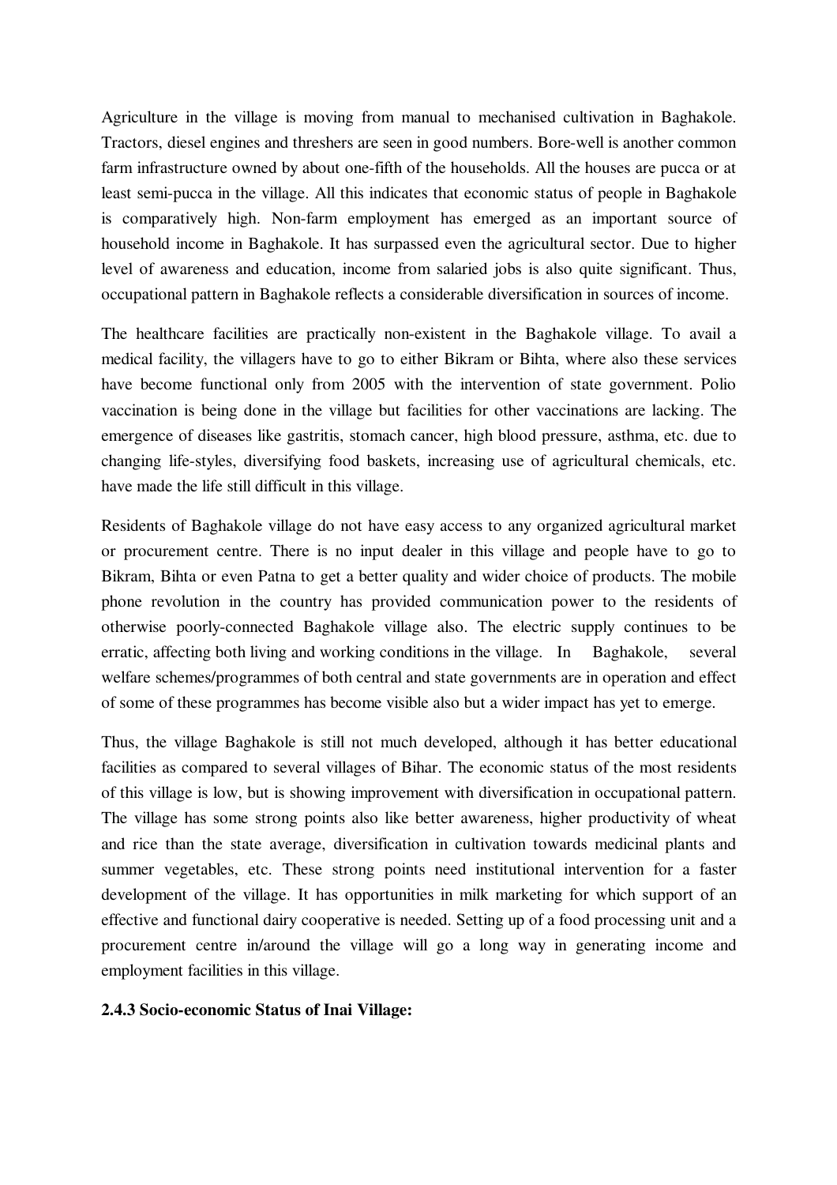Agriculture in the village is moving from manual to mechanised cultivation in Baghakole. Tractors, diesel engines and threshers are seen in good numbers. Bore-well is another common farm infrastructure owned by about one-fifth of the households. All the houses are pucca or at least semi-pucca in the village. All this indicates that economic status of people in Baghakole is comparatively high. Non-farm employment has emerged as an important source of household income in Baghakole. It has surpassed even the agricultural sector. Due to higher level of awareness and education, income from salaried jobs is also quite significant. Thus, occupational pattern in Baghakole reflects a considerable diversification in sources of income.

The healthcare facilities are practically non-existent in the Baghakole village. To avail a medical facility, the villagers have to go to either Bikram or Bihta, where also these services have become functional only from 2005 with the intervention of state government. Polio vaccination is being done in the village but facilities for other vaccinations are lacking. The emergence of diseases like gastritis, stomach cancer, high blood pressure, asthma, etc. due to changing life-styles, diversifying food baskets, increasing use of agricultural chemicals, etc. have made the life still difficult in this village.

Residents of Baghakole village do not have easy access to any organized agricultural market or procurement centre. There is no input dealer in this village and people have to go to Bikram, Bihta or even Patna to get a better quality and wider choice of products. The mobile phone revolution in the country has provided communication power to the residents of otherwise poorly-connected Baghakole village also. The electric supply continues to be erratic, affecting both living and working conditions in the village. In Baghakole, several welfare schemes/programmes of both central and state governments are in operation and effect of some of these programmes has become visible also but a wider impact has yet to emerge.

Thus, the village Baghakole is still not much developed, although it has better educational facilities as compared to several villages of Bihar. The economic status of the most residents of this village is low, but is showing improvement with diversification in occupational pattern. The village has some strong points also like better awareness, higher productivity of wheat and rice than the state average, diversification in cultivation towards medicinal plants and summer vegetables, etc. These strong points need institutional intervention for a faster development of the village. It has opportunities in milk marketing for which support of an effective and functional dairy cooperative is needed. Setting up of a food processing unit and a procurement centre in/around the village will go a long way in generating income and employment facilities in this village.

#### 2.4.3 Socio-economic Status of Inai Village: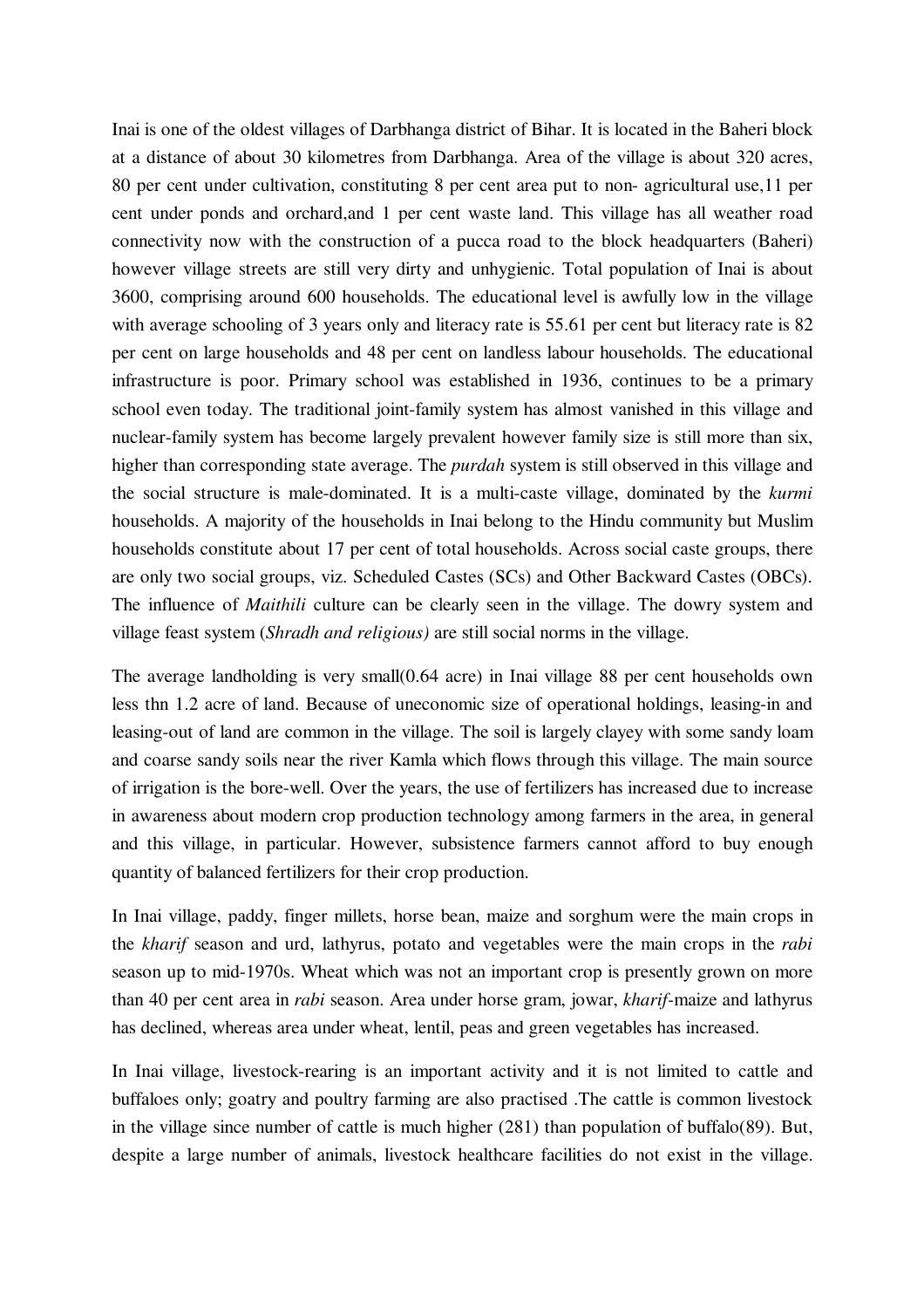Inai is one of the oldest villages of Darbhanga district of Bihar. It is located in the Baheri block at a distance of about 30 kilometres from Darbhanga. Area of the village is about 320 acres, 80 per cent under cultivation, constituting 8 per cent area put to non- agricultural use,11 per cent under ponds and orchard,and 1 per cent waste land. This village has all weather road connectivity now with the construction of a pucca road to the block headquarters (Baheri) however village streets are still very dirty and unhygienic. Total population of Inai is about 3600, comprising around 600 households. The educational level is awfully low in the village with average schooling of 3 years only and literacy rate is 55.61 per cent but literacy rate is 82 per cent on large households and 48 per cent on landless labour households. The educational infrastructure is poor. Primary school was established in 1936, continues to be a primary school even today. The traditional joint-family system has almost vanished in this village and nuclear-family system has become largely prevalent however family size is still more than six, higher than corresponding state average. The *purdah* system is still observed in this village and the social structure is male-dominated. It is a multi-caste village, dominated by the *kurmi* households. A majority of the households in Inai belong to the Hindu community but Muslim households constitute about 17 per cent of total households. Across social caste groups, there are only two social groups, viz. Scheduled Castes (SCs) and Other Backward Castes (OBCs). The influence of *Maithili* culture can be clearly seen in the village. The dowry system and village feast system (*Shradh and religious)* are still social norms in the village.

The average landholding is very small(0.64 acre) in Inai village 88 per cent households own less thn 1.2 acre of land. Because of uneconomic size of operational holdings, leasing-in and leasing-out of land are common in the village. The soil is largely clayey with some sandy loam and coarse sandy soils near the river Kamla which flows through this village. The main source of irrigation is the bore-well. Over the years, the use of fertilizers has increased due to increase in awareness about modern crop production technology among farmers in the area, in general and this village, in particular. However, subsistence farmers cannot afford to buy enough quantity of balanced fertilizers for their crop production.

In Inai village, paddy, finger millets, horse bean, maize and sorghum were the main crops in the *kharif* season and urd, lathyrus, potato and vegetables were the main crops in the *rabi* season up to mid-1970s. Wheat which was not an important crop is presently grown on more than 40 per cent area in *rabi* season. Area under horse gram, jowar, *kharif*-maize and lathyrus has declined, whereas area under wheat, lentil, peas and green vegetables has increased.

In Inai village, livestock-rearing is an important activity and it is not limited to cattle and buffaloes only; goatry and poultry farming are also practised .The cattle is common livestock in the village since number of cattle is much higher (281) than population of buffalo(89). But, despite a large number of animals, livestock healthcare facilities do not exist in the village.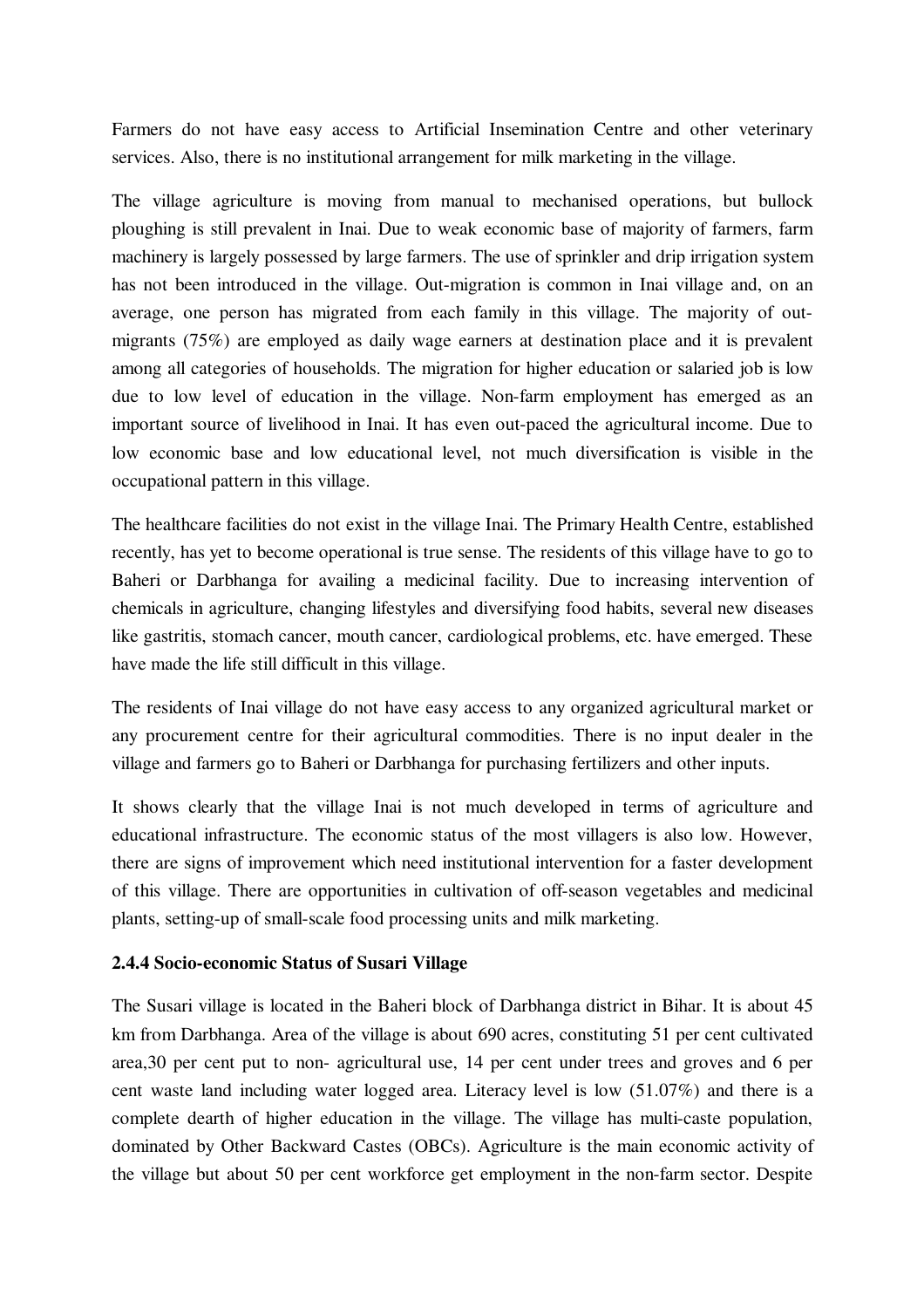Farmers do not have easy access to Artificial Insemination Centre and other veterinary services. Also, there is no institutional arrangement for milk marketing in the village.

The village agriculture is moving from manual to mechanised operations, but bullock ploughing is still prevalent in Inai. Due to weak economic base of majority of farmers, farm machinery is largely possessed by large farmers. The use of sprinkler and drip irrigation system has not been introduced in the village. Out-migration is common in Inai village and, on an average, one person has migrated from each family in this village. The majority of out-migrants (75%) are employed as daily wage earners at destination place and it is prevalent among all categories of households. The migration for higher education or salaried job is low due to low level of education in the village. Non-farm employment has emerged as an important source of livelihood in Inai. It has even out-paced the agricultural income. Due to low economic base and low educational level, not much diversification is visible in the occupational pattern in this village.

The healthcare facilities do not exist in the village Inai. The Primary Health Centre, established recently, has yet to become operational is true sense. The residents of this village have to go to Baheri or Darbhanga for availing a medicinal facility. Due to increasing intervention of chemicals in agriculture, changing lifestyles and diversifying food habits, several new diseases like gastritis, stomach cancer, mouth cancer, cardiological problems, etc. have emerged. These have made the life still difficult in this village.

The residents of Inai village do not have easy access to any organized agricultural market or any procurement centre for their agricultural commodities. There is no input dealer in the village and farmers go to Baheri or Darbhanga for purchasing fertilizers and other inputs.

It shows clearly that the village Inai is not much developed in terms of agriculture and educational infrastructure. The economic status of the most villagers is also low. However, there are signs of improvement which need institutional intervention for a faster development of this village. There are opportunities in cultivation of off-season vegetables and medicinal plants, setting-up of small-scale food processing units and milk marketing.

#### 2.4.4 Socio-economic Status of Susari Village

The Susari village is located in the Baheri block of Darbhanga district in Bihar. It is about 45 km from Darbhanga. Area of the village is about 690 acres, constituting 51 per cent cultivated area,30 per cent put to non- agricultural use, 14 per cent under trees and groves and 6 per cent waste land including water logged area. Literacy level is low (51.07%) and there is a complete dearth of higher education in the village. The village has multi-caste population, dominated by Other Backward Castes (OBCs). Agriculture is the main economic activity of the village but about 50 per cent workforce get employment in the non-farm sector. Despite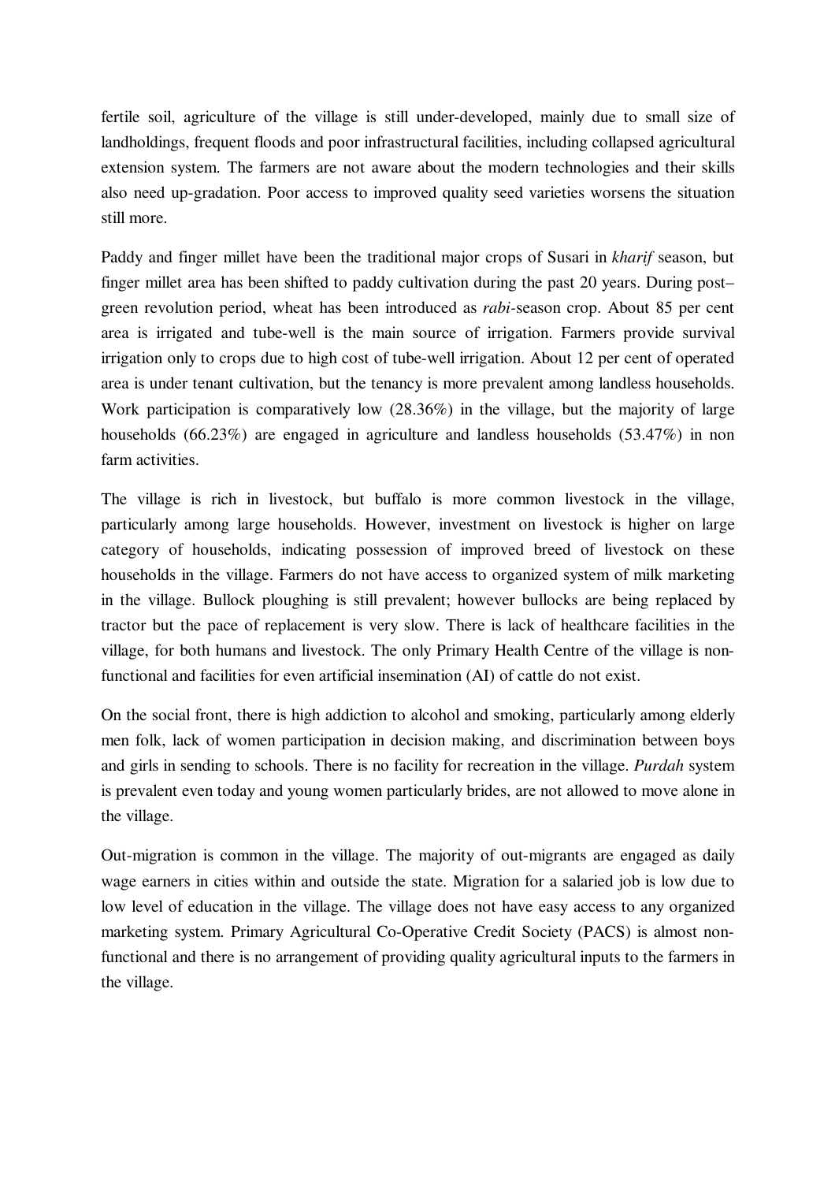fertile soil, agriculture of the village is still under-developed, mainly due to small size of landholdings, frequent floods and poor infrastructural facilities, including collapsed agricultural extension system. The farmers are not aware about the modern technologies and their skills also need up-gradation. Poor access to improved quality seed varieties worsens the situation still more.

Paddy and finger millet have been the traditional major crops of Susari in *kharif* season, but finger millet area has been shifted to paddy cultivation during the past 20 years. During post–green revolution period, wheat has been introduced as *rabi*-season crop. About 85 per cent area is irrigated and tube-well is the main source of irrigation. Farmers provide survival irrigation only to crops due to high cost of tube-well irrigation. About 12 per cent of operated area is under tenant cultivation, but the tenancy is more prevalent among landless households. Work participation is comparatively low (28.36%) in the village, but the majority of large households (66.23%) are engaged in agriculture and landless households (53.47%) in non farm activities.

The village is rich in livestock, but buffalo is more common livestock in the village, particularly among large households. However, investment on livestock is higher on large category of households, indicating possession of improved breed of livestock on these households in the village. Farmers do not have access to organized system of milk marketing in the village. Bullock ploughing is still prevalent; however bullocks are being replaced by tractor but the pace of replacement is very slow. There is lack of healthcare facilities in the village, for both humans and livestock. The only Primary Health Centre of the village is non-functional and facilities for even artificial insemination (AI) of cattle do not exist.

On the social front, there is high addiction to alcohol and smoking, particularly among elderly men folk, lack of women participation in decision making, and discrimination between boys and girls in sending to schools. There is no facility for recreation in the village. *Purdah* system is prevalent even today and young women particularly brides, are not allowed to move alone in the village.

Out-migration is common in the village. The majority of out-migrants are engaged as daily wage earners in cities within and outside the state. Migration for a salaried job is low due to low level of education in the village. The village does not have easy access to any organized marketing system. Primary Agricultural Co-Operative Credit Society (PACS) is almost non-functional and there is no arrangement of providing quality agricultural inputs to the farmers in the village.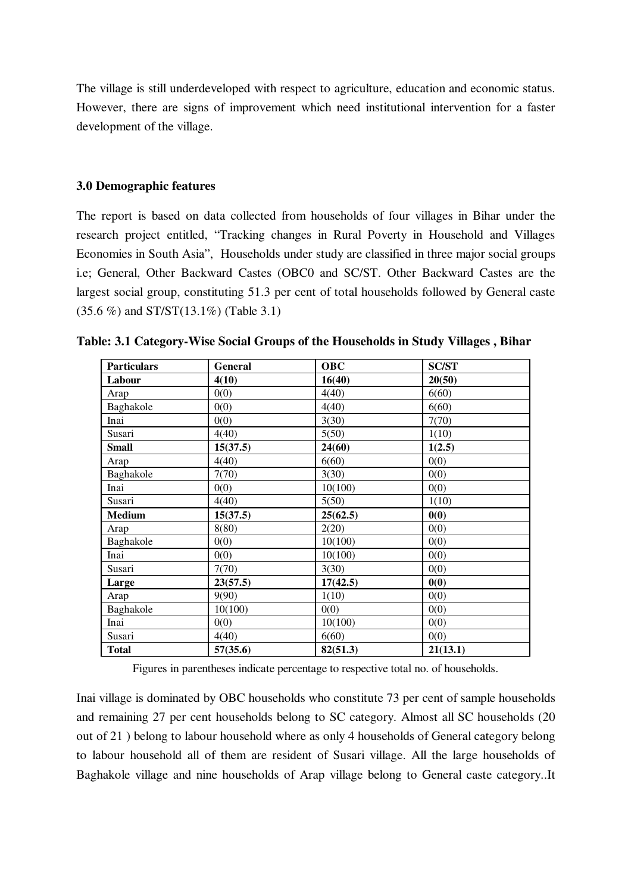The village is still underdeveloped with respect to agriculture, education and economic status. However, there are signs of improvement which need institutional intervention for a faster development of the village.

### 3.0 Demographic features

The report is based on data collected from households of four villages in Bihar under the research project entitled, "Tracking changes in Rural Poverty in Household and Villages Economies in South Asia", Households under study are classified in three major social groups i.e; General, Other Backward Castes (OBC0 and SC/ST. Other Backward Castes are the largest social group, constituting 51.3 per cent of total households followed by General caste (35.6 %) and ST/ST(13.1%) (Table 3.1)

**Table: 3.1 Category-Wise Social Groups of the Households in Study Villages , Bihar**

| Particulars | General | OBC | SC/ST |
|---|---|---|---|
| **Labour** | **4(10)** | **16(40)** | **20(50)** |
| Arap | 0(0) | 4(40) | 6(60) |
| Baghakole | 0(0) | 4(40) | 6(60) |
| Inai | 0(0) | 3(30) | 7(70) |
| Susari | 4(40) | 5(50) | 1(10) |
| **Small** | **15(37.5)** | **24(60)** | **1(2.5)** |
| Arap | 4(40) | 6(60) | 0(0) |
| Baghakole | 7(70) | 3(30) | 0(0) |
| Inai | 0(0) | 10(100) | 0(0) |
| Susari | 4(40) | 5(50) | 1(10) |
| **Medium** | **15(37.5)** | **25(62.5)** | **0(0)** |
| Arap | 8(80) | 2(20) | 0(0) |
| Baghakole | 0(0) | 10(100) | 0(0) |
| Inai | 0(0) | 10(100) | 0(0) |
| Susari | 7(70) | 3(30) | 0(0) |
| **Large** | **23(57.5)** | **17(42.5)** | **0(0)** |
| Arap | 9(90) | 1(10) | 0(0) |
| Baghakole | 10(100) | 0(0) | 0(0) |
| Inai | 0(0) | 10(100) | 0(0) |
| Susari | 4(40) | 6(60) | 0(0) |
| **Total** | **57(35.6)** | **82(51.3)** | **21(13.1)** |

Figures in parentheses indicate percentage to respective total no. of households.

Inai village is dominated by OBC households who constitute 73 per cent of sample households and remaining 27 per cent households belong to SC category. Almost all SC households (20 out of 21 ) belong to labour household where as only 4 households of General category belong to labour household all of them are resident of Susari village. All the large households of Baghakole village and nine households of Arap village belong to General caste category..It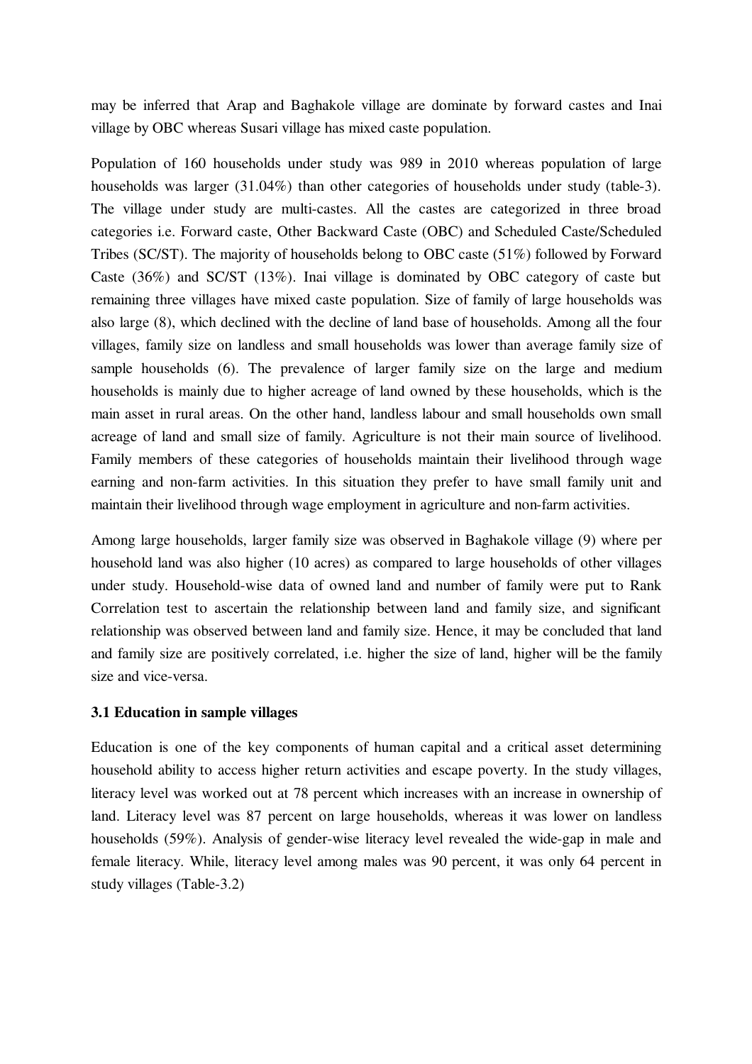may be inferred that Arap and Baghakole village are dominate by forward castes and Inai village by OBC whereas Susari village has mixed caste population.

Population of 160 households under study was 989 in 2010 whereas population of large households was larger (31.04%) than other categories of households under study (table-3). The village under study are multi-castes. All the castes are categorized in three broad categories i.e. Forward caste, Other Backward Caste (OBC) and Scheduled Caste/Scheduled Tribes (SC/ST). The majority of households belong to OBC caste (51%) followed by Forward Caste (36%) and SC/ST (13%). Inai village is dominated by OBC category of caste but remaining three villages have mixed caste population. Size of family of large households was also large (8), which declined with the decline of land base of households. Among all the four villages, family size on landless and small households was lower than average family size of sample households (6). The prevalence of larger family size on the large and medium households is mainly due to higher acreage of land owned by these households, which is the main asset in rural areas. On the other hand, landless labour and small households own small acreage of land and small size of family. Agriculture is not their main source of livelihood. Family members of these categories of households maintain their livelihood through wage earning and non-farm activities. In this situation they prefer to have small family unit and maintain their livelihood through wage employment in agriculture and non-farm activities.

Among large households, larger family size was observed in Baghakole village (9) where per household land was also higher (10 acres) as compared to large households of other villages under study. Household-wise data of owned land and number of family were put to Rank Correlation test to ascertain the relationship between land and family size, and significant relationship was observed between land and family size. Hence, it may be concluded that land and family size are positively correlated, i.e. higher the size of land, higher will be the family size and vice-versa.

### 3.1 Education in sample villages

Education is one of the key components of human capital and a critical asset determining household ability to access higher return activities and escape poverty. In the study villages, literacy level was worked out at 78 percent which increases with an increase in ownership of land. Literacy level was 87 percent on large households, whereas it was lower on landless households (59%). Analysis of gender-wise literacy level revealed the wide-gap in male and female literacy. While, literacy level among males was 90 percent, it was only 64 percent in study villages (Table-3.2)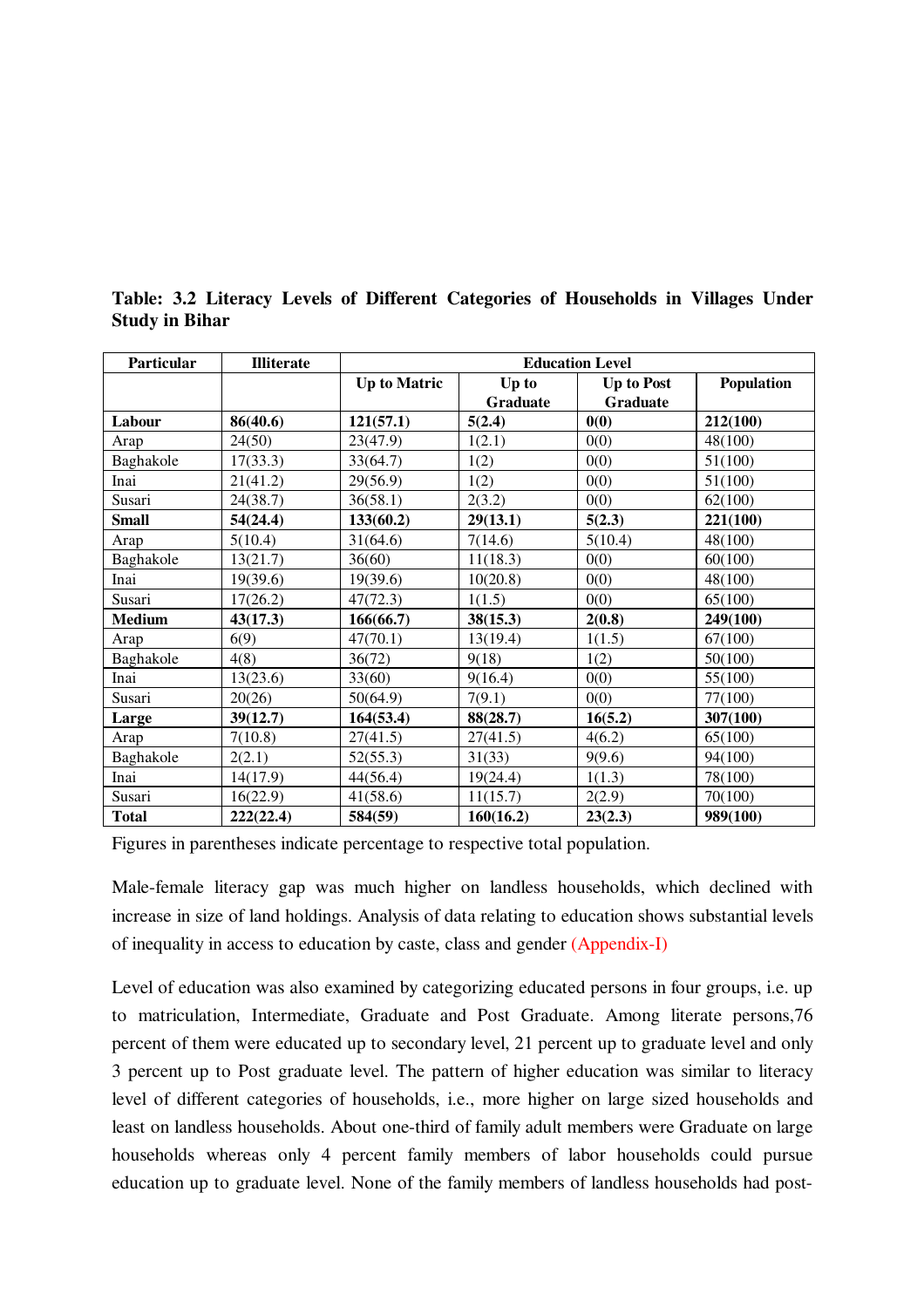**Table: 3.2 Literacy Levels of Different Categories of Households in Villages Under Study in Bihar**

| Particular | Illiterate | Education Level | | | |
|---|---|---|---|---|---|
| | | Up to Matric | Up to Graduate | Up to Post Graduate | Population |
| **Labour** | **86(40.6)** | **121(57.1)** | **5(2.4)** | **0(0)** | **212(100)** |
| Arap | 24(50) | 23(47.9) | 1(2.1) | 0(0) | 48(100) |
| Baghakole | 17(33.3) | 33(64.7) | 1(2) | 0(0) | 51(100) |
| Inai | 21(41.2) | 29(56.9) | 1(2) | 0(0) | 51(100) |
| Susari | 24(38.7) | 36(58.1) | 2(3.2) | 0(0) | 62(100) |
| **Small** | **54(24.4)** | **133(60.2)** | **29(13.1)** | **5(2.3)** | **221(100)** |
| Arap | 5(10.4) | 31(64.6) | 7(14.6) | 5(10.4) | 48(100) |
| Baghakole | 13(21.7) | 36(60) | 11(18.3) | 0(0) | 60(100) |
| Inai | 19(39.6) | 19(39.6) | 10(20.8) | 0(0) | 48(100) |
| Susari | 17(26.2) | 47(72.3) | 1(1.5) | 0(0) | 65(100) |
| **Medium** | **43(17.3)** | **166(66.7)** | **38(15.3)** | **2(0.8)** | **249(100)** |
| Arap | 6(9) | 47(70.1) | 13(19.4) | 1(1.5) | 67(100) |
| Baghakole | 4(8) | 36(72) | 9(18) | 1(2) | 50(100) |
| Inai | 13(23.6) | 33(60) | 9(16.4) | 0(0) | 55(100) |
| Susari | 20(26) | 50(64.9) | 7(9.1) | 0(0) | 77(100) |
| **Large** | **39(12.7)** | **164(53.4)** | **88(28.7)** | **16(5.2)** | **307(100)** |
| Arap | 7(10.8) | 27(41.5) | 27(41.5) | 4(6.2) | 65(100) |
| Baghakole | 2(2.1) | 52(55.3) | 31(33) | 9(9.6) | 94(100) |
| Inai | 14(17.9) | 44(56.4) | 19(24.4) | 1(1.3) | 78(100) |
| Susari | 16(22.9) | 41(58.6) | 11(15.7) | 2(2.9) | 70(100) |
| **Total** | **222(22.4)** | **584(59)** | **160(16.2)** | **23(2.3)** | **989(100)** |

Figures in parentheses indicate percentage to respective total population.

Male-female literacy gap was much higher on landless households, which declined with increase in size of land holdings. Analysis of data relating to education shows substantial levels of inequality in access to education by caste, class and gender (Appendix-I)

Level of education was also examined by categorizing educated persons in four groups, i.e. up to matriculation, Intermediate, Graduate and Post Graduate. Among literate persons,76 percent of them were educated up to secondary level, 21 percent up to graduate level and only 3 percent up to Post graduate level. The pattern of higher education was similar to literacy level of different categories of households, i.e., more higher on large sized households and least on landless households. About one-third of family adult members were Graduate on large households whereas only 4 percent family members of labor households could pursue education up to graduate level. None of the family members of landless households had post-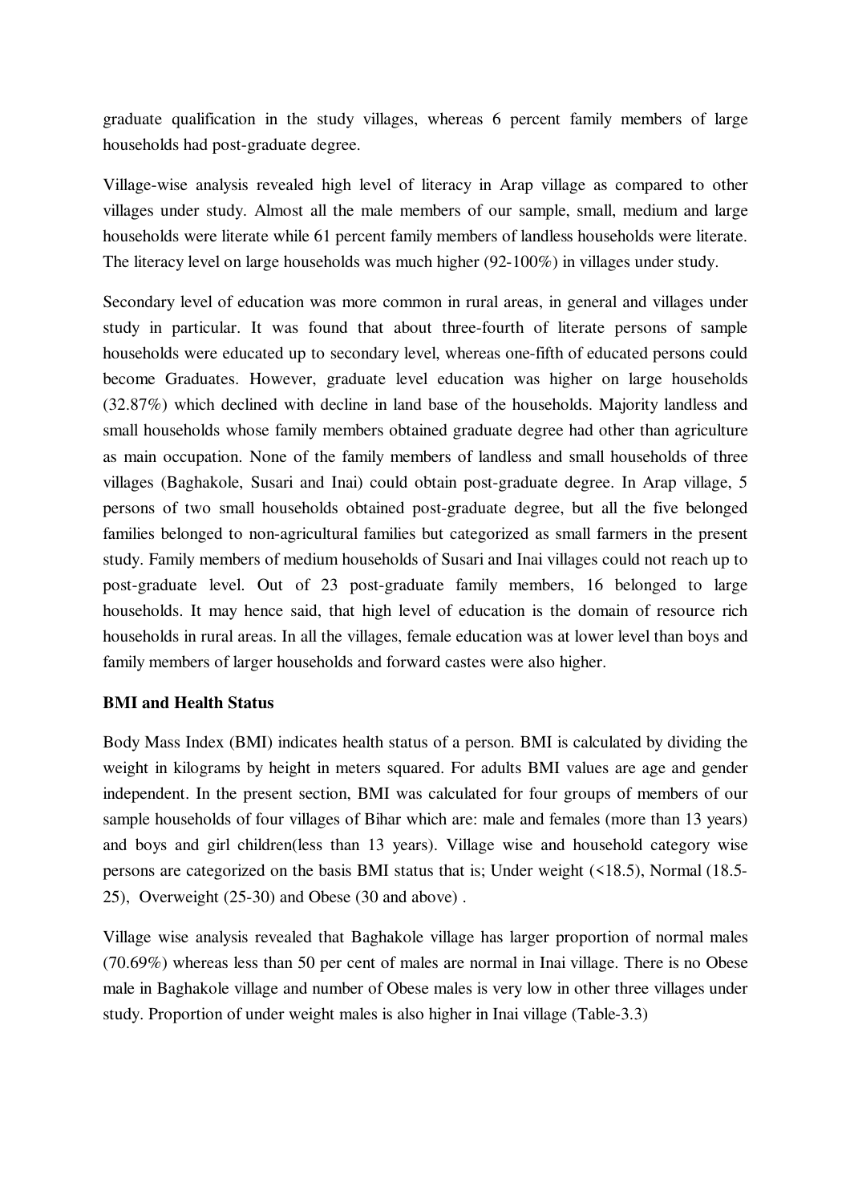graduate qualification in the study villages, whereas 6 percent family members of large households had post-graduate degree.

Village-wise analysis revealed high level of literacy in Arap village as compared to other villages under study. Almost all the male members of our sample, small, medium and large households were literate while 61 percent family members of landless households were literate. The literacy level on large households was much higher (92-100%) in villages under study.

Secondary level of education was more common in rural areas, in general and villages under study in particular. It was found that about three-fourth of literate persons of sample households were educated up to secondary level, whereas one-fifth of educated persons could become Graduates. However, graduate level education was higher on large households (32.87%) which declined with decline in land base of the households. Majority landless and small households whose family members obtained graduate degree had other than agriculture as main occupation. None of the family members of landless and small households of three villages (Baghakole, Susari and Inai) could obtain post-graduate degree. In Arap village, 5 persons of two small households obtained post-graduate degree, but all the five belonged families belonged to non-agricultural families but categorized as small farmers in the present study. Family members of medium households of Susari and Inai villages could not reach up to post-graduate level. Out of 23 post-graduate family members, 16 belonged to large households. It may hence said, that high level of education is the domain of resource rich households in rural areas. In all the villages, female education was at lower level than boys and family members of larger households and forward castes were also higher.

**BMI and Health Status**

Body Mass Index (BMI) indicates health status of a person. BMI is calculated by dividing the weight in kilograms by height in meters squared. For adults BMI values are age and gender independent. In the present section, BMI was calculated for four groups of members of our sample households of four villages of Bihar which are: male and females (more than 13 years) and boys and girl children(less than 13 years). Village wise and household category wise persons are categorized on the basis BMI status that is; Under weight (<18.5), Normal (18.5-25), Overweight (25-30) and Obese (30 and above) .

Village wise analysis revealed that Baghakole village has larger proportion of normal males (70.69%) whereas less than 50 per cent of males are normal in Inai village. There is no Obese male in Baghakole village and number of Obese males is very low in other three villages under study. Proportion of under weight males is also higher in Inai village (Table-3.3)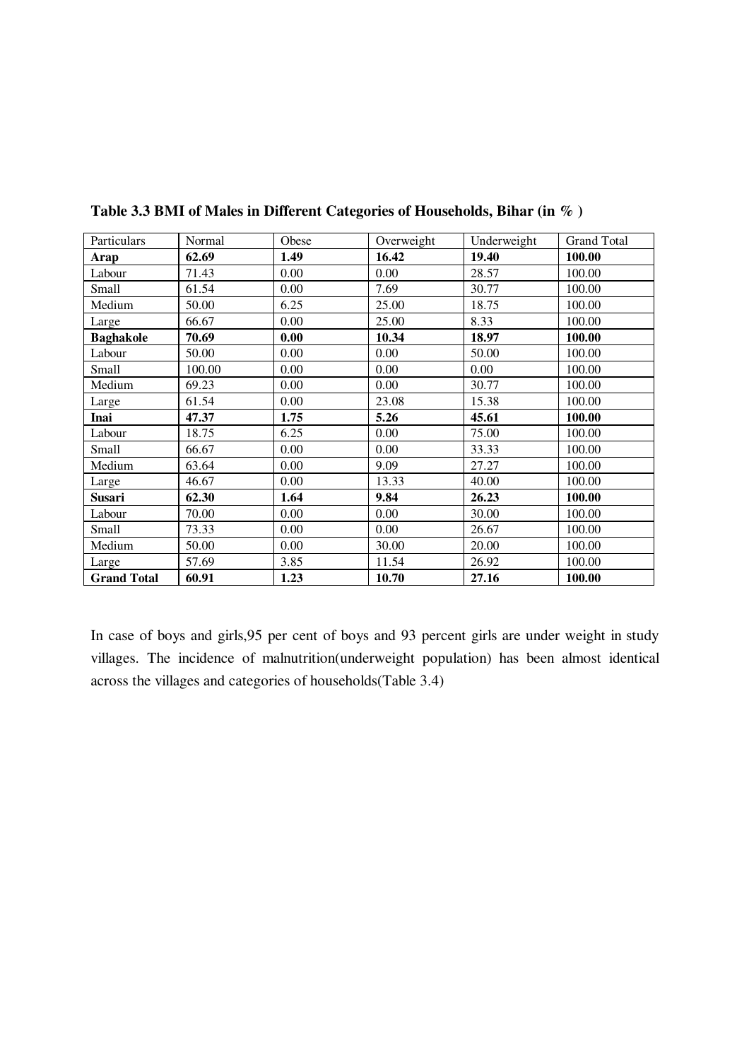**Table 3.3 BMI of Males in Different Categories of Households, Bihar (in % )**

| Particulars | Normal | Obese | Overweight | Underweight | Grand Total |
|---|---|---|---|---|---|
| **Arap** | **62.69** | **1.49** | **16.42** | **19.40** | **100.00** |
| Labour | 71.43 | 0.00 | 0.00 | 28.57 | 100.00 |
| Small | 61.54 | 0.00 | 7.69 | 30.77 | 100.00 |
| Medium | 50.00 | 6.25 | 25.00 | 18.75 | 100.00 |
| Large | 66.67 | 0.00 | 25.00 | 8.33 | 100.00 |
| **Baghakole** | **70.69** | **0.00** | **10.34** | **18.97** | **100.00** |
| Labour | 50.00 | 0.00 | 0.00 | 50.00 | 100.00 |
| Small | 100.00 | 0.00 | 0.00 | 0.00 | 100.00 |
| Medium | 69.23 | 0.00 | 0.00 | 30.77 | 100.00 |
| Large | 61.54 | 0.00 | 23.08 | 15.38 | 100.00 |
| **Inai** | **47.37** | **1.75** | **5.26** | **45.61** | **100.00** |
| Labour | 18.75 | 6.25 | 0.00 | 75.00 | 100.00 |
| Small | 66.67 | 0.00 | 0.00 | 33.33 | 100.00 |
| Medium | 63.64 | 0.00 | 9.09 | 27.27 | 100.00 |
| Large | 46.67 | 0.00 | 13.33 | 40.00 | 100.00 |
| **Susari** | **62.30** | **1.64** | **9.84** | **26.23** | **100.00** |
| Labour | 70.00 | 0.00 | 0.00 | 30.00 | 100.00 |
| Small | 73.33 | 0.00 | 0.00 | 26.67 | 100.00 |
| Medium | 50.00 | 0.00 | 30.00 | 20.00 | 100.00 |
| Large | 57.69 | 3.85 | 11.54 | 26.92 | 100.00 |
| **Grand Total** | **60.91** | **1.23** | **10.70** | **27.16** | **100.00** |

In case of boys and girls,95 per cent of boys and 93 percent girls are under weight in study villages. The incidence of malnutrition(underweight population) has been almost identical across the villages and categories of households(Table 3.4)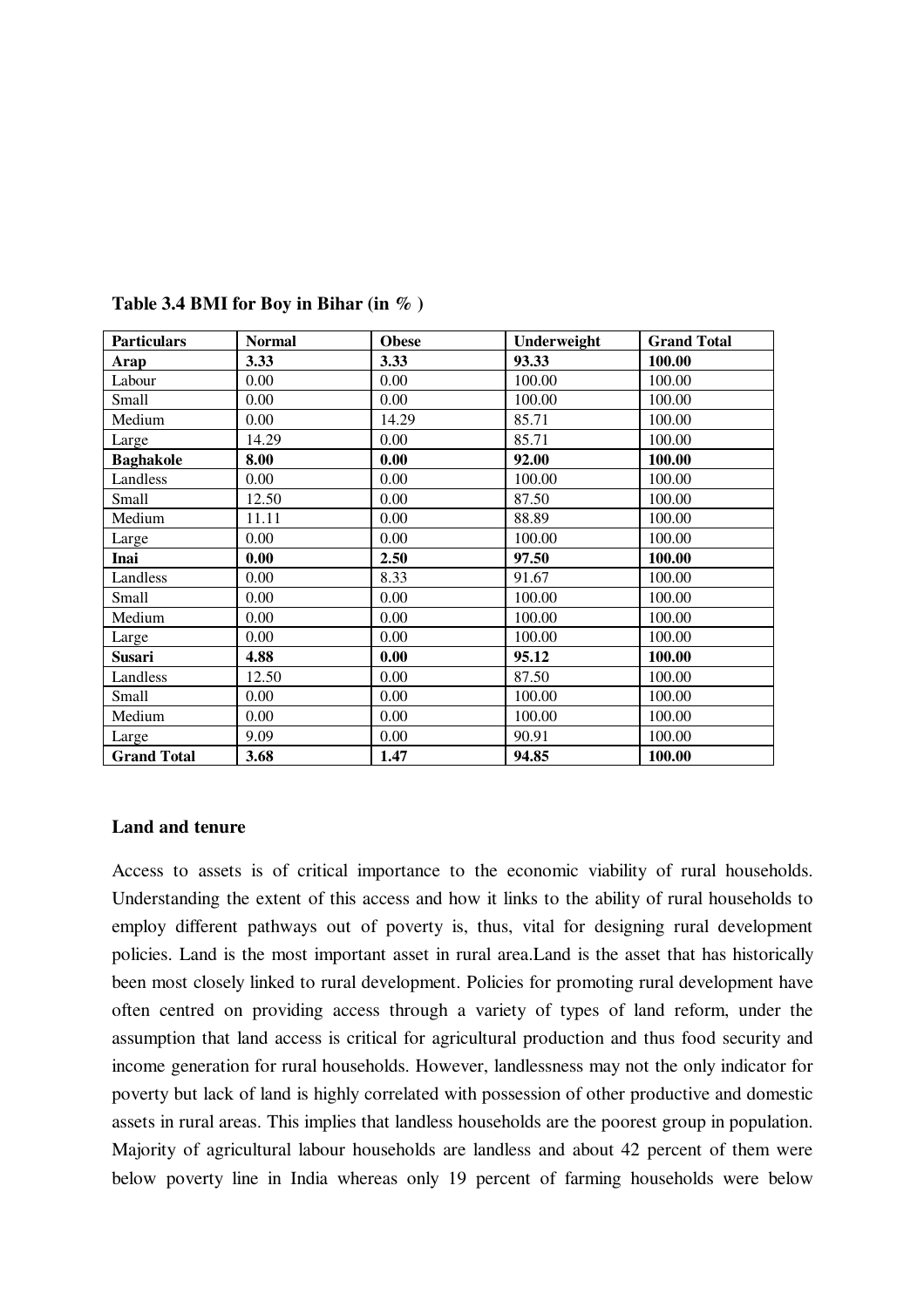**Table 3.4 BMI for Boy in Bihar (in % )**

| Particulars | Normal | Obese | Underweight | Grand Total |
|---|---|---|---|---|
| **Arap** | **3.33** | **3.33** | **93.33** | **100.00** |
| Labour | 0.00 | 0.00 | 100.00 | 100.00 |
| Small | 0.00 | 0.00 | 100.00 | 100.00 |
| Medium | 0.00 | 14.29 | 85.71 | 100.00 |
| Large | 14.29 | 0.00 | 85.71 | 100.00 |
| **Baghakole** | **8.00** | **0.00** | **92.00** | **100.00** |
| Landless | 0.00 | 0.00 | 100.00 | 100.00 |
| Small | 12.50 | 0.00 | 87.50 | 100.00 |
| Medium | 11.11 | 0.00 | 88.89 | 100.00 |
| Large | 0.00 | 0.00 | 100.00 | 100.00 |
| **Inai** | **0.00** | **2.50** | **97.50** | **100.00** |
| Landless | 0.00 | 8.33 | 91.67 | 100.00 |
| Small | 0.00 | 0.00 | 100.00 | 100.00 |
| Medium | 0.00 | 0.00 | 100.00 | 100.00 |
| Large | 0.00 | 0.00 | 100.00 | 100.00 |
| **Susari** | **4.88** | **0.00** | **95.12** | **100.00** |
| Landless | 12.50 | 0.00 | 87.50 | 100.00 |
| Small | 0.00 | 0.00 | 100.00 | 100.00 |
| Medium | 0.00 | 0.00 | 100.00 | 100.00 |
| Large | 9.09 | 0.00 | 90.91 | 100.00 |
| **Grand Total** | **3.68** | **1.47** | **94.85** | **100.00** |

**Land and tenure**

Access to assets is of critical importance to the economic viability of rural households. Understanding the extent of this access and how it links to the ability of rural households to employ different pathways out of poverty is, thus, vital for designing rural development policies. Land is the most important asset in rural area.Land is the asset that has historically been most closely linked to rural development. Policies for promoting rural development have often centred on providing access through a variety of types of land reform, under the assumption that land access is critical for agricultural production and thus food security and income generation for rural households. However, landlessness may not the only indicator for poverty but lack of land is highly correlated with possession of other productive and domestic assets in rural areas. This implies that landless households are the poorest group in population. Majority of agricultural labour households are landless and about 42 percent of them were below poverty line in India whereas only 19 percent of farming households were below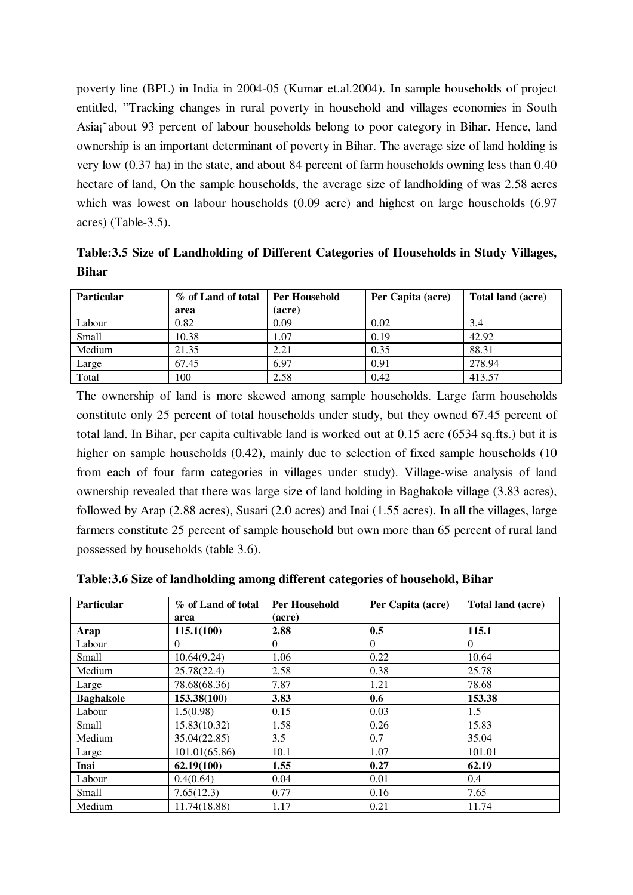poverty line (BPL) in India in 2004-05 (Kumar et.al.2004). In sample households of project entitled, "Tracking changes in rural poverty in household and villages economies in South Asia¡¨about 93 percent of labour households belong to poor category in Bihar. Hence, land ownership is an important determinant of poverty in Bihar. The average size of land holding is very low (0.37 ha) in the state, and about 84 percent of farm households owning less than 0.40 hectare of land, On the sample households, the average size of landholding of was 2.58 acres which was lowest on labour households (0.09 acre) and highest on large households (6.97 acres) (Table-3.5).

**Table:3.5 Size of Landholding of Different Categories of Households in Study Villages, Bihar**

| Particular | % of Land of total area | Per Household (acre) | Per Capita (acre) | Total land (acre) |
|---|---|---|---|---|
| Labour | 0.82 | 0.09 | 0.02 | 3.4 |
| Small | 10.38 | 1.07 | 0.19 | 42.92 |
| Medium | 21.35 | 2.21 | 0.35 | 88.31 |
| Large | 67.45 | 6.97 | 0.91 | 278.94 |
| Total | 100 | 2.58 | 0.42 | 413.57 |

The ownership of land is more skewed among sample households. Large farm households constitute only 25 percent of total households under study, but they owned 67.45 percent of total land. In Bihar, per capita cultivable land is worked out at 0.15 acre (6534 sq.fts.) but it is higher on sample households (0.42), mainly due to selection of fixed sample households (10 from each of four farm categories in villages under study). Village-wise analysis of land ownership revealed that there was large size of land holding in Baghakole village (3.83 acres), followed by Arap (2.88 acres), Susari (2.0 acres) and Inai (1.55 acres). In all the villages, large farmers constitute 25 percent of sample household but own more than 65 percent of rural land possessed by households (table 3.6).

**Table:3.6 Size of landholding among different categories of household, Bihar**

| Particular | % of Land of total area | Per Household (acre) | Per Capita (acre) | Total land (acre) |
|---|---|---|---|---|
| **Arap** | **115.1(100)** | **2.88** | **0.5** | **115.1** |
| Labour | 0 | 0 | 0 | 0 |
| Small | 10.64(9.24) | 1.06 | 0.22 | 10.64 |
| Medium | 25.78(22.4) | 2.58 | 0.38 | 25.78 |
| Large | 78.68(68.36) | 7.87 | 1.21 | 78.68 |
| **Baghakole** | **153.38(100)** | **3.83** | **0.6** | **153.38** |
| Labour | 1.5(0.98) | 0.15 | 0.03 | 1.5 |
| Small | 15.83(10.32) | 1.58 | 0.26 | 15.83 |
| Medium | 35.04(22.85) | 3.5 | 0.7 | 35.04 |
| Large | 101.01(65.86) | 10.1 | 1.07 | 101.01 |
| **Inai** | **62.19(100)** | **1.55** | **0.27** | **62.19** |
| Labour | 0.4(0.64) | 0.04 | 0.01 | 0.4 |
| Small | 7.65(12.3) | 0.77 | 0.16 | 7.65 |
| Medium | 11.74(18.88) | 1.17 | 0.21 | 11.74 |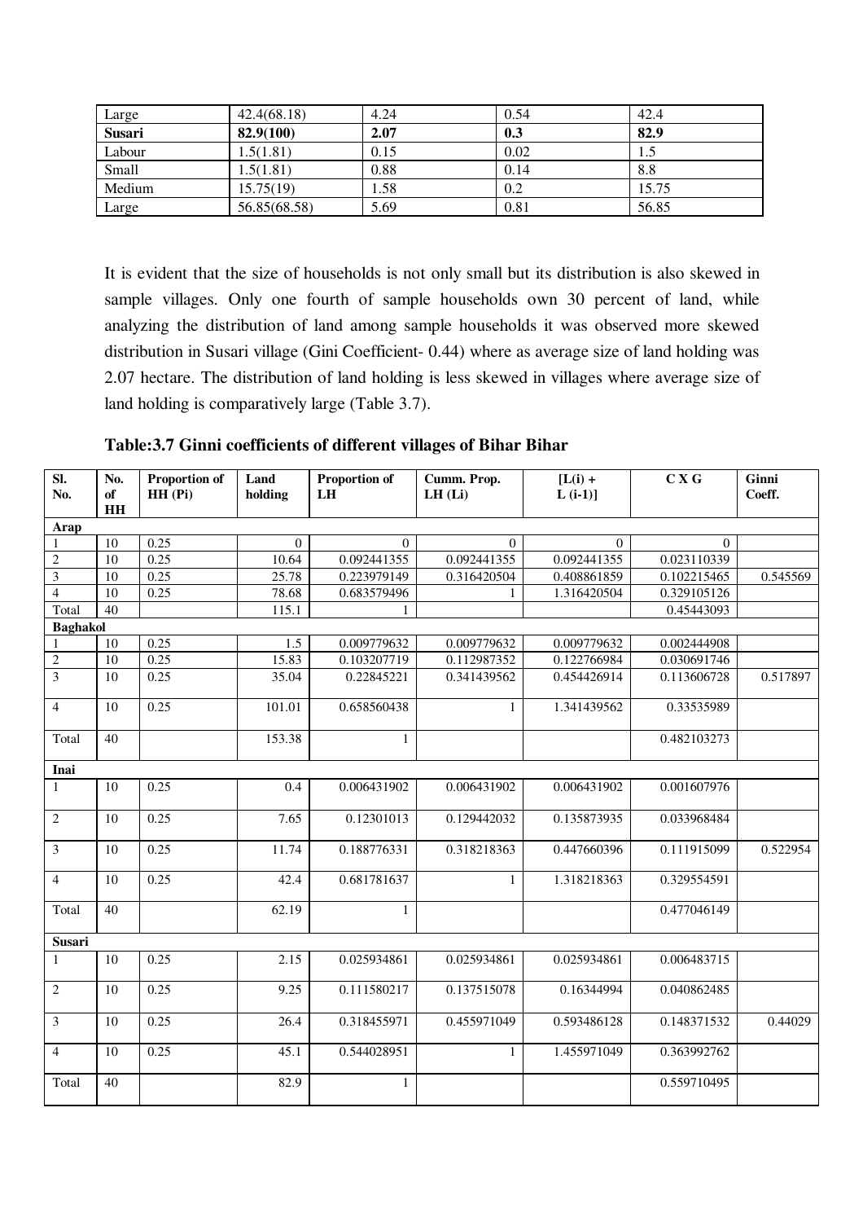| Large | 42.4(68.18) | 4.24 | 0.54 | 42.4 |
|---|---|---|---|---|
| **Susari** | **82.9(100)** | **2.07** | **0.3** | **82.9** |
| Labour | 1.5(1.81) | 0.15 | 0.02 | 1.5 |
| Small | 1.5(1.81) | 0.88 | 0.14 | 8.8 |
| Medium | 15.75(19) | 1.58 | 0.2 | 15.75 |
| Large | 56.85(68.58) | 5.69 | 0.81 | 56.85 |

It is evident that the size of households is not only small but its distribution is also skewed in sample villages. Only one fourth of sample households own 30 percent of land, while analyzing the distribution of land among sample households it was observed more skewed distribution in Susari village (Gini Coefficient- 0.44) where as average size of land holding was 2.07 hectare. The distribution of land holding is less skewed in villages where average size of land holding is comparatively large (Table 3.7).

**Table:3.7 Ginni coefficients of different villages of Bihar Bihar**

| Sl. No. | No. of HH | Proportion of HH (Pi) | Land holding | Proportion of LH | Cumm. Prop. LH (Li) | [L(i) + L (i-1)] | C X G | Ginni Coeff. |
|---|---|---|---|---|---|---|---|---|
| **Arap** | | | | | | | | |
| 1 | 10 | 0.25 | 0 | 0 | 0 | 0 | 0 | |
| 2 | 10 | 0.25 | 10.64 | 0.092441355 | 0.092441355 | 0.092441355 | 0.023110339 | |
| 3 | 10 | 0.25 | 25.78 | 0.223979149 | 0.316420504 | 0.408861859 | 0.102215465 | 0.545569 |
| 4 | 10 | 0.25 | 78.68 | 0.683579496 | 1 | 1.316420504 | 0.329105126 | |
| Total | 40 | | 115.1 | 1 | | | 0.45443093 | |
| **Baghakol** | | | | | | | | |
| 1 | 10 | 0.25 | 1.5 | 0.009779632 | 0.009779632 | 0.009779632 | 0.002444908 | |
| 2 | 10 | 0.25 | 15.83 | 0.103207719 | 0.112987352 | 0.122766984 | 0.030691746 | |
| 3 | 10 | 0.25 | 35.04 | 0.22845221 | 0.341439562 | 0.454426914 | 0.113606728 | 0.517897 |
| 4 | 10 | 0.25 | 101.01 | 0.658560438 | 1 | 1.341439562 | 0.33535989 | |
| Total | 40 | | 153.38 | 1 | | | 0.482103273 | |
| **Inai** | | | | | | | | |
| 1 | 10 | 0.25 | 0.4 | 0.006431902 | 0.006431902 | 0.006431902 | 0.001607976 | |
| 2 | 10 | 0.25 | 7.65 | 0.12301013 | 0.129442032 | 0.135873935 | 0.033968484 | |
| 3 | 10 | 0.25 | 11.74 | 0.188776331 | 0.318218363 | 0.447660396 | 0.111915099 | 0.522954 |
| 4 | 10 | 0.25 | 42.4 | 0.681781637 | 1 | 1.318218363 | 0.329554591 | |
| Total | 40 | | 62.19 | 1 | | | 0.477046149 | |
| **Susari** | | | | | | | | |
| 1 | 10 | 0.25 | 2.15 | 0.025934861 | 0.025934861 | 0.025934861 | 0.006483715 | |
| 2 | 10 | 0.25 | 9.25 | 0.111580217 | 0.137515078 | 0.16344994 | 0.040862485 | |
| 3 | 10 | 0.25 | 26.4 | 0.318455971 | 0.455971049 | 0.593486128 | 0.148371532 | 0.44029 |
| 4 | 10 | 0.25 | 45.1 | 0.544028951 | 1 | 1.455971049 | 0.363992762 | |
| Total | 40 | | 82.9 | 1 | | | 0.559710495 | |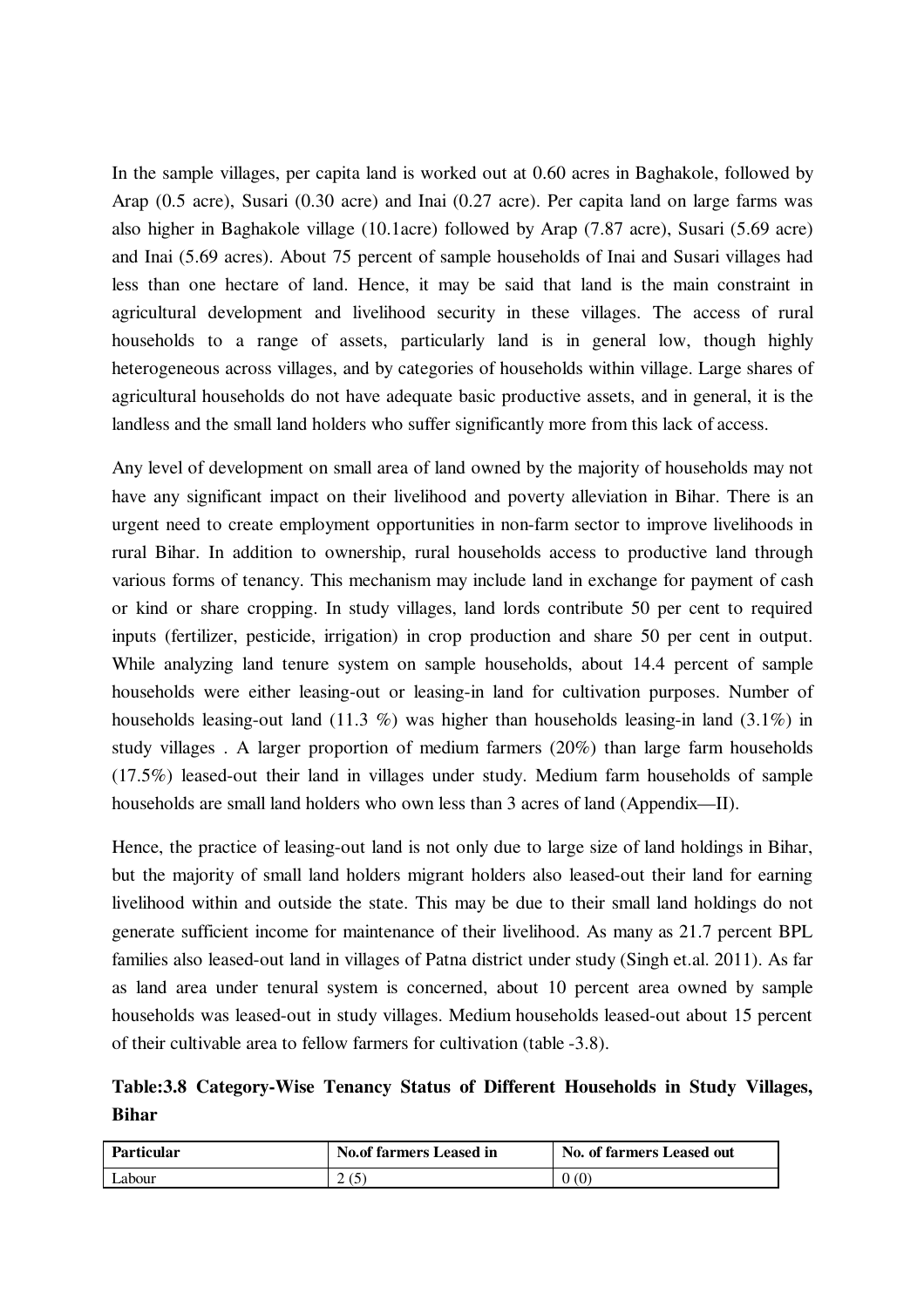In the sample villages, per capita land is worked out at 0.60 acres in Baghakole, followed by Arap (0.5 acre), Susari (0.30 acre) and Inai (0.27 acre). Per capita land on large farms was also higher in Baghakole village (10.1acre) followed by Arap (7.87 acre), Susari (5.69 acre) and Inai (5.69 acres). About 75 percent of sample households of Inai and Susari villages had less than one hectare of land. Hence, it may be said that land is the main constraint in agricultural development and livelihood security in these villages. The access of rural households to a range of assets, particularly land is in general low, though highly heterogeneous across villages, and by categories of households within village. Large shares of agricultural households do not have adequate basic productive assets, and in general, it is the landless and the small land holders who suffer significantly more from this lack of access.

Any level of development on small area of land owned by the majority of households may not have any significant impact on their livelihood and poverty alleviation in Bihar. There is an urgent need to create employment opportunities in non-farm sector to improve livelihoods in rural Bihar. In addition to ownership, rural households access to productive land through various forms of tenancy. This mechanism may include land in exchange for payment of cash or kind or share cropping. In study villages, land lords contribute 50 per cent to required inputs (fertilizer, pesticide, irrigation) in crop production and share 50 per cent in output. While analyzing land tenure system on sample households, about 14.4 percent of sample households were either leasing-out or leasing-in land for cultivation purposes. Number of households leasing-out land (11.3 %) was higher than households leasing-in land (3.1%) in study villages . A larger proportion of medium farmers (20%) than large farm households (17.5%) leased-out their land in villages under study. Medium farm households of sample households are small land holders who own less than 3 acres of land (Appendix—II).

Hence, the practice of leasing-out land is not only due to large size of land holdings in Bihar, but the majority of small land holders migrant holders also leased-out their land for earning livelihood within and outside the state. This may be due to their small land holdings do not generate sufficient income for maintenance of their livelihood. As many as 21.7 percent BPL families also leased-out land in villages of Patna district under study (Singh et.al. 2011). As far as land area under tenural system is concerned, about 10 percent area owned by sample households was leased-out in study villages. Medium households leased-out about 15 percent of their cultivable area to fellow farmers for cultivation (table -3.8).

**Table:3.8 Category-Wise Tenancy Status of Different Households in Study Villages, Bihar**

| Particular | No.of farmers Leased in | No. of farmers Leased out |
|---|---|---|
| Labour | 2 (5) | 0 (0) |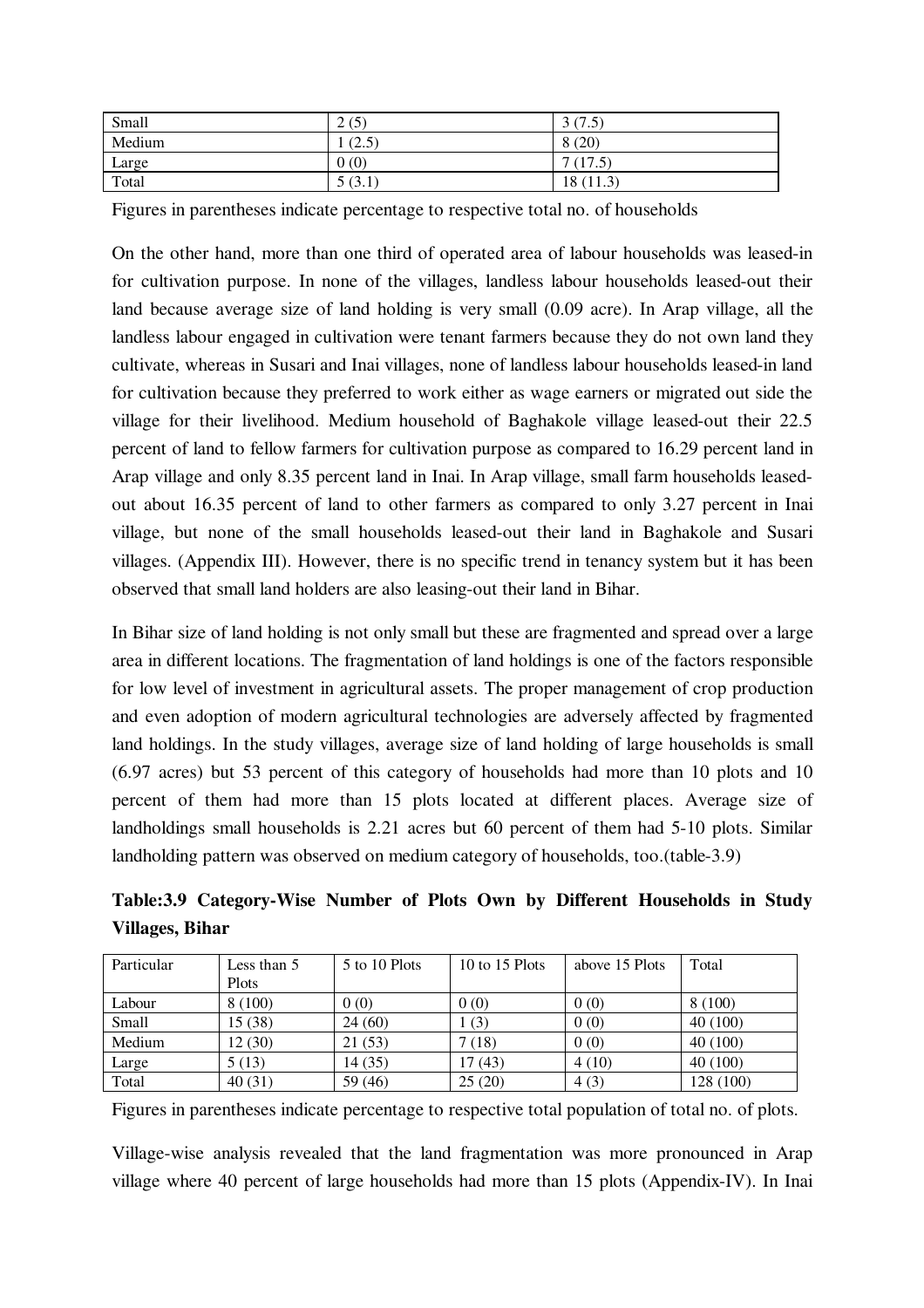| Small | 2 (5) | 3 (7.5) |
|---|---|---|
| Medium | 1 (2.5) | 8 (20) |
| Large | 0 (0) | 7 (17.5) |
| Total | 5 (3.1) | 18 (11.3) |

Figures in parentheses indicate percentage to respective total no. of households

On the other hand, more than one third of operated area of labour households was leased-in for cultivation purpose. In none of the villages, landless labour households leased-out their land because average size of land holding is very small (0.09 acre). In Arap village, all the landless labour engaged in cultivation were tenant farmers because they do not own land they cultivate, whereas in Susari and Inai villages, none of landless labour households leased-in land for cultivation because they preferred to work either as wage earners or migrated out side the village for their livelihood. Medium household of Baghakole village leased-out their 22.5 percent of land to fellow farmers for cultivation purpose as compared to 16.29 percent land in Arap village and only 8.35 percent land in Inai. In Arap village, small farm households leased-out about 16.35 percent of land to other farmers as compared to only 3.27 percent in Inai village, but none of the small households leased-out their land in Baghakole and Susari villages. (Appendix III). However, there is no specific trend in tenancy system but it has been observed that small land holders are also leasing-out their land in Bihar.

In Bihar size of land holding is not only small but these are fragmented and spread over a large area in different locations. The fragmentation of land holdings is one of the factors responsible for low level of investment in agricultural assets. The proper management of crop production and even adoption of modern agricultural technologies are adversely affected by fragmented land holdings. In the study villages, average size of land holding of large households is small (6.97 acres) but 53 percent of this category of households had more than 10 plots and 10 percent of them had more than 15 plots located at different places. Average size of landholdings small households is 2.21 acres but 60 percent of them had 5-10 plots. Similar landholding pattern was observed on medium category of households, too.(table-3.9)

**Table:3.9 Category-Wise Number of Plots Own by Different Households in Study Villages, Bihar**

| Particular | Less than 5 Plots | 5 to 10 Plots | 10 to 15 Plots | above 15 Plots | Total |
|---|---|---|---|---|---|
| Labour | 8 (100) | 0 (0) | 0 (0) | 0 (0) | 8 (100) |
| Small | 15 (38) | 24 (60) | 1 (3) | 0 (0) | 40 (100) |
| Medium | 12 (30) | 21 (53) | 7 (18) | 0 (0) | 40 (100) |
| Large | 5 (13) | 14 (35) | 17 (43) | 4 (10) | 40 (100) |
| Total | 40 (31) | 59 (46) | 25 (20) | 4 (3) | 128 (100) |

Figures in parentheses indicate percentage to respective total population of total no. of plots.

Village-wise analysis revealed that the land fragmentation was more pronounced in Arap village where 40 percent of large households had more than 15 plots (Appendix-IV). In Inai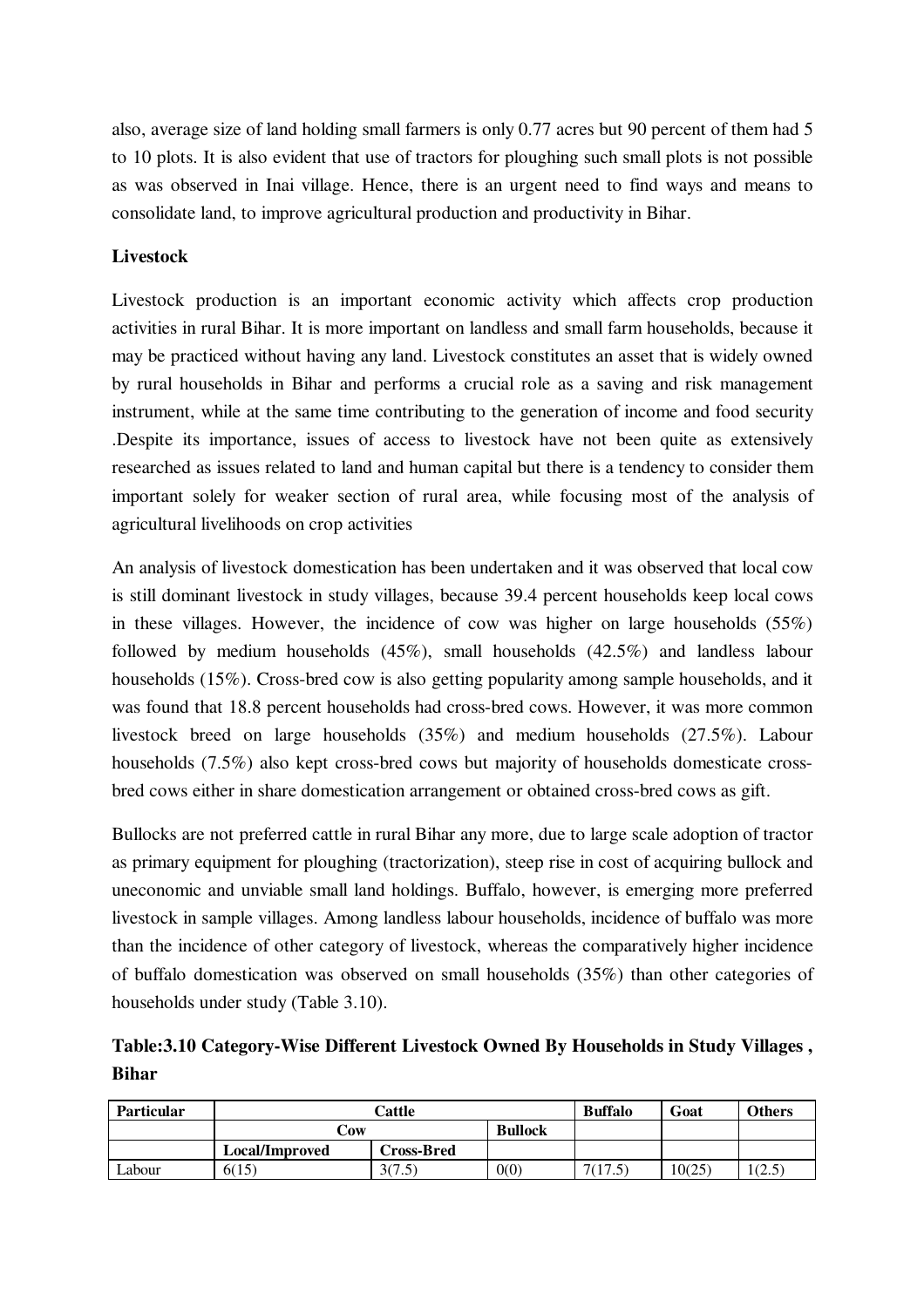also, average size of land holding small farmers is only 0.77 acres but 90 percent of them had 5 to 10 plots. It is also evident that use of tractors for ploughing such small plots is not possible as was observed in Inai village. Hence, there is an urgent need to find ways and means to consolidate land, to improve agricultural production and productivity in Bihar.

**Livestock**

Livestock production is an important economic activity which affects crop production activities in rural Bihar. It is more important on landless and small farm households, because it may be practiced without having any land. Livestock constitutes an asset that is widely owned by rural households in Bihar and performs a crucial role as a saving and risk management instrument, while at the same time contributing to the generation of income and food security .Despite its importance, issues of access to livestock have not been quite as extensively researched as issues related to land and human capital but there is a tendency to consider them important solely for weaker section of rural area, while focusing most of the analysis of agricultural livelihoods on crop activities

An analysis of livestock domestication has been undertaken and it was observed that local cow is still dominant livestock in study villages, because 39.4 percent households keep local cows in these villages. However, the incidence of cow was higher on large households (55%) followed by medium households (45%), small households (42.5%) and landless labour households (15%). Cross-bred cow is also getting popularity among sample households, and it was found that 18.8 percent households had cross-bred cows. However, it was more common livestock breed on large households (35%) and medium households (27.5%). Labour households (7.5%) also kept cross-bred cows but majority of households domesticate cross-bred cows either in share domestication arrangement or obtained cross-bred cows as gift.

Bullocks are not preferred cattle in rural Bihar any more, due to large scale adoption of tractor as primary equipment for ploughing (tractorization), steep rise in cost of acquiring bullock and uneconomic and unviable small land holdings. Buffalo, however, is emerging more preferred livestock in sample villages. Among landless labour households, incidence of buffalo was more than the incidence of other category of livestock, whereas the comparatively higher incidence of buffalo domestication was observed on small households (35%) than other categories of households under study (Table 3.10).

**Table:3.10 Category-Wise Different Livestock Owned By Households in Study Villages , Bihar**

| Particular | Cattle | | | Buffalo | Goat | Others |
|---|---|---|---|---|---|---|
| | Cow | | Bullock | | | |
| | Local/Improved | Cross-Bred | | | | |
| Labour | 6(15) | 3(7.5) | 0(0) | 7(17.5) | 10(25) | 1(2.5) |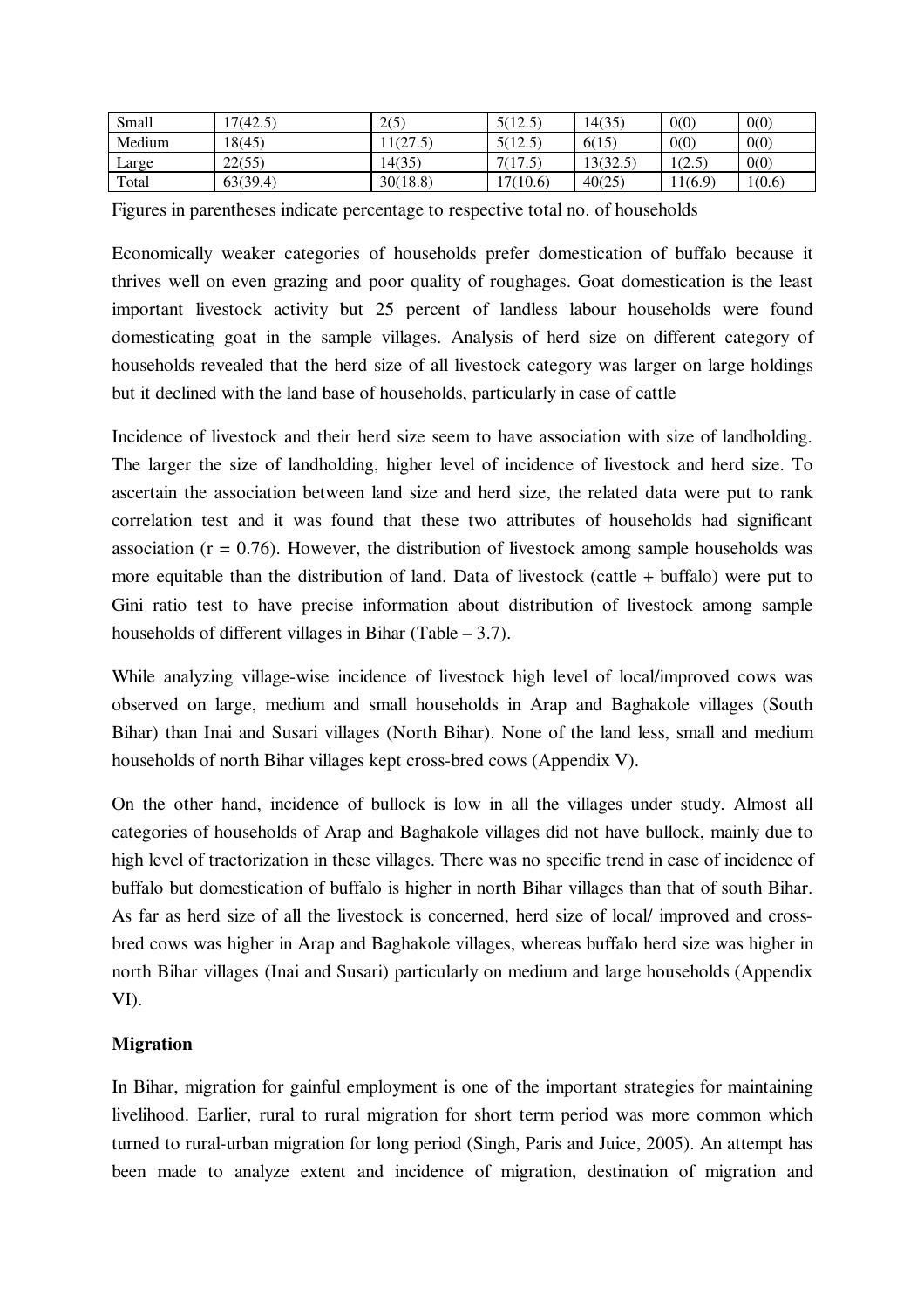| Small | 17(42.5) | 2(5) | 5(12.5) | 14(35) | 0(0) | 0(0) |
|---|---|---|---|---|---|---|
| Medium | 18(45) | 11(27.5) | 5(12.5) | 6(15) | 0(0) | 0(0) |
| Large | 22(55) | 14(35) | 7(17.5) | 13(32.5) | 1(2.5) | 0(0) |
| Total | 63(39.4) | 30(18.8) | 17(10.6) | 40(25) | 11(6.9) | 1(0.6) |

Figures in parentheses indicate percentage to respective total no. of households

Economically weaker categories of households prefer domestication of buffalo because it thrives well on even grazing and poor quality of roughages. Goat domestication is the least important livestock activity but 25 percent of landless labour households were found domesticating goat in the sample villages. Analysis of herd size on different category of households revealed that the herd size of all livestock category was larger on large holdings but it declined with the land base of households, particularly in case of cattle

Incidence of livestock and their herd size seem to have association with size of landholding. The larger the size of landholding, higher level of incidence of livestock and herd size. To ascertain the association between land size and herd size, the related data were put to rank correlation test and it was found that these two attributes of households had significant association ($r = 0.76$). However, the distribution of livestock among sample households was more equitable than the distribution of land. Data of livestock (cattle + buffalo) were put to Gini ratio test to have precise information about distribution of livestock among sample households of different villages in Bihar (Table – 3.7).

While analyzing village-wise incidence of livestock high level of local/improved cows was observed on large, medium and small households in Arap and Baghakole villages (South Bihar) than Inai and Susari villages (North Bihar). None of the land less, small and medium households of north Bihar villages kept cross-bred cows (Appendix V).

On the other hand, incidence of bullock is low in all the villages under study. Almost all categories of households of Arap and Baghakole villages did not have bullock, mainly due to high level of tractorization in these villages. There was no specific trend in case of incidence of buffalo but domestication of buffalo is higher in north Bihar villages than that of south Bihar. As far as herd size of all the livestock is concerned, herd size of local/ improved and cross-bred cows was higher in Arap and Baghakole villages, whereas buffalo herd size was higher in north Bihar villages (Inai and Susari) particularly on medium and large households (Appendix VI).

## Migration

In Bihar, migration for gainful employment is one of the important strategies for maintaining livelihood. Earlier, rural to rural migration for short term period was more common which turned to rural-urban migration for long period (Singh, Paris and Juice, 2005). An attempt has been made to analyze extent and incidence of migration, destination of migration and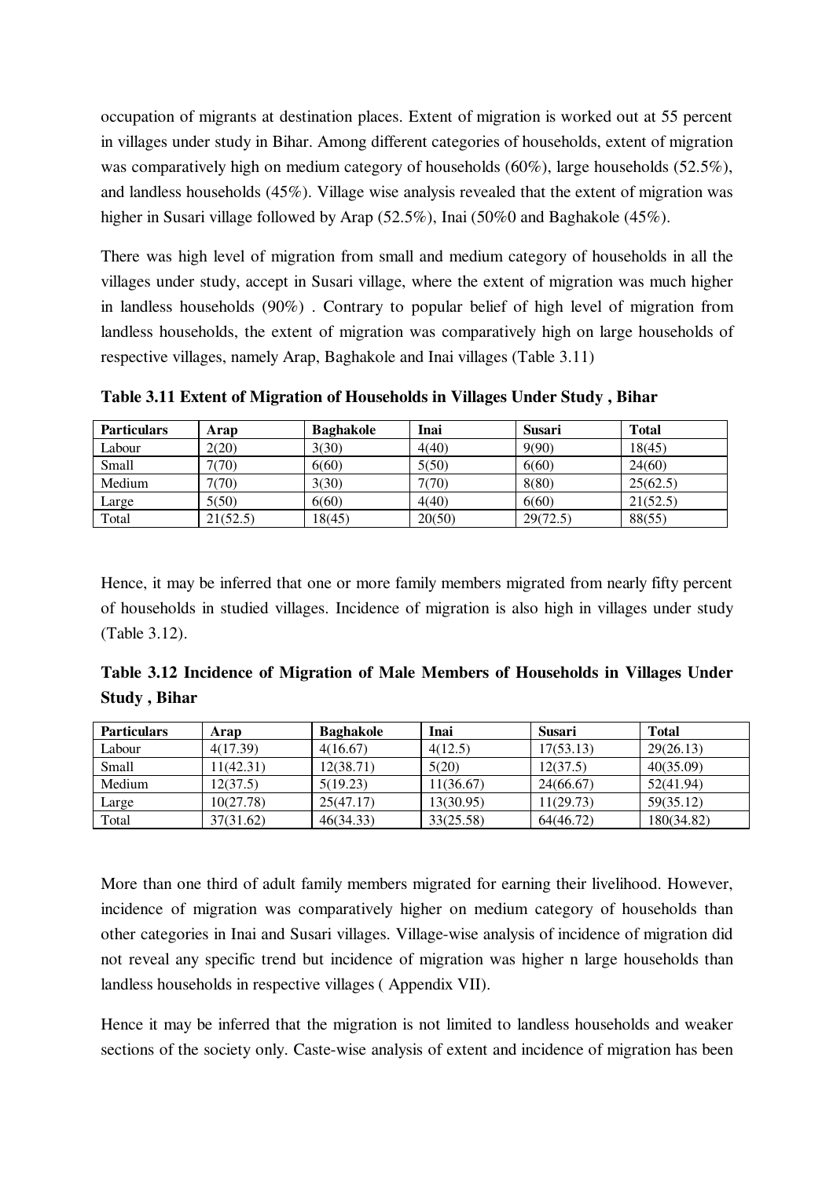occupation of migrants at destination places. Extent of migration is worked out at 55 percent in villages under study in Bihar. Among different categories of households, extent of migration was comparatively high on medium category of households (60%), large households (52.5%), and landless households (45%). Village wise analysis revealed that the extent of migration was higher in Susari village followed by Arap (52.5%), Inai (50%0 and Baghakole (45%).

There was high level of migration from small and medium category of households in all the villages under study, accept in Susari village, where the extent of migration was much higher in landless households (90%) . Contrary to popular belief of high level of migration from landless households, the extent of migration was comparatively high on large households of respective villages, namely Arap, Baghakole and Inai villages (Table 3.11)

**Table 3.11 Extent of Migration of Households in Villages Under Study , Bihar**

| Particulars | Arap | Baghakole | Inai | Susari | Total |
|---|---|---|---|---|---|
| Labour | 2(20) | 3(30) | 4(40) | 9(90) | 18(45) |
| Small | 7(70) | 6(60) | 5(50) | 6(60) | 24(60) |
| Medium | 7(70) | 3(30) | 7(70) | 8(80) | 25(62.5) |
| Large | 5(50) | 6(60) | 4(40) | 6(60) | 21(52.5) |
| Total | 21(52.5) | 18(45) | 20(50) | 29(72.5) | 88(55) |

Hence, it may be inferred that one or more family members migrated from nearly fifty percent of households in studied villages. Incidence of migration is also high in villages under study (Table 3.12).

**Table 3.12 Incidence of Migration of Male Members of Households in Villages Under Study , Bihar**

| Particulars | Arap | Baghakole | Inai | Susari | Total |
|---|---|---|---|---|---|
| Labour | 4(17.39) | 4(16.67) | 4(12.5) | 17(53.13) | 29(26.13) |
| Small | 11(42.31) | 12(38.71) | 5(20) | 12(37.5) | 40(35.09) |
| Medium | 12(37.5) | 5(19.23) | 11(36.67) | 24(66.67) | 52(41.94) |
| Large | 10(27.78) | 25(47.17) | 13(30.95) | 11(29.73) | 59(35.12) |
| Total | 37(31.62) | 46(34.33) | 33(25.58) | 64(46.72) | 180(34.82) |

More than one third of adult family members migrated for earning their livelihood. However, incidence of migration was comparatively higher on medium category of households than other categories in Inai and Susari villages. Village-wise analysis of incidence of migration did not reveal any specific trend but incidence of migration was higher n large households than landless households in respective villages ( Appendix VII).

Hence it may be inferred that the migration is not limited to landless households and weaker sections of the society only. Caste-wise analysis of extent and incidence of migration has been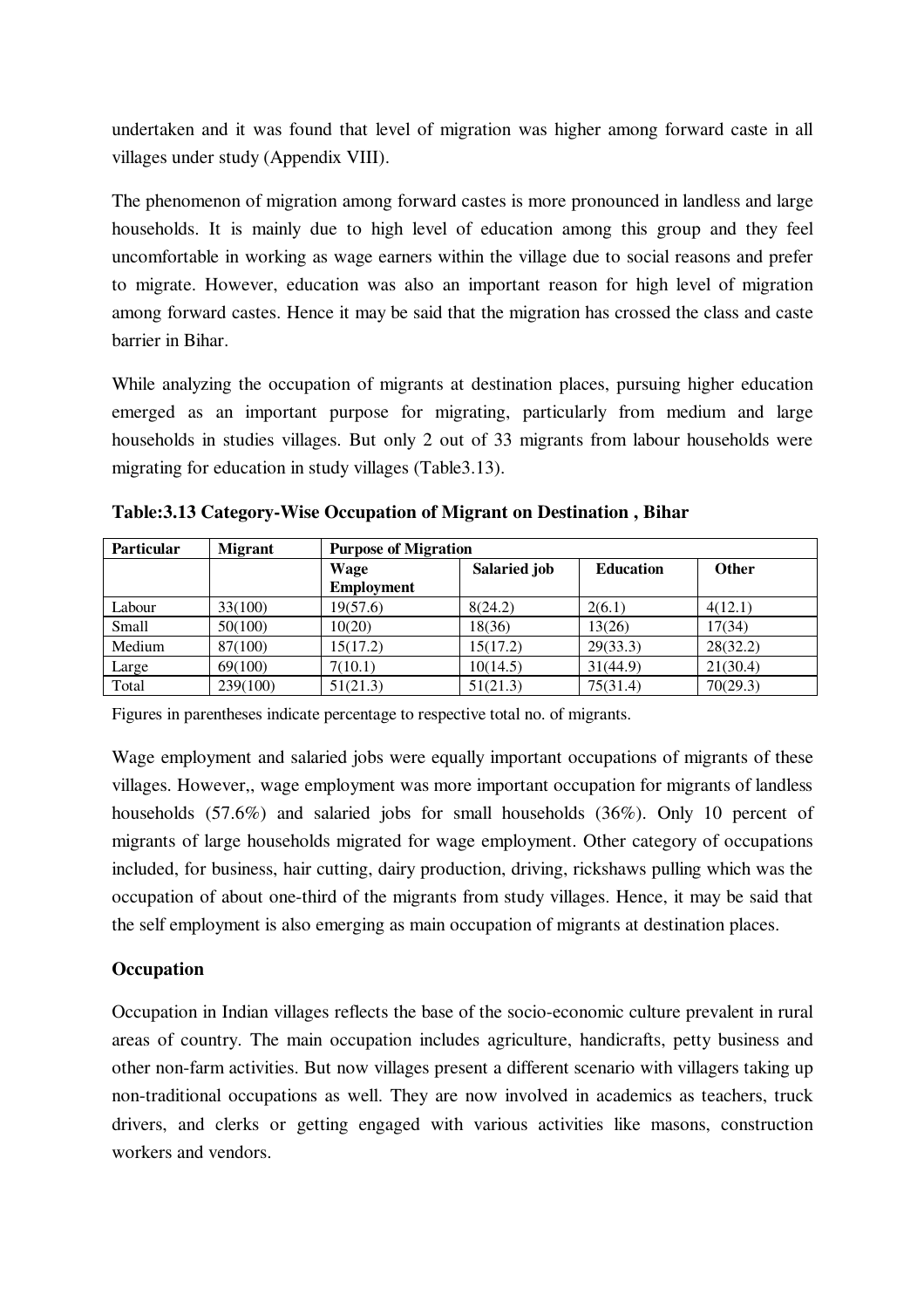undertaken and it was found that level of migration was higher among forward caste in all villages under study (Appendix VIII).

The phenomenon of migration among forward castes is more pronounced in landless and large households. It is mainly due to high level of education among this group and they feel uncomfortable in working as wage earners within the village due to social reasons and prefer to migrate. However, education was also an important reason for high level of migration among forward castes. Hence it may be said that the migration has crossed the class and caste barrier in Bihar.

While analyzing the occupation of migrants at destination places, pursuing higher education emerged as an important purpose for migrating, particularly from medium and large households in studies villages. But only 2 out of 33 migrants from labour households were migrating for education in study villages (Table3.13).

**Table:3.13 Category-Wise Occupation of Migrant on Destination , Bihar**

| Particular | Migrant | Purpose of Migration | | | |
|---|---|---|---|---|---|
| | | Wage Employment | Salaried job | Education | Other |
| Labour | 33(100) | 19(57.6) | 8(24.2) | 2(6.1) | 4(12.1) |
| Small | 50(100) | 10(20) | 18(36) | 13(26) | 17(34) |
| Medium | 87(100) | 15(17.2) | 15(17.2) | 29(33.3) | 28(32.2) |
| Large | 69(100) | 7(10.1) | 10(14.5) | 31(44.9) | 21(30.4) |
| Total | 239(100) | 51(21.3) | 51(21.3) | 75(31.4) | 70(29.3) |

Figures in parentheses indicate percentage to respective total no. of migrants.

Wage employment and salaried jobs were equally important occupations of migrants of these villages. However,, wage employment was more important occupation for migrants of landless households (57.6%) and salaried jobs for small households (36%). Only 10 percent of migrants of large households migrated for wage employment. Other category of occupations included, for business, hair cutting, dairy production, driving, rickshaws pulling which was the occupation of about one-third of the migrants from study villages. Hence, it may be said that the self employment is also emerging as main occupation of migrants at destination places.

**Occupation**

Occupation in Indian villages reflects the base of the socio-economic culture prevalent in rural areas of country. The main occupation includes agriculture, handicrafts, petty business and other non-farm activities. But now villages present a different scenario with villagers taking up non-traditional occupations as well. They are now involved in academics as teachers, truck drivers, and clerks or getting engaged with various activities like masons, construction workers and vendors.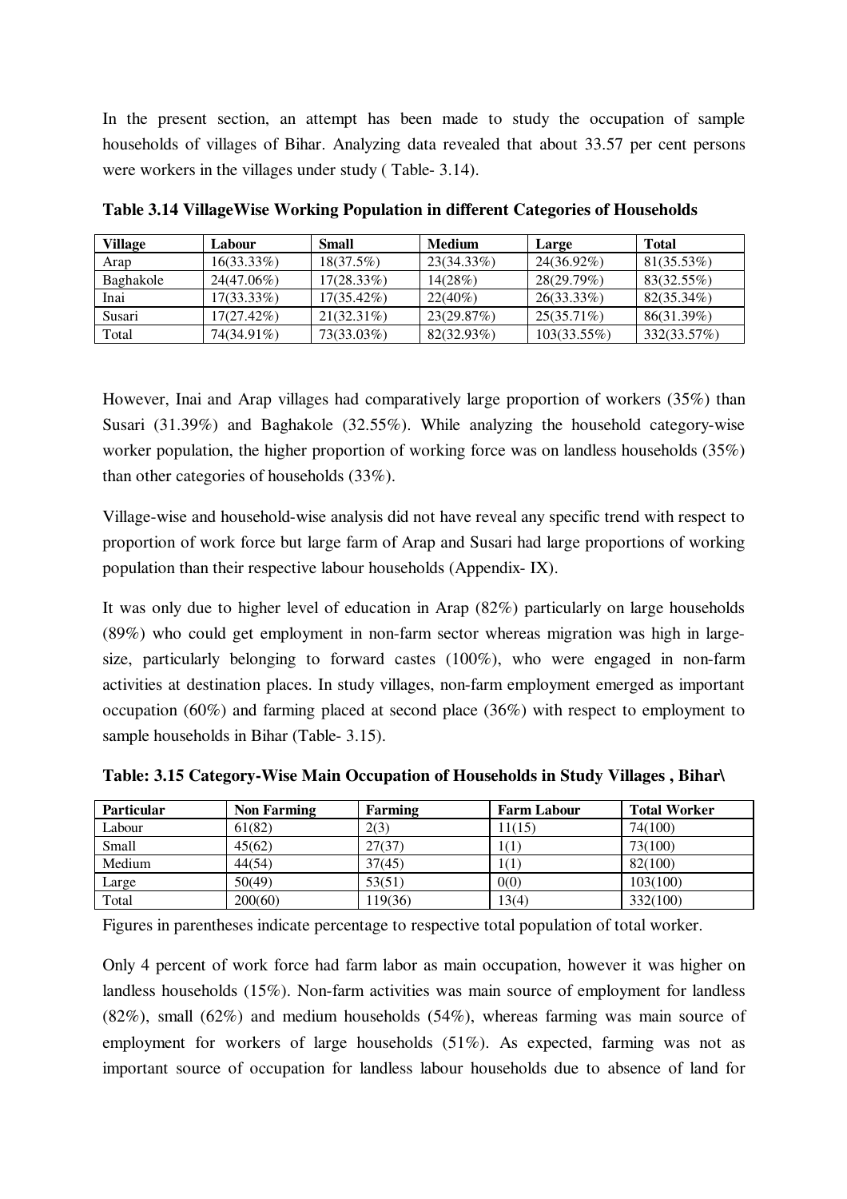In the present section, an attempt has been made to study the occupation of sample households of villages of Bihar. Analyzing data revealed that about 33.57 per cent persons were workers in the villages under study ( Table- 3.14).

**Table 3.14 VillageWise Working Population in different Categories of Households**

| Village | Labour | Small | Medium | Large | Total |
|---|---|---|---|---|---|
| Arap | 16(33.33%) | 18(37.5%) | 23(34.33%) | 24(36.92%) | 81(35.53%) |
| Baghakole | 24(47.06%) | 17(28.33%) | 14(28%) | 28(29.79%) | 83(32.55%) |
| Inai | 17(33.33%) | 17(35.42%) | 22(40%) | 26(33.33%) | 82(35.34%) |
| Susari | 17(27.42%) | 21(32.31%) | 23(29.87%) | 25(35.71%) | 86(31.39%) |
| Total | 74(34.91%) | 73(33.03%) | 82(32.93%) | 103(33.55%) | 332(33.57%) |

However, Inai and Arap villages had comparatively large proportion of workers (35%) than Susari (31.39%) and Baghakole (32.55%). While analyzing the household category-wise worker population, the higher proportion of working force was on landless households (35%) than other categories of households (33%).

Village-wise and household-wise analysis did not have reveal any specific trend with respect to proportion of work force but large farm of Arap and Susari had large proportions of working population than their respective labour households (Appendix- IX).

It was only due to higher level of education in Arap (82%) particularly on large households (89%) who could get employment in non-farm sector whereas migration was high in large-size, particularly belonging to forward castes (100%), who were engaged in non-farm activities at destination places. In study villages, non-farm employment emerged as important occupation (60%) and farming placed at second place (36%) with respect to employment to sample households in Bihar (Table- 3.15).

**Table: 3.15 Category-Wise Main Occupation of Households in Study Villages , Bihar\**

| Particular | Non Farming | Farming | Farm Labour | Total Worker |
|---|---|---|---|---|
| Labour | 61(82) | 2(3) | 11(15) | 74(100) |
| Small | 45(62) | 27(37) | 1(1) | 73(100) |
| Medium | 44(54) | 37(45) | 1(1) | 82(100) |
| Large | 50(49) | 53(51) | 0(0) | 103(100) |
| Total | 200(60) | 119(36) | 13(4) | 332(100) |

Figures in parentheses indicate percentage to respective total population of total worker.

Only 4 percent of work force had farm labor as main occupation, however it was higher on landless households (15%). Non-farm activities was main source of employment for landless (82%), small (62%) and medium households (54%), whereas farming was main source of employment for workers of large households (51%). As expected, farming was not as important source of occupation for landless labour households due to absence of land for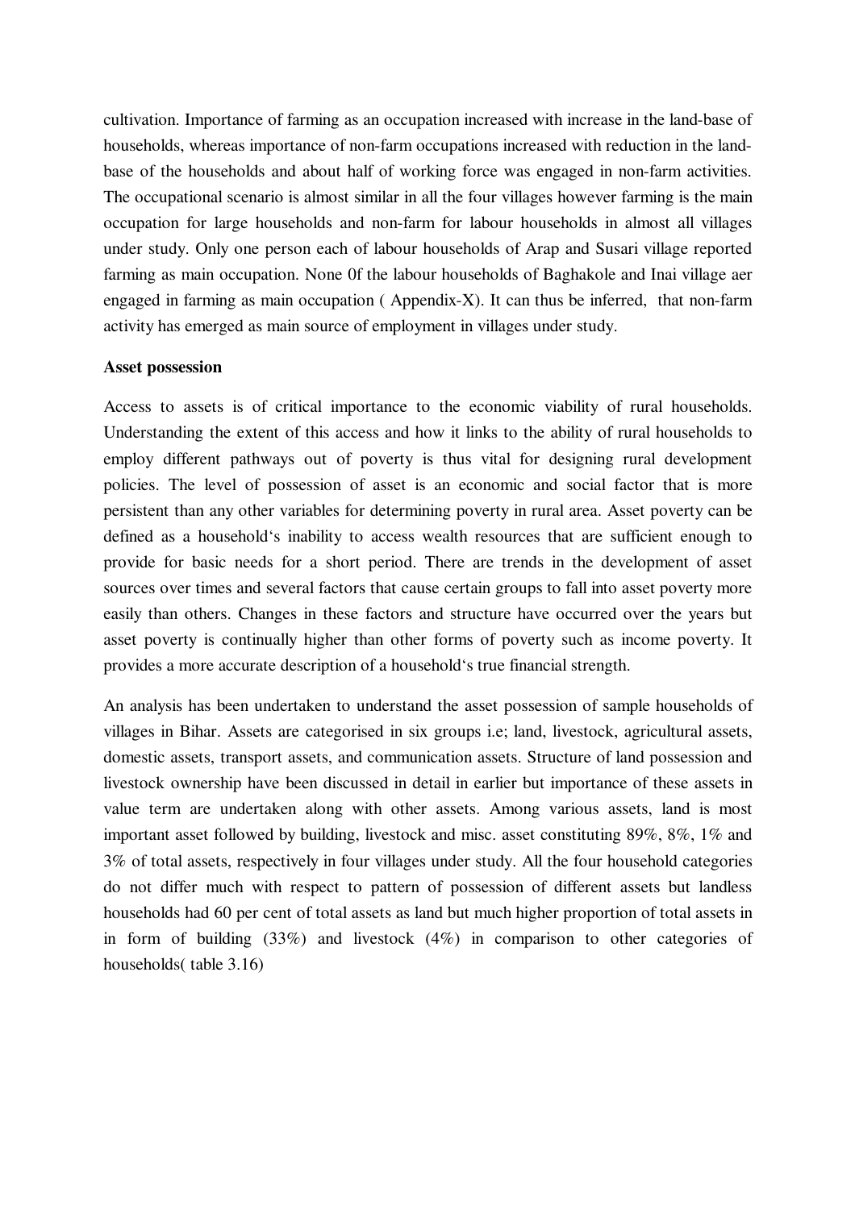cultivation. Importance of farming as an occupation increased with increase in the land-base of households, whereas importance of non-farm occupations increased with reduction in the land-base of the households and about half of working force was engaged in non-farm activities. The occupational scenario is almost similar in all the four villages however farming is the main occupation for large households and non-farm for labour households in almost all villages under study. Only one person each of labour households of Arap and Susari village reported farming as main occupation. None 0f the labour households of Baghakole and Inai village aer engaged in farming as main occupation ( Appendix-X). It can thus be inferred, that non-farm activity has emerged as main source of employment in villages under study.

**Asset possession**

Access to assets is of critical importance to the economic viability of rural households. Understanding the extent of this access and how it links to the ability of rural households to employ different pathways out of poverty is thus vital for designing rural development policies. The level of possession of asset is an economic and social factor that is more persistent than any other variables for determining poverty in rural area. Asset poverty can be defined as a household's inability to access wealth resources that are sufficient enough to provide for basic needs for a short period. There are trends in the development of asset sources over times and several factors that cause certain groups to fall into asset poverty more easily than others. Changes in these factors and structure have occurred over the years but asset poverty is continually higher than other forms of poverty such as income poverty. It provides a more accurate description of a household's true financial strength.

An analysis has been undertaken to understand the asset possession of sample households of villages in Bihar. Assets are categorised in six groups i.e; land, livestock, agricultural assets, domestic assets, transport assets, and communication assets. Structure of land possession and livestock ownership have been discussed in detail in earlier but importance of these assets in value term are undertaken along with other assets. Among various assets, land is most important asset followed by building, livestock and misc. asset constituting 89%, 8%, 1% and 3% of total assets, respectively in four villages under study. All the four household categories do not differ much with respect to pattern of possession of different assets but landless households had 60 per cent of total assets as land but much higher proportion of total assets in in form of building (33%) and livestock (4%) in comparison to other categories of households( table 3.16)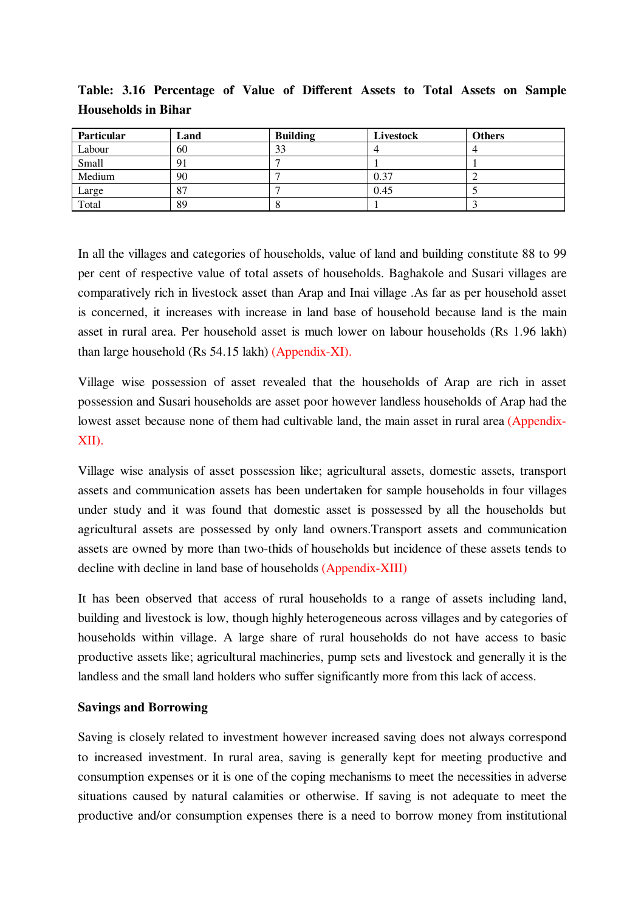**Table: 3.16 Percentage of Value of Different Assets to Total Assets on Sample Households in Bihar**

| Particular | Land | Building | Livestock | Others |
|---|---|---|---|---|
| Labour | 60 | 33 | 4 | 4 |
| Small | 91 | 7 | 1 | 1 |
| Medium | 90 | 7 | 0.37 | 2 |
| Large | 87 | 7 | 0.45 | 5 |
| Total | 89 | 8 | 1 | 3 |

In all the villages and categories of households, value of land and building constitute 88 to 99 per cent of respective value of total assets of households. Baghakole and Susari villages are comparatively rich in livestock asset than Arap and Inai village .As far as per household asset is concerned, it increases with increase in land base of household because land is the main asset in rural area. Per household asset is much lower on labour households (Rs 1.96 lakh) than large household (Rs 54.15 lakh) (Appendix-XI).

Village wise possession of asset revealed that the households of Arap are rich in asset possession and Susari households are asset poor however landless households of Arap had the lowest asset because none of them had cultivable land, the main asset in rural area (Appendix-XII).

Village wise analysis of asset possession like; agricultural assets, domestic assets, transport assets and communication assets has been undertaken for sample households in four villages under study and it was found that domestic asset is possessed by all the households but agricultural assets are possessed by only land owners.Transport assets and communication assets are owned by more than two-thids of households but incidence of these assets tends to decline with decline in land base of households (Appendix-XIII)

It has been observed that access of rural households to a range of assets including land, building and livestock is low, though highly heterogeneous across villages and by categories of households within village. A large share of rural households do not have access to basic productive assets like; agricultural machineries, pump sets and livestock and generally it is the landless and the small land holders who suffer significantly more from this lack of access.

**Savings and Borrowing**

Saving is closely related to investment however increased saving does not always correspond to increased investment. In rural area, saving is generally kept for meeting productive and consumption expenses or it is one of the coping mechanisms to meet the necessities in adverse situations caused by natural calamities or otherwise. If saving is not adequate to meet the productive and/or consumption expenses there is a need to borrow money from institutional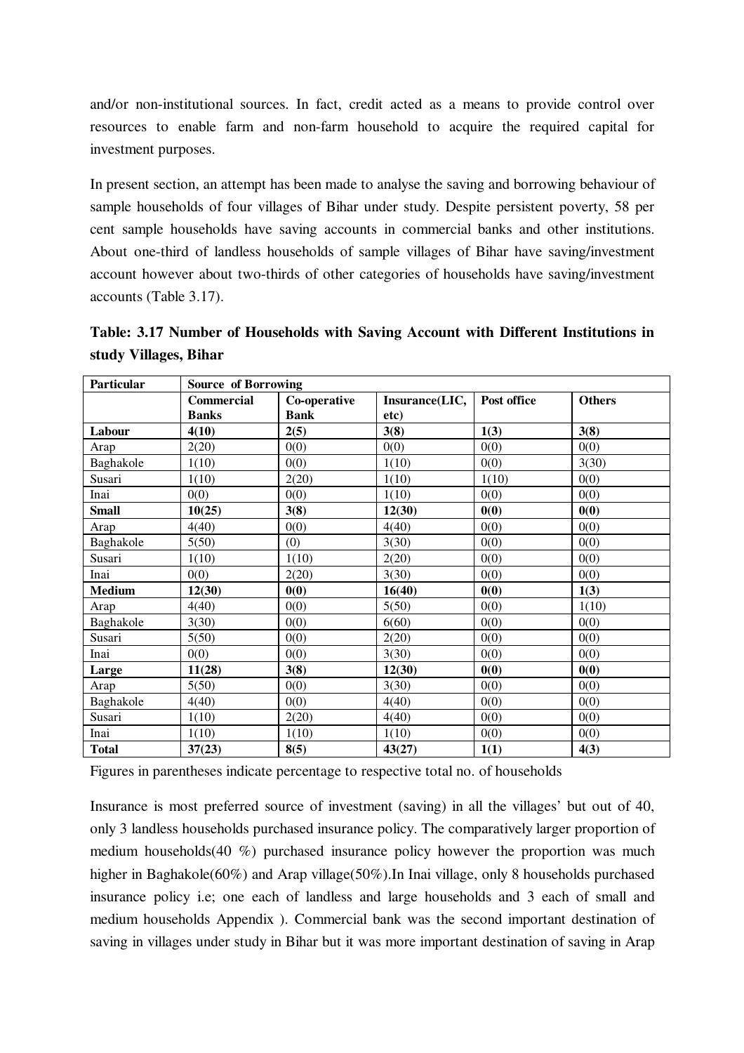and/or non-institutional sources. In fact, credit acted as a means to provide control over resources to enable farm and non-farm household to acquire the required capital for investment purposes.

In present section, an attempt has been made to analyse the saving and borrowing behaviour of sample households of four villages of Bihar under study. Despite persistent poverty, 58 per cent sample households have saving accounts in commercial banks and other institutions. About one-third of landless households of sample villages of Bihar have saving/investment account however about two-thirds of other categories of households have saving/investment accounts (Table 3.17).

**Table: 3.17 Number of Households with Saving Account with Different Institutions in study Villages, Bihar**

| Particular | Source of Borrowing | | | | |
|---|---|---|---|---|---|
| | Commercial Banks | Co-operative Bank | Insurance(LIC, etc) | Post office | Others |
| **Labour** | **4(10)** | **2(5)** | **3(8)** | **1(3)** | **3(8)** |
| Arap | 2(20) | 0(0) | 0(0) | 0(0) | 0(0) |
| Baghakole | 1(10) | 0(0) | 1(10) | 0(0) | 3(30) |
| Susari | 1(10) | 2(20) | 1(10) | 1(10) | 0(0) |
| Inai | 0(0) | 0(0) | 1(10) | 0(0) | 0(0) |
| **Small** | **10(25)** | **3(8)** | **12(30)** | **0(0)** | **0(0)** |
| Arap | 4(40) | 0(0) | 4(40) | 0(0) | 0(0) |
| Baghakole | 5(50) | (0) | 3(30) | 0(0) | 0(0) |
| Susari | 1(10) | 1(10) | 2(20) | 0(0) | 0(0) |
| Inai | 0(0) | 2(20) | 3(30) | 0(0) | 0(0) |
| **Medium** | **12(30)** | **0(0)** | **16(40)** | **0(0)** | **1(3)** |
| Arap | 4(40) | 0(0) | 5(50) | 0(0) | 1(10) |
| Baghakole | 3(30) | 0(0) | 6(60) | 0(0) | 0(0) |
| Susari | 5(50) | 0(0) | 2(20) | 0(0) | 0(0) |
| Inai | 0(0) | 0(0) | 3(30) | 0(0) | 0(0) |
| **Large** | **11(28)** | **3(8)** | **12(30)** | **0(0)** | **0(0)** |
| Arap | 5(50) | 0(0) | 3(30) | 0(0) | 0(0) |
| Baghakole | 4(40) | 0(0) | 4(40) | 0(0) | 0(0) |
| Susari | 1(10) | 2(20) | 4(40) | 0(0) | 0(0) |
| Inai | 1(10) | 1(10) | 1(10) | 0(0) | 0(0) |
| **Total** | **37(23)** | **8(5)** | **43(27)** | **1(1)** | **4(3)** |

Figures in parentheses indicate percentage to respective total no. of households

Insurance is most preferred source of investment (saving) in all the villages' but out of 40, only 3 landless households purchased insurance policy. The comparatively larger proportion of medium households(40 %) purchased insurance policy however the proportion was much higher in Baghakole(60%) and Arap village(50%).In Inai village, only 8 households purchased insurance policy i.e; one each of landless and large households and 3 each of small and medium households Appendix ). Commercial bank was the second important destination of saving in villages under study in Bihar but it was more important destination of saving in Arap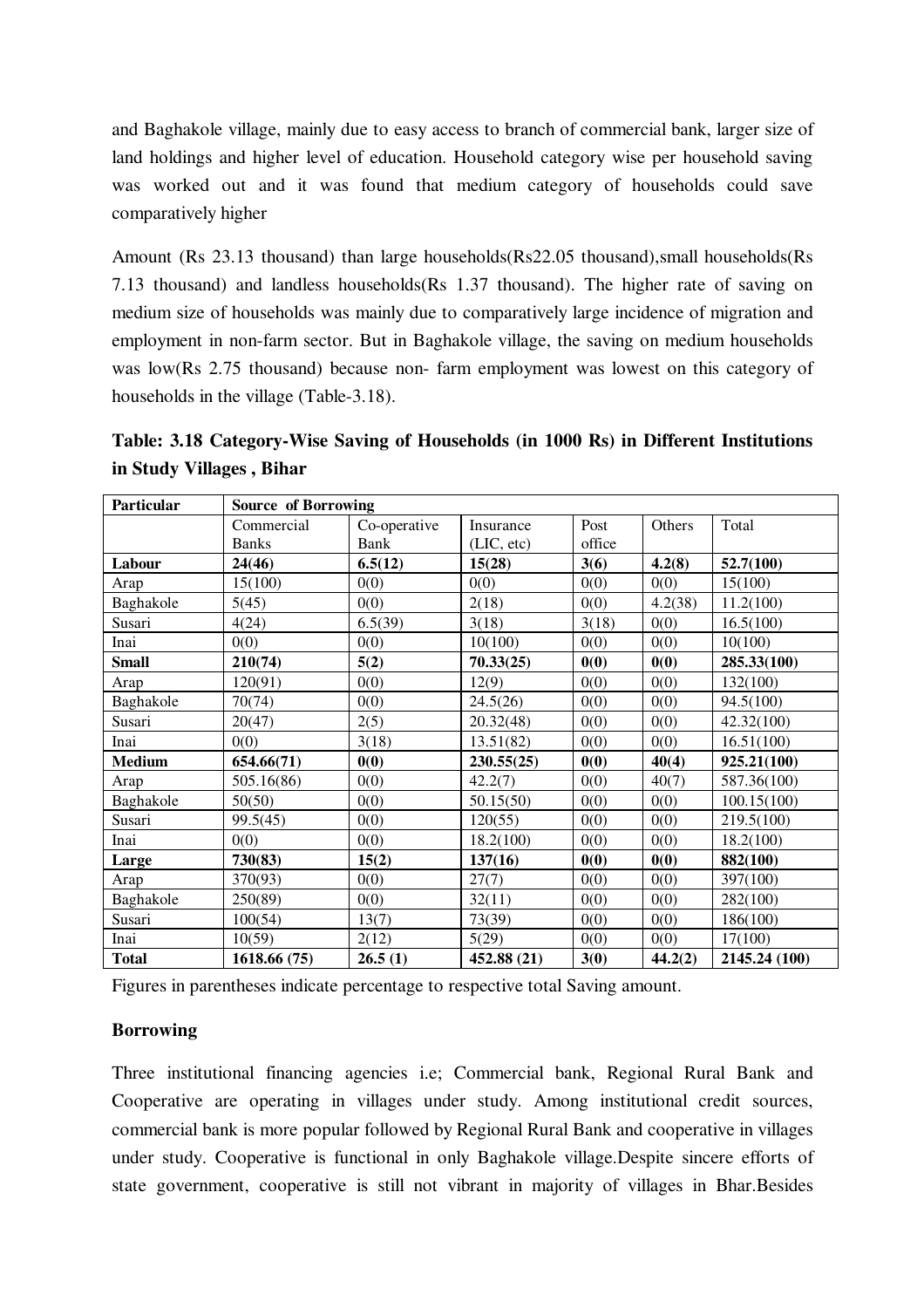and Baghakole village, mainly due to easy access to branch of commercial bank, larger size of land holdings and higher level of education. Household category wise per household saving was worked out and it was found that medium category of households could save comparatively higher

Amount (Rs 23.13 thousand) than large households(Rs22.05 thousand),small households(Rs 7.13 thousand) and landless households(Rs 1.37 thousand). The higher rate of saving on medium size of households was mainly due to comparatively large incidence of migration and employment in non-farm sector. But in Baghakole village, the saving on medium households was low(Rs 2.75 thousand) because non- farm employment was lowest on this category of households in the village (Table-3.18).

**Table: 3.18 Category-Wise Saving of Households (in 1000 Rs) in Different Institutions in Study Villages , Bihar**

| Particular | Source of Borrowing | | | | | |
|---|---|---|---|---|---|---|
| | Commercial Banks | Co-operative Bank | Insurance (LIC, etc) | Post office | Others | Total |
| **Labour** | **24(46)** | **6.5(12)** | **15(28)** | **3(6)** | **4.2(8)** | **52.7(100)** |
| Arap | 15(100) | 0(0) | 0(0) | 0(0) | 0(0) | 15(100) |
| Baghakole | 5(45) | 0(0) | 2(18) | 0(0) | 4.2(38) | 11.2(100) |
| Susari | 4(24) | 6.5(39) | 3(18) | 3(18) | 0(0) | 16.5(100) |
| Inai | 0(0) | 0(0) | 10(100) | 0(0) | 0(0) | 10(100) |
| **Small** | **210(74)** | **5(2)** | **70.33(25)** | **0(0)** | **0(0)** | **285.33(100)** |
| Arap | 120(91) | 0(0) | 12(9) | 0(0) | 0(0) | 132(100) |
| Baghakole | 70(74) | 0(0) | 24.5(26) | 0(0) | 0(0) | 94.5(100) |
| Susari | 20(47) | 2(5) | 20.32(48) | 0(0) | 0(0) | 42.32(100) |
| Inai | 0(0) | 3(18) | 13.51(82) | 0(0) | 0(0) | 16.51(100) |
| **Medium** | **654.66(71)** | **0(0)** | **230.55(25)** | **0(0)** | **40(4)** | **925.21(100)** |
| Arap | 505.16(86) | 0(0) | 42.2(7) | 0(0) | 40(7) | 587.36(100) |
| Baghakole | 50(50) | 0(0) | 50.15(50) | 0(0) | 0(0) | 100.15(100) |
| Susari | 99.5(45) | 0(0) | 120(55) | 0(0) | 0(0) | 219.5(100) |
| Inai | 0(0) | 0(0) | 18.2(100) | 0(0) | 0(0) | 18.2(100) |
| **Large** | **730(83)** | **15(2)** | **137(16)** | **0(0)** | **0(0)** | **882(100)** |
| Arap | 370(93) | 0(0) | 27(7) | 0(0) | 0(0) | 397(100) |
| Baghakole | 250(89) | 0(0) | 32(11) | 0(0) | 0(0) | 282(100) |
| Susari | 100(54) | 13(7) | 73(39) | 0(0) | 0(0) | 186(100) |
| Inai | 10(59) | 2(12) | 5(29) | 0(0) | 0(0) | 17(100) |
| **Total** | **1618.66 (75)** | **26.5 (1)** | **452.88 (21)** | **3(0)** | **44.2(2)** | **2145.24 (100)** |

Figures in parentheses indicate percentage to respective total Saving amount.

**Borrowing**

Three institutional financing agencies i.e; Commercial bank, Regional Rural Bank and Cooperative are operating in villages under study. Among institutional credit sources, commercial bank is more popular followed by Regional Rural Bank and cooperative in villages under study. Cooperative is functional in only Baghakole village.Despite sincere efforts of state government, cooperative is still not vibrant in majority of villages in Bhar.Besides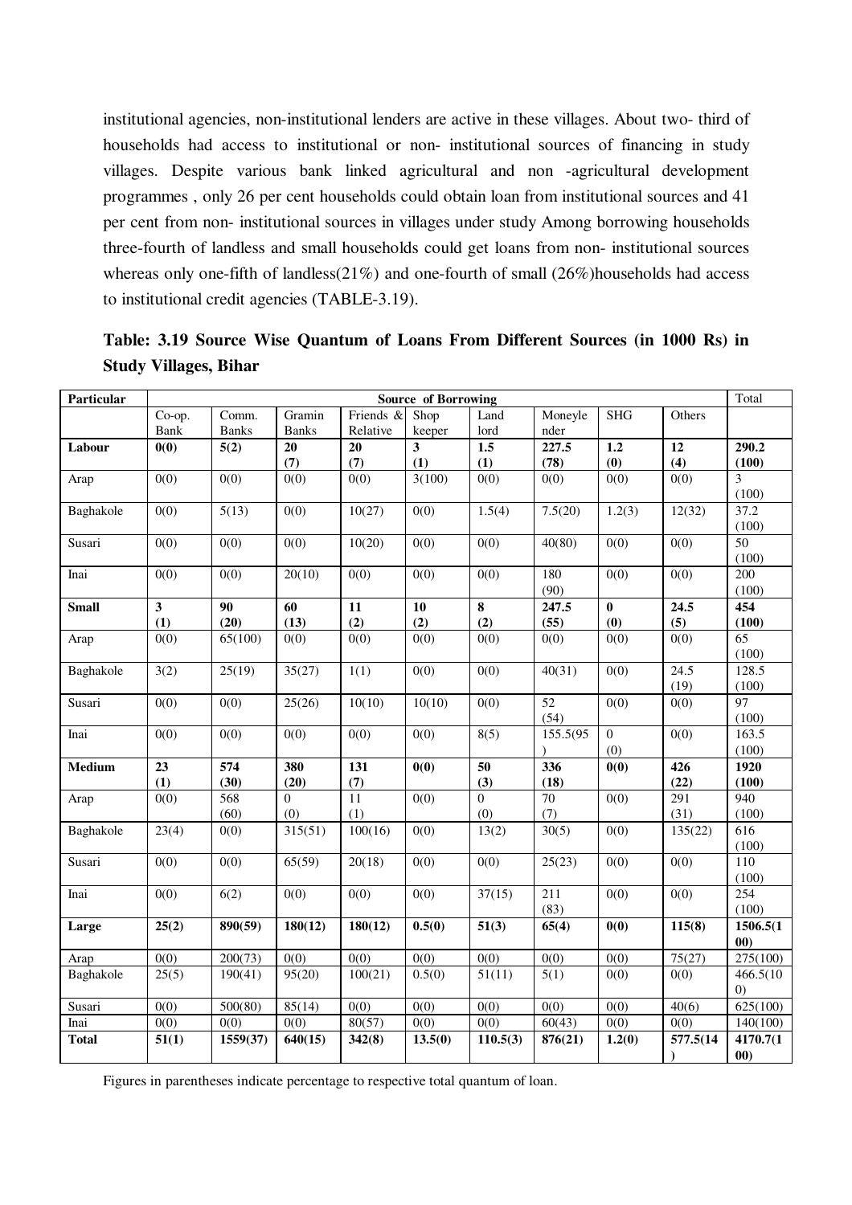institutional agencies, non-institutional lenders are active in these villages. About two- third of households had access to institutional or non- institutional sources of financing in study villages. Despite various bank linked agricultural and non -agricultural development programmes , only 26 per cent households could obtain loan from institutional sources and 41 per cent from non- institutional sources in villages under study Among borrowing households three-fourth of landless and small households could get loans from non- institutional sources whereas only one-fifth of landless(21%) and one-fourth of small (26%)households had access to institutional credit agencies (TABLE-3.19).

**Table: 3.19 Source Wise Quantum of Loans From Different Sources (in 1000 Rs) in Study Villages, Bihar**

| Particular | Source of Borrowing | | | | | | | | | Total |
|---|---|---|---|---|---|---|---|---|---|---|
| | Co-op. Bank | Comm. Banks | Gramin Banks | Friends & Relative | Shop keeper | Land lord | Moneylender | SHG | Others | |
| **Labour** | **0(0)** | **5(2)** | **20 (7)** | **20 (7)** | **3 (1)** | **1.5 (1)** | **227.5 (78)** | **1.2 (0)** | **12 (4)** | **290.2 (100)** |
| Arap | 0(0) | 0(0) | 0(0) | 0(0) | 3(100) | 0(0) | 0(0) | 0(0) | 0(0) | 3 (100) |
| Baghakole | 0(0) | 5(13) | 0(0) | 10(27) | 0(0) | 1.5(4) | 7.5(20) | 1.2(3) | 12(32) | 37.2 (100) |
| Susari | 0(0) | 0(0) | 0(0) | 10(20) | 0(0) | 0(0) | 40(80) | 0(0) | 0(0) | 50 (100) |
| Inai | 0(0) | 0(0) | 20(10) | 0(0) | 0(0) | 0(0) | 180 (90) | 0(0) | 0(0) | 200 (100) |
| **Small** | **3 (1)** | **90 (20)** | **60 (13)** | **11 (2)** | **10 (2)** | **8 (2)** | **247.5 (55)** | **0 (0)** | **24.5 (5)** | **454 (100)** |
| Arap | 0(0) | 65(100) | 0(0) | 0(0) | 0(0) | 0(0) | 0(0) | 0(0) | 0(0) | 65 (100) |
| Baghakole | 3(2) | 25(19) | 35(27) | 1(1) | 0(0) | 0(0) | 40(31) | 0(0) | 24.5 (19) | 128.5 (100) |
| Susari | 0(0) | 0(0) | 25(26) | 10(10) | 10(10) | 0(0) | 52 (54) | 0(0) | 0(0) | 97 (100) |
| Inai | 0(0) | 0(0) | 0(0) | 0(0) | 0(0) | 8(5) | 155.5(95) | 0 (0) | 0(0) | 163.5 (100) |
| **Medium** | **23 (1)** | **574 (30)** | **380 (20)** | **131 (7)** | **0(0)** | **50 (3)** | **336 (18)** | **0(0)** | **426 (22)** | **1920 (100)** |
| Arap | 0(0) | 568 (60) | 0 (0) | 11 (1) | 0(0) | 0 (0) | 70 (7) | 0(0) | 291 (31) | 940 (100) |
| Baghakole | 23(4) | 0(0) | 315(51) | 100(16) | 0(0) | 13(2) | 30(5) | 0(0) | 135(22) | 616 (100) |
| Susari | 0(0) | 0(0) | 65(59) | 20(18) | 0(0) | 0(0) | 25(23) | 0(0) | 0(0) | 110 (100) |
| Inai | 0(0) | 6(2) | 0(0) | 0(0) | 0(0) | 37(15) | 211 (83) | 0(0) | 0(0) | 254 (100) |
| **Large** | **25(2)** | **890(59)** | **180(12)** | **180(12)** | **0.5(0)** | **51(3)** | **65(4)** | **0(0)** | **115(8)** | **1506.5(100)** |
| Arap | 0(0) | 200(73) | 0(0) | 0(0) | 0(0) | 0(0) | 0(0) | 0(0) | 75(27) | 275(100) |
| Baghakole | 25(5) | 190(41) | 95(20) | 100(21) | 0.5(0) | 51(11) | 5(1) | 0(0) | 0(0) | 466.5(100) |
| Susari | 0(0) | 500(80) | 85(14) | 0(0) | 0(0) | 0(0) | 0(0) | 0(0) | 40(6) | 625(100) |
| Inai | 0(0) | 0(0) | 0(0) | 80(57) | 0(0) | 0(0) | 60(43) | 0(0) | 0(0) | 140(100) |
| **Total** | **51(1)** | **1559(37)** | **640(15)** | **342(8)** | **13.5(0)** | **110.5(3)** | **876(21)** | **1.2(0)** | **577.5(14)** | **4170.7(100)** |

Figures in parentheses indicate percentage to respective total quantum of loan.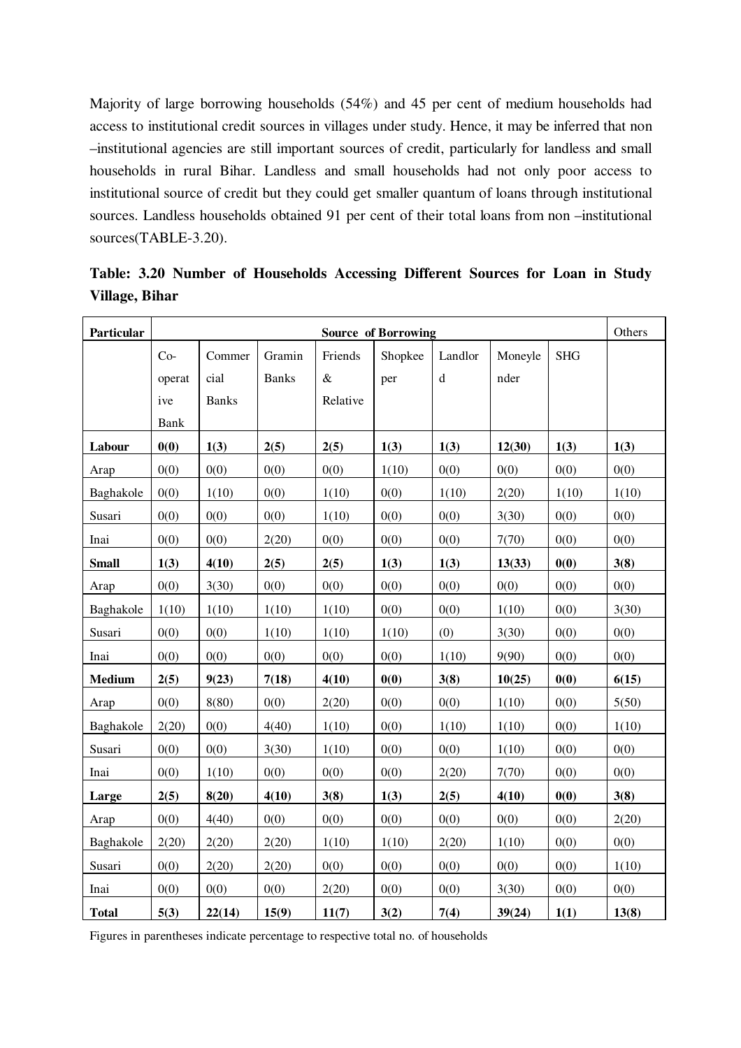Majority of large borrowing households (54%) and 45 per cent of medium households had access to institutional credit sources in villages under study. Hence, it may be inferred that non –institutional agencies are still important sources of credit, particularly for landless and small households in rural Bihar. Landless and small households had not only poor access to institutional source of credit but they could get smaller quantum of loans through institutional sources. Landless households obtained 91 per cent of their total loans from non –institutional sources(TABLE-3.20).

**Table: 3.20 Number of Households Accessing Different Sources for Loan in Study Village, Bihar**

| Particular | Source of Borrowing | | | | | | | | Others |
|---|---|---|---|---|---|---|---|---|---|
| | Co-operative Bank | Commercial Banks | Gramin Banks | Friends & Relative | Shopkeeper | Landlord | Moneylender | SHG | |
| **Labour** | **0(0)** | **1(3)** | **2(5)** | **2(5)** | **1(3)** | **1(3)** | **12(30)** | **1(3)** | **1(3)** |
| Arap | 0(0) | 0(0) | 0(0) | 0(0) | 1(10) | 0(0) | 0(0) | 0(0) | 0(0) |
| Baghakole | 0(0) | 1(10) | 0(0) | 1(10) | 0(0) | 1(10) | 2(20) | 1(10) | 1(10) |
| Susari | 0(0) | 0(0) | 0(0) | 1(10) | 0(0) | 0(0) | 3(30) | 0(0) | 0(0) |
| Inai | 0(0) | 0(0) | 2(20) | 0(0) | 0(0) | 0(0) | 7(70) | 0(0) | 0(0) |
| **Small** | **1(3)** | **4(10)** | **2(5)** | **2(5)** | **1(3)** | **1(3)** | **13(33)** | **0(0)** | **3(8)** |
| Arap | 0(0) | 3(30) | 0(0) | 0(0) | 0(0) | 0(0) | 0(0) | 0(0) | 0(0) |
| Baghakole | 1(10) | 1(10) | 1(10) | 1(10) | 0(0) | 0(0) | 1(10) | 0(0) | 3(30) |
| Susari | 0(0) | 0(0) | 1(10) | 1(10) | 1(10) | (0) | 3(30) | 0(0) | 0(0) |
| Inai | 0(0) | 0(0) | 0(0) | 0(0) | 0(0) | 1(10) | 9(90) | 0(0) | 0(0) |
| **Medium** | **2(5)** | **9(23)** | **7(18)** | **4(10)** | **0(0)** | **3(8)** | **10(25)** | **0(0)** | **6(15)** |
| Arap | 0(0) | 8(80) | 0(0) | 2(20) | 0(0) | 0(0) | 1(10) | 0(0) | 5(50) |
| Baghakole | 2(20) | 0(0) | 4(40) | 1(10) | 0(0) | 1(10) | 1(10) | 0(0) | 1(10) |
| Susari | 0(0) | 0(0) | 3(30) | 1(10) | 0(0) | 0(0) | 1(10) | 0(0) | 0(0) |
| Inai | 0(0) | 1(10) | 0(0) | 0(0) | 0(0) | 2(20) | 7(70) | 0(0) | 0(0) |
| **Large** | **2(5)** | **8(20)** | **4(10)** | **3(8)** | **1(3)** | **2(5)** | **4(10)** | **0(0)** | **3(8)** |
| Arap | 0(0) | 4(40) | 0(0) | 0(0) | 0(0) | 0(0) | 0(0) | 0(0) | 2(20) |
| Baghakole | 2(20) | 2(20) | 2(20) | 1(10) | 1(10) | 2(20) | 1(10) | 0(0) | 0(0) |
| Susari | 0(0) | 2(20) | 2(20) | 0(0) | 0(0) | 0(0) | 0(0) | 0(0) | 1(10) |
| Inai | 0(0) | 0(0) | 0(0) | 2(20) | 0(0) | 0(0) | 3(30) | 0(0) | 0(0) |
| **Total** | **5(3)** | **22(14)** | **15(9)** | **11(7)** | **3(2)** | **7(4)** | **39(24)** | **1(1)** | **13(8)** |

Figures in parentheses indicate percentage to respective total no. of households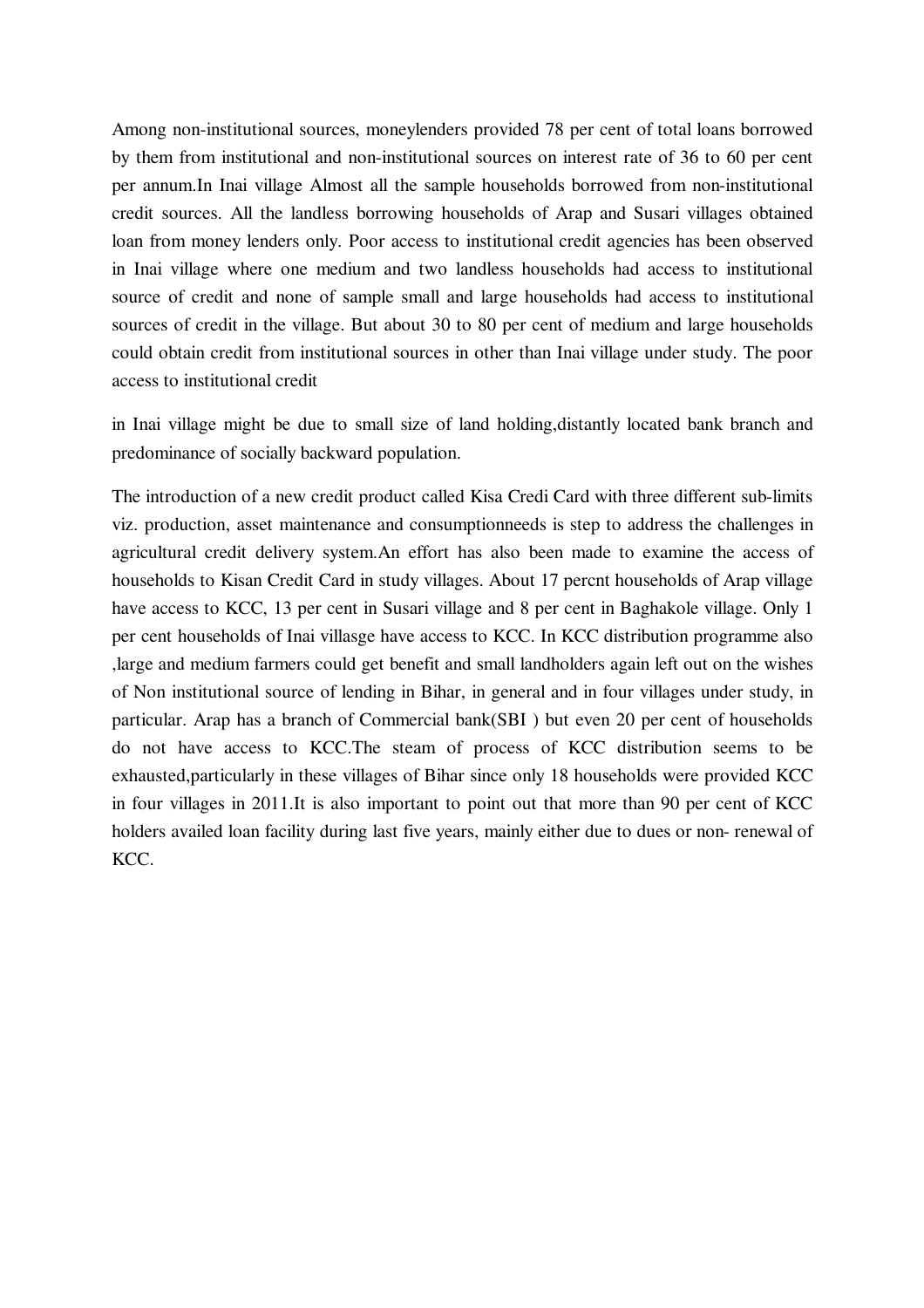Among non-institutional sources, moneylenders provided 78 per cent of total loans borrowed by them from institutional and non-institutional sources on interest rate of 36 to 60 per cent per annum.In Inai village Almost all the sample households borrowed from non-institutional credit sources. All the landless borrowing households of Arap and Susari villages obtained loan from money lenders only. Poor access to institutional credit agencies has been observed in Inai village where one medium and two landless households had access to institutional source of credit and none of sample small and large households had access to institutional sources of credit in the village. But about 30 to 80 per cent of medium and large households could obtain credit from institutional sources in other than Inai village under study. The poor access to institutional credit

in Inai village might be due to small size of land holding,distantly located bank branch and predominance of socially backward population.

The introduction of a new credit product called Kisa Credi Card with three different sub-limits viz. production, asset maintenance and consumptionneeds is step to address the challenges in agricultural credit delivery system.An effort has also been made to examine the access of households to Kisan Credit Card in study villages. About 17 percnt households of Arap village have access to KCC, 13 per cent in Susari village and 8 per cent in Baghakole village. Only 1 per cent households of Inai villasge have access to KCC. In KCC distribution programme also ,large and medium farmers could get benefit and small landholders again left out on the wishes of Non institutional source of lending in Bihar, in general and in four villages under study, in particular. Arap has a branch of Commercial bank(SBI ) but even 20 per cent of households do not have access to KCC.The steam of process of KCC distribution seems to be exhausted,particularly in these villages of Bihar since only 18 households were provided KCC in four villages in 2011.It is also important to point out that more than 90 per cent of KCC holders availed loan facility during last five years, mainly either due to dues or non- renewal of KCC.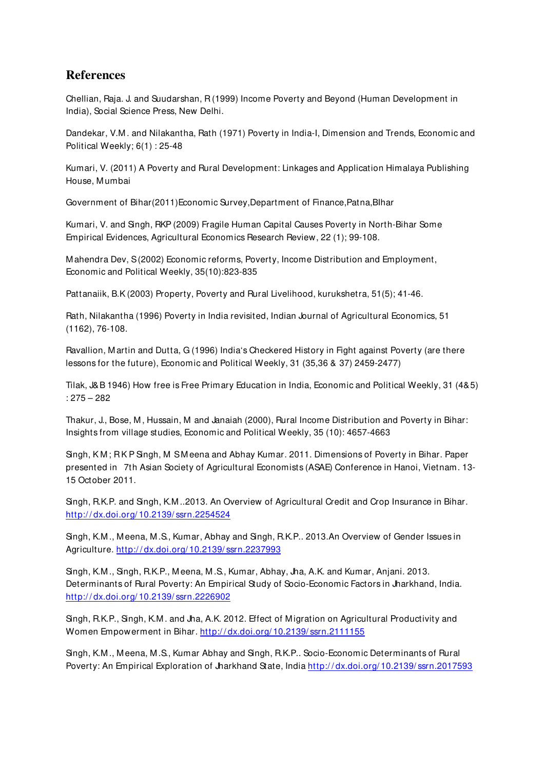## References

Chellian, Raja. J. and Suudarshan, R (1999) Income Poverty and Beyond (Human Development in India), Social Science Press, New Delhi.

Dandekar, V.M. and Nilakantha, Rath (1971) Poverty in India-I, Dimension and Trends, Economic and Political Weekly; 6(1) : 25-48

Kumari, V. (2011) A Poverty and Rural Development: Linkages and Application Himalaya Publishing House, Mumbai

Government of Bihar(2011)Economic Survey,Department of Finance,Patna,BIhar

Kumari, V. and Singh, RKP (2009) Fragile Human Capital Causes Poverty in North-Bihar Some Empirical Evidences, Agricultural Economics Research Review, 22 (1); 99-108.

Mahendra Dev, S (2002) Economic reforms, Poverty, Income Distribution and Employment, Economic and Political Weekly, 35(10):823-835

Pattanaiik, B.K (2003) Property, Poverty and Rural Livelihood, kurukshetra, 51(5); 41-46.

Rath, Nilakantha (1996) Poverty in India revisited, Indian Journal of Agricultural Economics, 51 (1162), 76-108.

Ravallion, Martin and Dutta, G (1996) India's Checkered History in Fight against Poverty (are there lessons for the future), Economic and Political Weekly, 31 (35,36 & 37) 2459-2477)

Tilak, J&B 1946) How free is Free Primary Education in India, Economic and Political Weekly, 31 (4&5) : 275 – 282

Thakur, J., Bose, M, Hussain, M and Janaiah (2000), Rural Income Distribution and Poverty in Bihar: Insights from village studies, Economic and Political Weekly, 35 (10): 4657-4663

Singh, K M; R K P Singh, M S Meena and Abhay Kumar. 2011. Dimensions of Poverty in Bihar. Paper presented in 7th Asian Society of Agricultural Economists (ASAE) Conference in Hanoi, Vietnam. 13-15 October 2011.

Singh, R.K.P. and Singh, K.M..2013. An Overview of Agricultural Credit and Crop Insurance in Bihar. http://dx.doi.org/10.2139/ssrn.2254524

Singh, K.M., Meena, M.S., Kumar, Abhay and Singh, R.K.P.. 2013.An Overview of Gender Issues in Agriculture. http://dx.doi.org/10.2139/ssrn.2237993

Singh, K.M., Singh, R.K.P., Meena, M.S., Kumar, Abhay, Jha, A.K. and Kumar, Anjani. 2013. Determinants of Rural Poverty: An Empirical Study of Socio-Economic Factors in Jharkhand, India. http://dx.doi.org/10.2139/ssrn.2226902

Singh, R.K.P., Singh, K.M. and Jha, A.K. 2012. Effect of Migration on Agricultural Productivity and Women Empowerment in Bihar. http://dx.doi.org/10.2139/ssrn.2111155

Singh, K.M., Meena, M.S., Kumar Abhay and Singh, R.K.P.. Socio-Economic Determinants of Rural Poverty: An Empirical Exploration of Jharkhand State, India http://dx.doi.org/10.2139/ssrn.2017593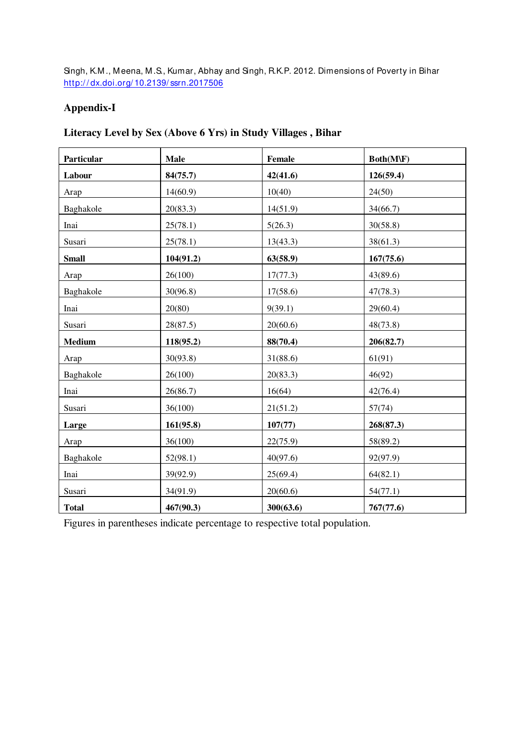Singh, K.M., Meena, M.S., Kumar, Abhay and Singh, R.K.P. 2012. Dimensions of Poverty in Bihar
http://dx.doi.org/10.2139/ssrn.2017506

## Appendix-I

### Literacy Level by Sex (Above 6 Yrs) in Study Villages , Bihar

| Particular | Male | Female | Both(M\F) |
|---|---|---|---|
| **Labour** | **84(75.7)** | **42(41.6)** | **126(59.4)** |
| Arap | 14(60.9) | 10(40) | 24(50) |
| Baghakole | 20(83.3) | 14(51.9) | 34(66.7) |
| Inai | 25(78.1) | 5(26.3) | 30(58.8) |
| Susari | 25(78.1) | 13(43.3) | 38(61.3) |
| **Small** | **104(91.2)** | **63(58.9)** | **167(75.6)** |
| Arap | 26(100) | 17(77.3) | 43(89.6) |
| Baghakole | 30(96.8) | 17(58.6) | 47(78.3) |
| Inai | 20(80) | 9(39.1) | 29(60.4) |
| Susari | 28(87.5) | 20(60.6) | 48(73.8) |
| **Medium** | **118(95.2)** | **88(70.4)** | **206(82.7)** |
| Arap | 30(93.8) | 31(88.6) | 61(91) |
| Baghakole | 26(100) | 20(83.3) | 46(92) |
| Inai | 26(86.7) | 16(64) | 42(76.4) |
| Susari | 36(100) | 21(51.2) | 57(74) |
| **Large** | **161(95.8)** | **107(77)** | **268(87.3)** |
| Arap | 36(100) | 22(75.9) | 58(89.2) |
| Baghakole | 52(98.1) | 40(97.6) | 92(97.9) |
| Inai | 39(92.9) | 25(69.4) | 64(82.1) |
| Susari | 34(91.9) | 20(60.6) | 54(77.1) |
| **Total** | **467(90.3)** | **300(63.6)** | **767(77.6)** |

Figures in parentheses indicate percentage to respective total population.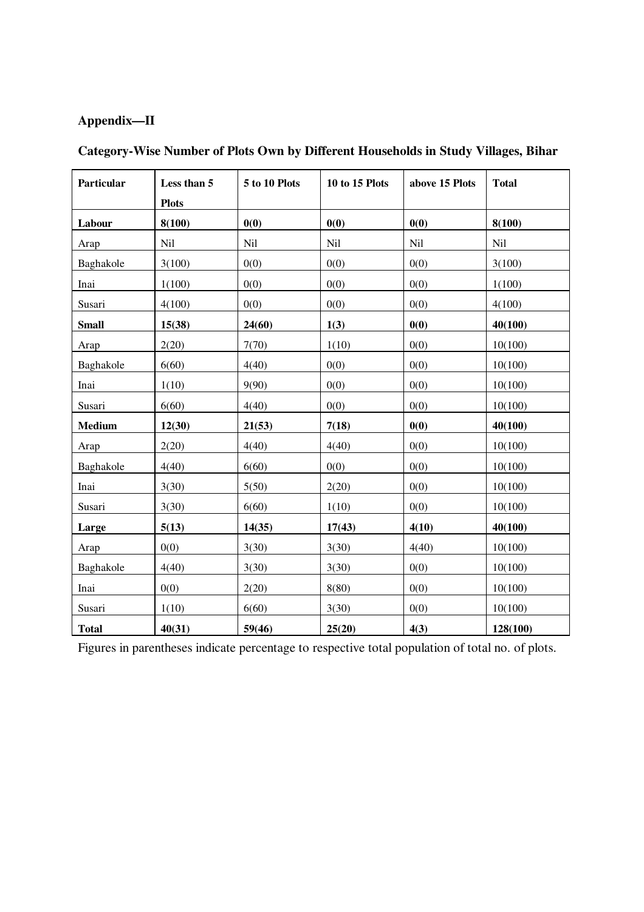**Appendix—II**

**Category-Wise Number of Plots Own by Different Households in Study Villages, Bihar**

| Particular | Less than 5 Plots | 5 to 10 Plots | 10 to 15 Plots | above 15 Plots | Total |
|---|---|---|---|---|---|
| **Labour** | **8(100)** | **0(0)** | **0(0)** | **0(0)** | **8(100)** |
| Arap | Nil | Nil | Nil | Nil | Nil |
| Baghakole | 3(100) | 0(0) | 0(0) | 0(0) | 3(100) |
| Inai | 1(100) | 0(0) | 0(0) | 0(0) | 1(100) |
| Susari | 4(100) | 0(0) | 0(0) | 0(0) | 4(100) |
| **Small** | **15(38)** | **24(60)** | **1(3)** | **0(0)** | **40(100)** |
| Arap | 2(20) | 7(70) | 1(10) | 0(0) | 10(100) |
| Baghakole | 6(60) | 4(40) | 0(0) | 0(0) | 10(100) |
| Inai | 1(10) | 9(90) | 0(0) | 0(0) | 10(100) |
| Susari | 6(60) | 4(40) | 0(0) | 0(0) | 10(100) |
| **Medium** | **12(30)** | **21(53)** | **7(18)** | **0(0)** | **40(100)** |
| Arap | 2(20) | 4(40) | 4(40) | 0(0) | 10(100) |
| Baghakole | 4(40) | 6(60) | 0(0) | 0(0) | 10(100) |
| Inai | 3(30) | 5(50) | 2(20) | 0(0) | 10(100) |
| Susari | 3(30) | 6(60) | 1(10) | 0(0) | 10(100) |
| **Large** | **5(13)** | **14(35)** | **17(43)** | **4(10)** | **40(100)** |
| Arap | 0(0) | 3(30) | 3(30) | 4(40) | 10(100) |
| Baghakole | 4(40) | 3(30) | 3(30) | 0(0) | 10(100) |
| Inai | 0(0) | 2(20) | 8(80) | 0(0) | 10(100) |
| Susari | 1(10) | 6(60) | 3(30) | 0(0) | 10(100) |
| **Total** | **40(31)** | **59(46)** | **25(20)** | **4(3)** | **128(100)** |

Figures in parentheses indicate percentage to respective total population of total no. of plots.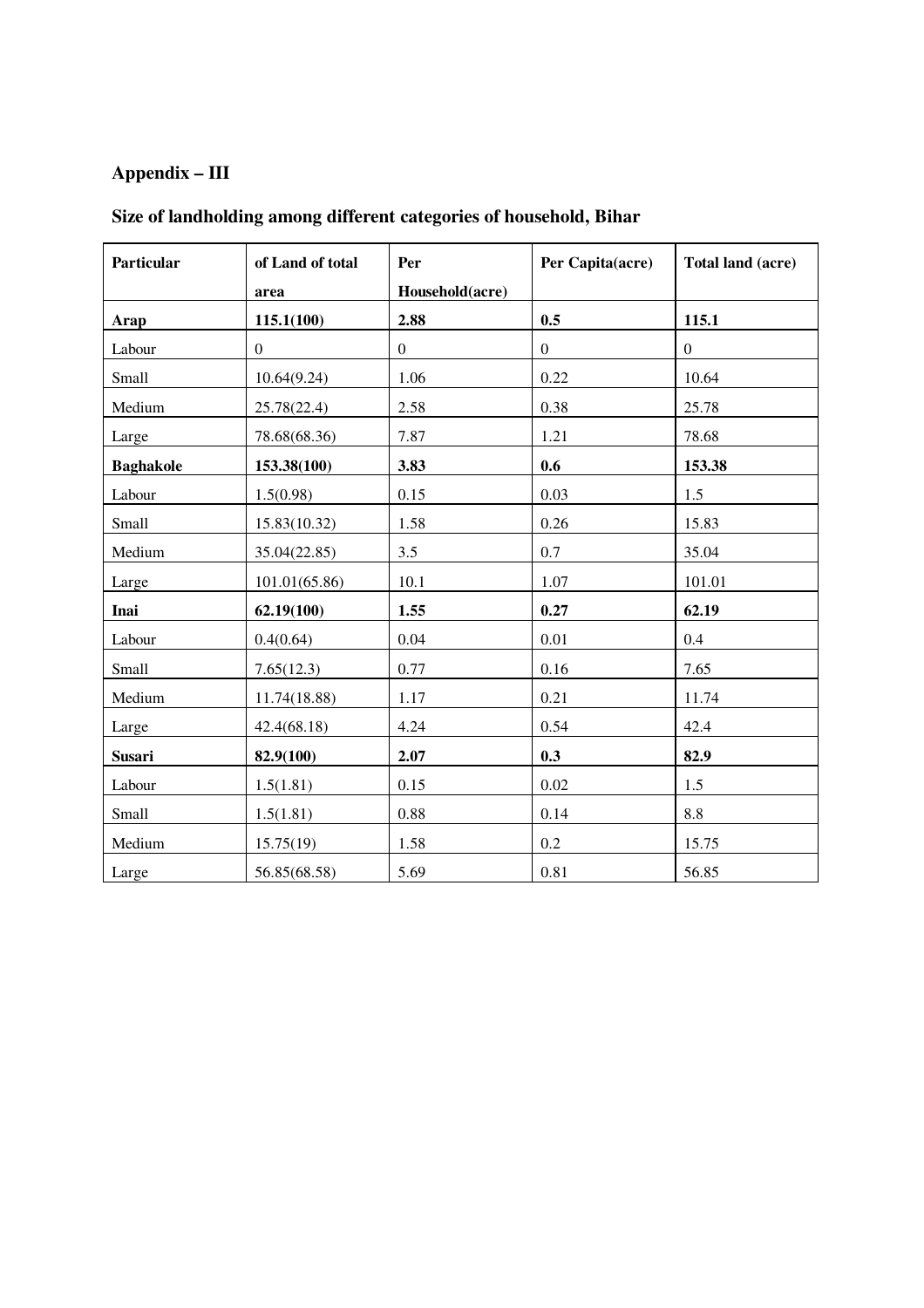**Appendix – III**

**Size of landholding among different categories of household, Bihar**

| Particular | of Land of total area | Per Household(acre) | Per Capita(acre) | Total land (acre) |
|---|---|---|---|---|
| **Arap** | **115.1(100)** | **2.88** | **0.5** | **115.1** |
| Labour | 0 | 0 | 0 | 0 |
| Small | 10.64(9.24) | 1.06 | 0.22 | 10.64 |
| Medium | 25.78(22.4) | 2.58 | 0.38 | 25.78 |
| Large | 78.68(68.36) | 7.87 | 1.21 | 78.68 |
| **Baghakole** | **153.38(100)** | **3.83** | **0.6** | **153.38** |
| Labour | 1.5(0.98) | 0.15 | 0.03 | 1.5 |
| Small | 15.83(10.32) | 1.58 | 0.26 | 15.83 |
| Medium | 35.04(22.85) | 3.5 | 0.7 | 35.04 |
| Large | 101.01(65.86) | 10.1 | 1.07 | 101.01 |
| **Inai** | **62.19(100)** | **1.55** | **0.27** | **62.19** |
| Labour | 0.4(0.64) | 0.04 | 0.01 | 0.4 |
| Small | 7.65(12.3) | 0.77 | 0.16 | 7.65 |
| Medium | 11.74(18.88) | 1.17 | 0.21 | 11.74 |
| Large | 42.4(68.18) | 4.24 | 0.54 | 42.4 |
| **Susari** | **82.9(100)** | **2.07** | **0.3** | **82.9** |
| Labour | 1.5(1.81) | 0.15 | 0.02 | 1.5 |
| Small | 1.5(1.81) | 0.88 | 0.14 | 8.8 |
| Medium | 15.75(19) | 1.58 | 0.2 | 15.75 |
| Large | 56.85(68.58) | 5.69 | 0.81 | 56.85 |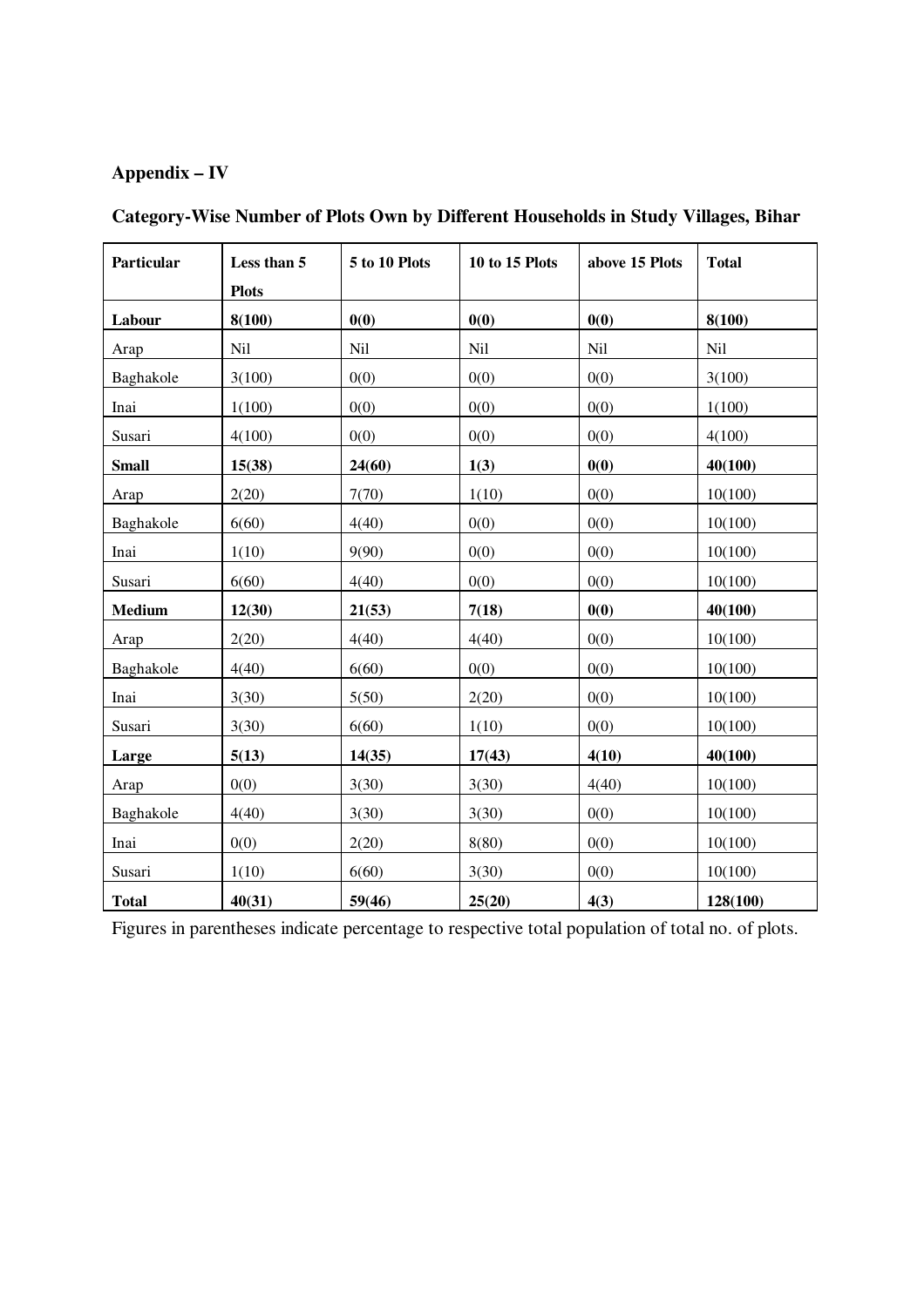**Appendix – IV**

**Category-Wise Number of Plots Own by Different Households in Study Villages, Bihar**

| Particular | Less than 5 Plots | 5 to 10 Plots | 10 to 15 Plots | above 15 Plots | Total |
|---|---|---|---|---|---|
| **Labour** | **8(100)** | **0(0)** | **0(0)** | **0(0)** | **8(100)** |
| Arap | Nil | Nil | Nil | Nil | Nil |
| Baghakole | 3(100) | 0(0) | 0(0) | 0(0) | 3(100) |
| Inai | 1(100) | 0(0) | 0(0) | 0(0) | 1(100) |
| Susari | 4(100) | 0(0) | 0(0) | 0(0) | 4(100) |
| **Small** | **15(38)** | **24(60)** | **1(3)** | **0(0)** | **40(100)** |
| Arap | 2(20) | 7(70) | 1(10) | 0(0) | 10(100) |
| Baghakole | 6(60) | 4(40) | 0(0) | 0(0) | 10(100) |
| Inai | 1(10) | 9(90) | 0(0) | 0(0) | 10(100) |
| Susari | 6(60) | 4(40) | 0(0) | 0(0) | 10(100) |
| **Medium** | **12(30)** | **21(53)** | **7(18)** | **0(0)** | **40(100)** |
| Arap | 2(20) | 4(40) | 4(40) | 0(0) | 10(100) |
| Baghakole | 4(40) | 6(60) | 0(0) | 0(0) | 10(100) |
| Inai | 3(30) | 5(50) | 2(20) | 0(0) | 10(100) |
| Susari | 3(30) | 6(60) | 1(10) | 0(0) | 10(100) |
| **Large** | **5(13)** | **14(35)** | **17(43)** | **4(10)** | **40(100)** |
| Arap | 0(0) | 3(30) | 3(30) | 4(40) | 10(100) |
| Baghakole | 4(40) | 3(30) | 3(30) | 0(0) | 10(100) |
| Inai | 0(0) | 2(20) | 8(80) | 0(0) | 10(100) |
| Susari | 1(10) | 6(60) | 3(30) | 0(0) | 10(100) |
| **Total** | **40(31)** | **59(46)** | **25(20)** | **4(3)** | **128(100)** |

Figures in parentheses indicate percentage to respective total population of total no. of plots.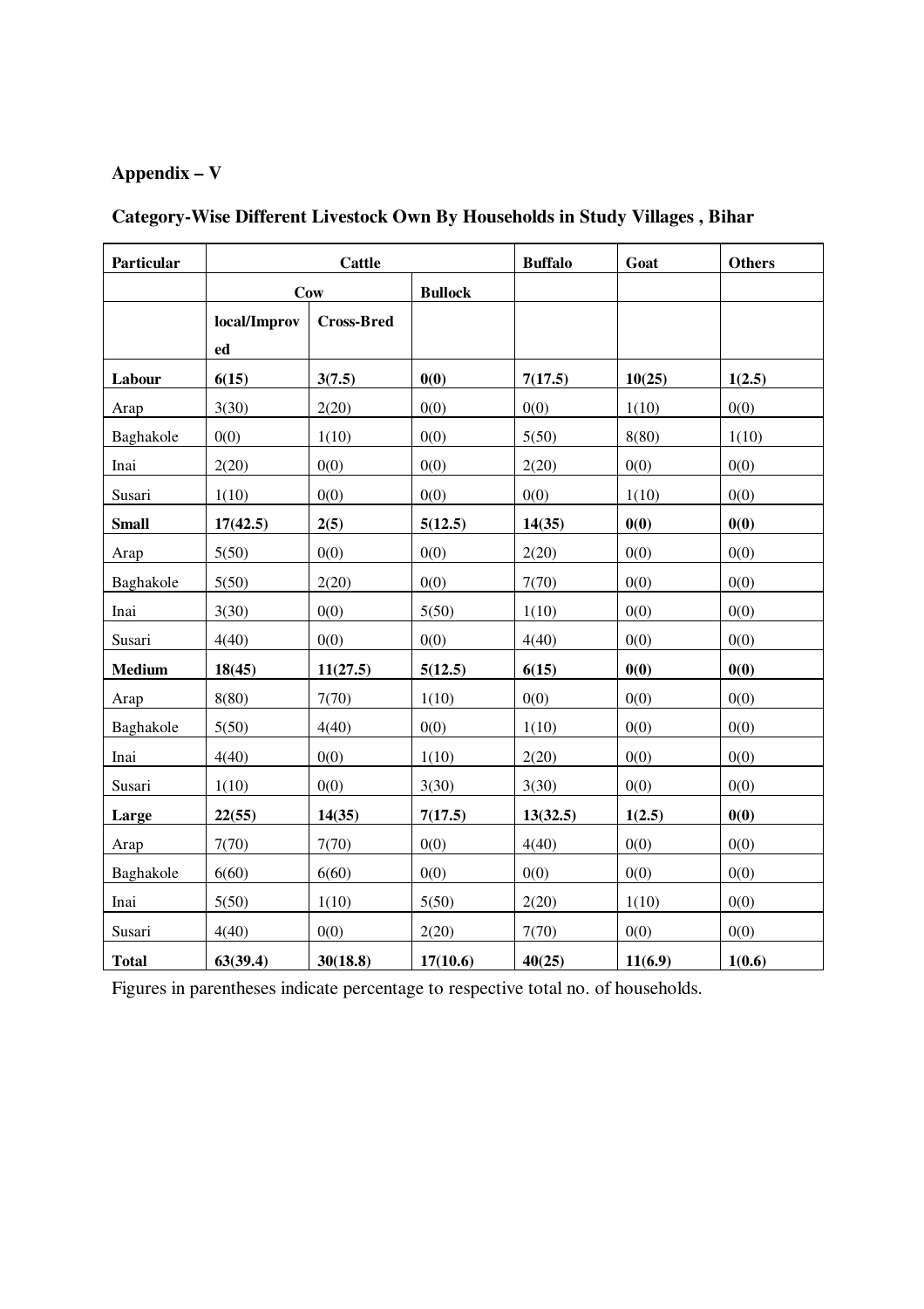## Appendix – V

### Category-Wise Different Livestock Own By Households in Study Villages , Bihar

| Particular | Cattle | | | Buffalo | Goat | Others |
|---|---|---|---|---|---|---|
| | Cow | | Bullock | | | |
| | local/Improved | Cross-Bred | | | | |
| **Labour** | **6(15)** | **3(7.5)** | **0(0)** | **7(17.5)** | **10(25)** | **1(2.5)** |
| Arap | 3(30) | 2(20) | 0(0) | 0(0) | 1(10) | 0(0) |
| Baghakole | 0(0) | 1(10) | 0(0) | 5(50) | 8(80) | 1(10) |
| Inai | 2(20) | 0(0) | 0(0) | 2(20) | 0(0) | 0(0) |
| Susari | 1(10) | 0(0) | 0(0) | 0(0) | 1(10) | 0(0) |
| **Small** | **17(42.5)** | **2(5)** | **5(12.5)** | **14(35)** | **0(0)** | **0(0)** |
| Arap | 5(50) | 0(0) | 0(0) | 2(20) | 0(0) | 0(0) |
| Baghakole | 5(50) | 2(20) | 0(0) | 7(70) | 0(0) | 0(0) |
| Inai | 3(30) | 0(0) | 5(50) | 1(10) | 0(0) | 0(0) |
| Susari | 4(40) | 0(0) | 0(0) | 4(40) | 0(0) | 0(0) |
| **Medium** | **18(45)** | **11(27.5)** | **5(12.5)** | **6(15)** | **0(0)** | **0(0)** |
| Arap | 8(80) | 7(70) | 1(10) | 0(0) | 0(0) | 0(0) |
| Baghakole | 5(50) | 4(40) | 0(0) | 1(10) | 0(0) | 0(0) |
| Inai | 4(40) | 0(0) | 1(10) | 2(20) | 0(0) | 0(0) |
| Susari | 1(10) | 0(0) | 3(30) | 3(30) | 0(0) | 0(0) |
| **Large** | **22(55)** | **14(35)** | **7(17.5)** | **13(32.5)** | **1(2.5)** | **0(0)** |
| Arap | 7(70) | 7(70) | 0(0) | 4(40) | 0(0) | 0(0) |
| Baghakole | 6(60) | 6(60) | 0(0) | 0(0) | 0(0) | 0(0) |
| Inai | 5(50) | 1(10) | 5(50) | 2(20) | 1(10) | 0(0) |
| Susari | 4(40) | 0(0) | 2(20) | 7(70) | 0(0) | 0(0) |
| **Total** | **63(39.4)** | **30(18.8)** | **17(10.6)** | **40(25)** | **11(6.9)** | **1(0.6)** |

Figures in parentheses indicate percentage to respective total no. of households.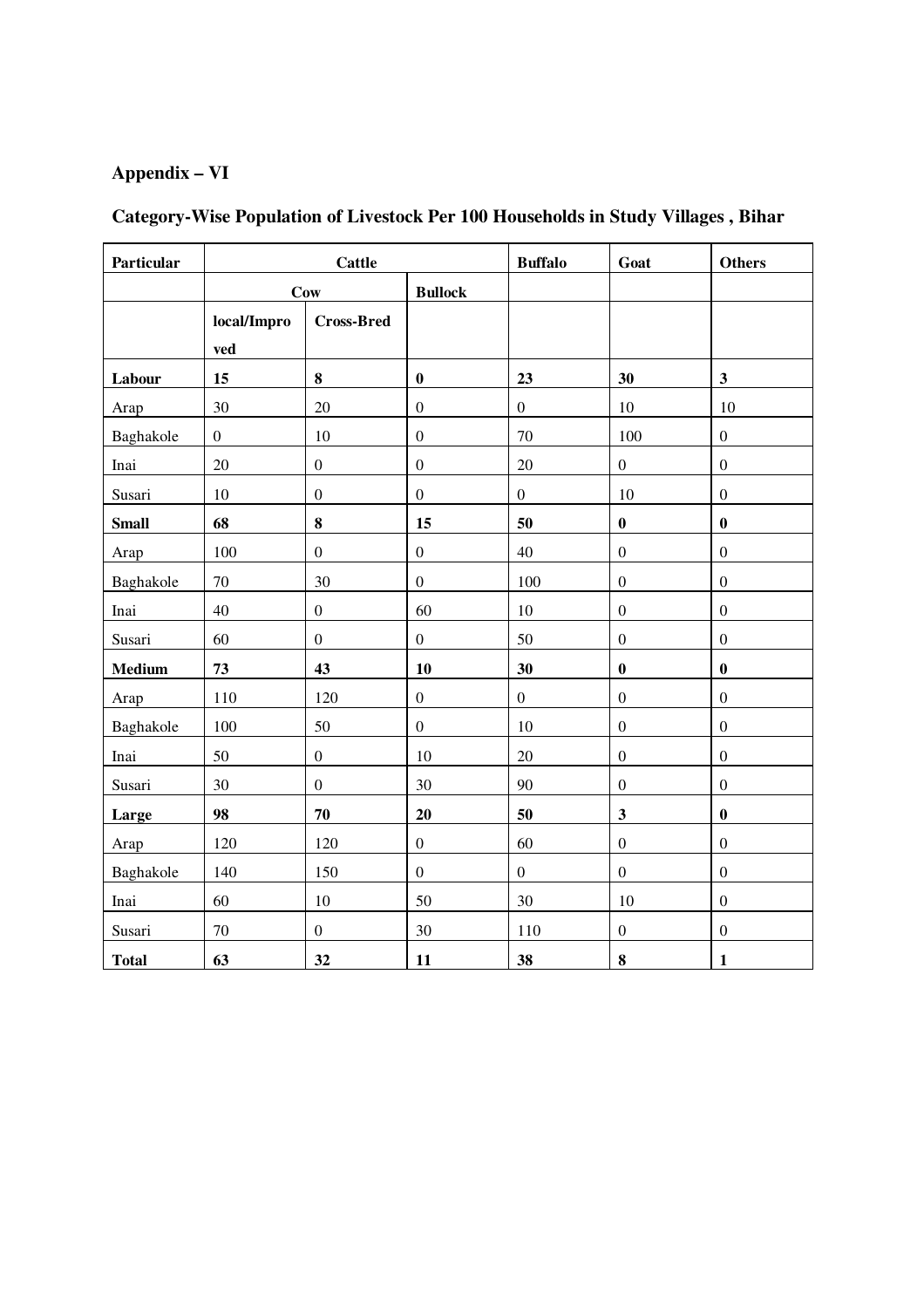## Appendix – VI

### Category-Wise Population of Livestock Per 100 Households in Study Villages , Bihar

| Particular | Cattle | | | Buffalo | Goat | Others |
|---|---|---|---|---|---|---|
| | Cow | | Bullock | | | |
| | local/Improved | Cross-Bred | | | | |
| **Labour** | **15** | **8** | **0** | **23** | **30** | **3** |
| Arap | 30 | 20 | 0 | 0 | 10 | 10 |
| Baghakole | 0 | 10 | 0 | 70 | 100 | 0 |
| Inai | 20 | 0 | 0 | 20 | 0 | 0 |
| Susari | 10 | 0 | 0 | 0 | 10 | 0 |
| **Small** | **68** | **8** | **15** | **50** | **0** | **0** |
| Arap | 100 | 0 | 0 | 40 | 0 | 0 |
| Baghakole | 70 | 30 | 0 | 100 | 0 | 0 |
| Inai | 40 | 0 | 60 | 10 | 0 | 0 |
| Susari | 60 | 0 | 0 | 50 | 0 | 0 |
| **Medium** | **73** | **43** | **10** | **30** | **0** | **0** |
| Arap | 110 | 120 | 0 | 0 | 0 | 0 |
| Baghakole | 100 | 50 | 0 | 10 | 0 | 0 |
| Inai | 50 | 0 | 10 | 20 | 0 | 0 |
| Susari | 30 | 0 | 30 | 90 | 0 | 0 |
| **Large** | **98** | **70** | **20** | **50** | **3** | **0** |
| Arap | 120 | 120 | 0 | 60 | 0 | 0 |
| Baghakole | 140 | 150 | 0 | 0 | 0 | 0 |
| Inai | 60 | 10 | 50 | 30 | 10 | 0 |
| Susari | 70 | 0 | 30 | 110 | 0 | 0 |
| **Total** | **63** | **32** | **11** | **38** | **8** | **1** |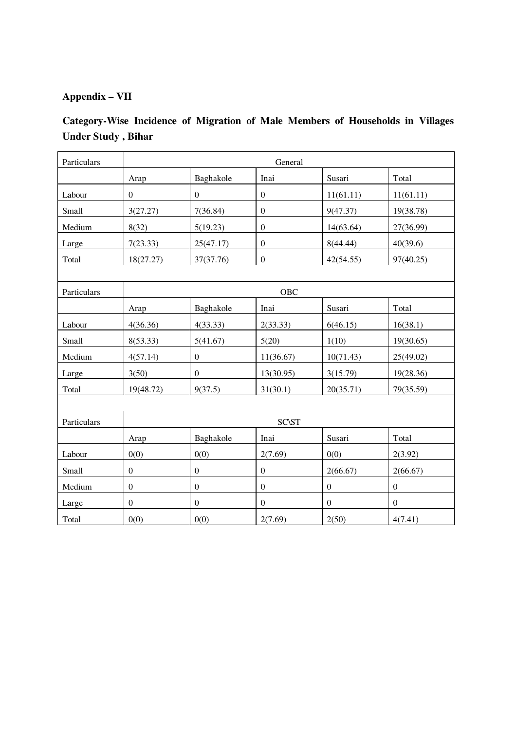## Appendix – VII

**Category-Wise Incidence of Migration of Male Members of Households in Villages Under Study , Bihar**

| Particulars | General | | | | |
|---|---|---|---|---|---|
| | Arap | Baghakole | Inai | Susari | Total |
| Labour | 0 | 0 | 0 | 11(61.11) | 11(61.11) |
| Small | 3(27.27) | 7(36.84) | 0 | 9(47.37) | 19(38.78) |
| Medium | 8(32) | 5(19.23) | 0 | 14(63.64) | 27(36.99) |
| Large | 7(23.33) | 25(47.17) | 0 | 8(44.44) | 40(39.6) |
| Total | 18(27.27) | 37(37.76) | 0 | 42(54.55) | 97(40.25) |
| | | | | | |
| Particulars | OBC | | | | |
| | Arap | Baghakole | Inai | Susari | Total |
| Labour | 4(36.36) | 4(33.33) | 2(33.33) | 6(46.15) | 16(38.1) |
| Small | 8(53.33) | 5(41.67) | 5(20) | 1(10) | 19(30.65) |
| Medium | 4(57.14) | 0 | 11(36.67) | 10(71.43) | 25(49.02) |
| Large | 3(50) | 0 | 13(30.95) | 3(15.79) | 19(28.36) |
| Total | 19(48.72) | 9(37.5) | 31(30.1) | 20(35.71) | 79(35.59) |
| | | | | | |
| Particulars | SC\ST | | | | |
| | Arap | Baghakole | Inai | Susari | Total |
| Labour | 0(0) | 0(0) | 2(7.69) | 0(0) | 2(3.92) |
| Small | 0 | 0 | 0 | 2(66.67) | 2(66.67) |
| Medium | 0 | 0 | 0 | 0 | 0 |
| Large | 0 | 0 | 0 | 0 | 0 |
| Total | 0(0) | 0(0) | 2(7.69) | 2(50) | 4(7.41) |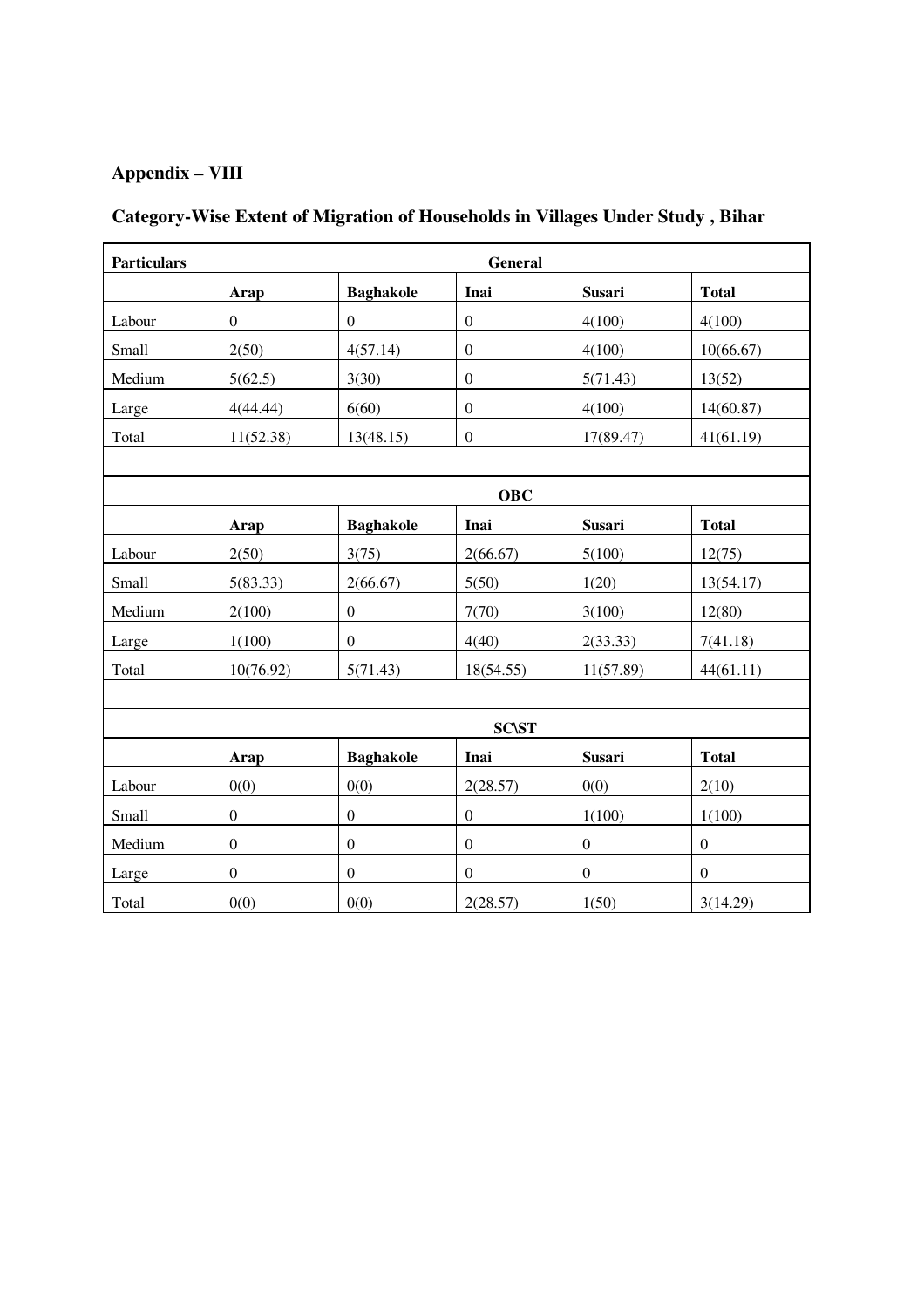## Appendix – VIII

### Category-Wise Extent of Migration of Households in Villages Under Study , Bihar

| Particulars | General | | | | |
|---|---|---|---|---|---|
| | **Arap** | **Baghakole** | **Inai** | **Susari** | **Total** |
| Labour | 0 | 0 | 0 | 4(100) | 4(100) |
| Small | 2(50) | 4(57.14) | 0 | 4(100) | 10(66.67) |
| Medium | 5(62.5) | 3(30) | 0 | 5(71.43) | 13(52) |
| Large | 4(44.44) | 6(60) | 0 | 4(100) | 14(60.87) |
| Total | 11(52.38) | 13(48.15) | 0 | 17(89.47) | 41(61.19) |
| | | | | | |
| | **OBC** | | | | |
| | **Arap** | **Baghakole** | **Inai** | **Susari** | **Total** |
| Labour | 2(50) | 3(75) | 2(66.67) | 5(100) | 12(75) |
| Small | 5(83.33) | 2(66.67) | 5(50) | 1(20) | 13(54.17) |
| Medium | 2(100) | 0 | 7(70) | 3(100) | 12(80) |
| Large | 1(100) | 0 | 4(40) | 2(33.33) | 7(41.18) |
| Total | 10(76.92) | 5(71.43) | 18(54.55) | 11(57.89) | 44(61.11) |
| | | | | | |
| | **SC\ST** | | | | |
| | **Arap** | **Baghakole** | **Inai** | **Susari** | **Total** |
| Labour | 0(0) | 0(0) | 2(28.57) | 0(0) | 2(10) |
| Small | 0 | 0 | 0 | 1(100) | 1(100) |
| Medium | 0 | 0 | 0 | 0 | 0 |
| Large | 0 | 0 | 0 | 0 | 0 |
| Total | 0(0) | 0(0) | 2(28.57) | 1(50) | 3(14.29) |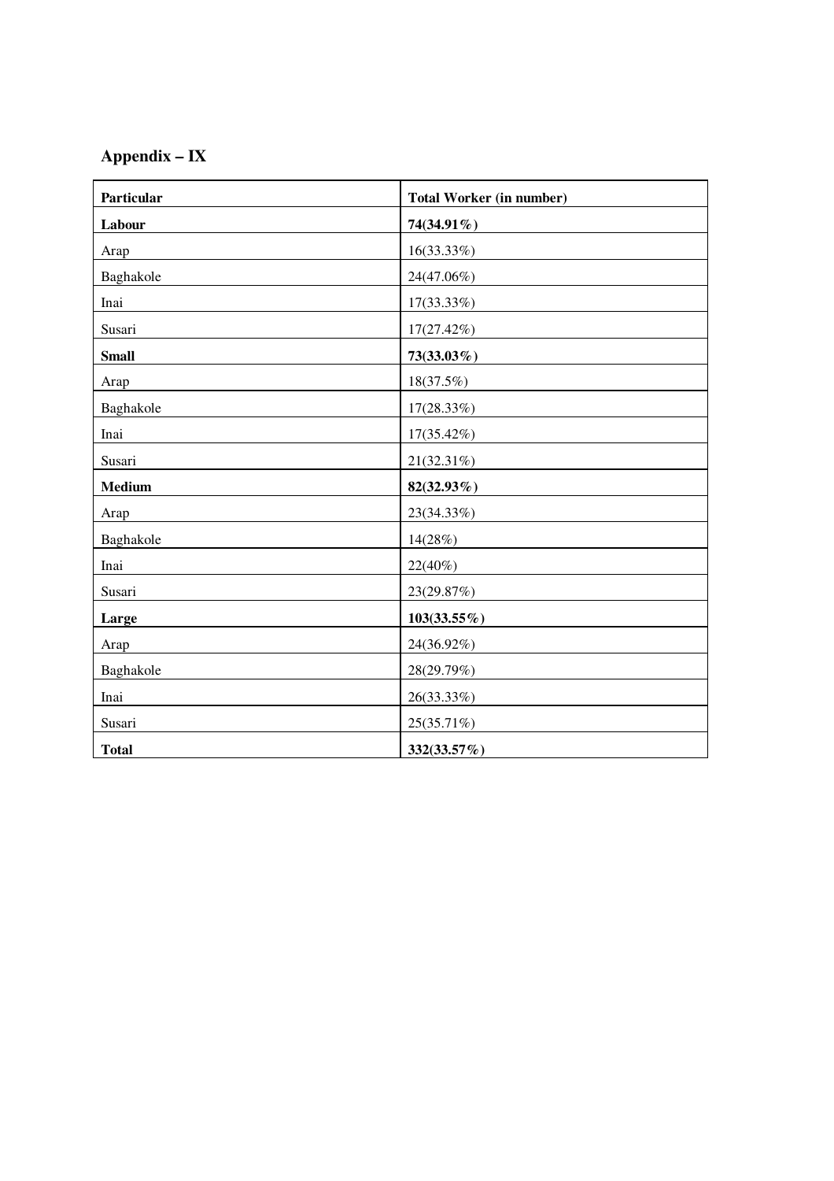## Appendix – IX

| **Particular** | **Total Worker (in number)** |
|---|---|
| **Labour** | **74(34.91%)** |
| Arap | 16(33.33%) |
| Baghakole | 24(47.06%) |
| Inai | 17(33.33%) |
| Susari | 17(27.42%) |
| **Small** | **73(33.03%)** |
| Arap | 18(37.5%) |
| Baghakole | 17(28.33%) |
| Inai | 17(35.42%) |
| Susari | 21(32.31%) |
| **Medium** | **82(32.93%)** |
| Arap | 23(34.33%) |
| Baghakole | 14(28%) |
| Inai | 22(40%) |
| Susari | 23(29.87%) |
| **Large** | **103(33.55%)** |
| Arap | 24(36.92%) |
| Baghakole | 28(29.79%) |
| Inai | 26(33.33%) |
| Susari | 25(35.71%) |
| **Total** | **332(33.57%)** |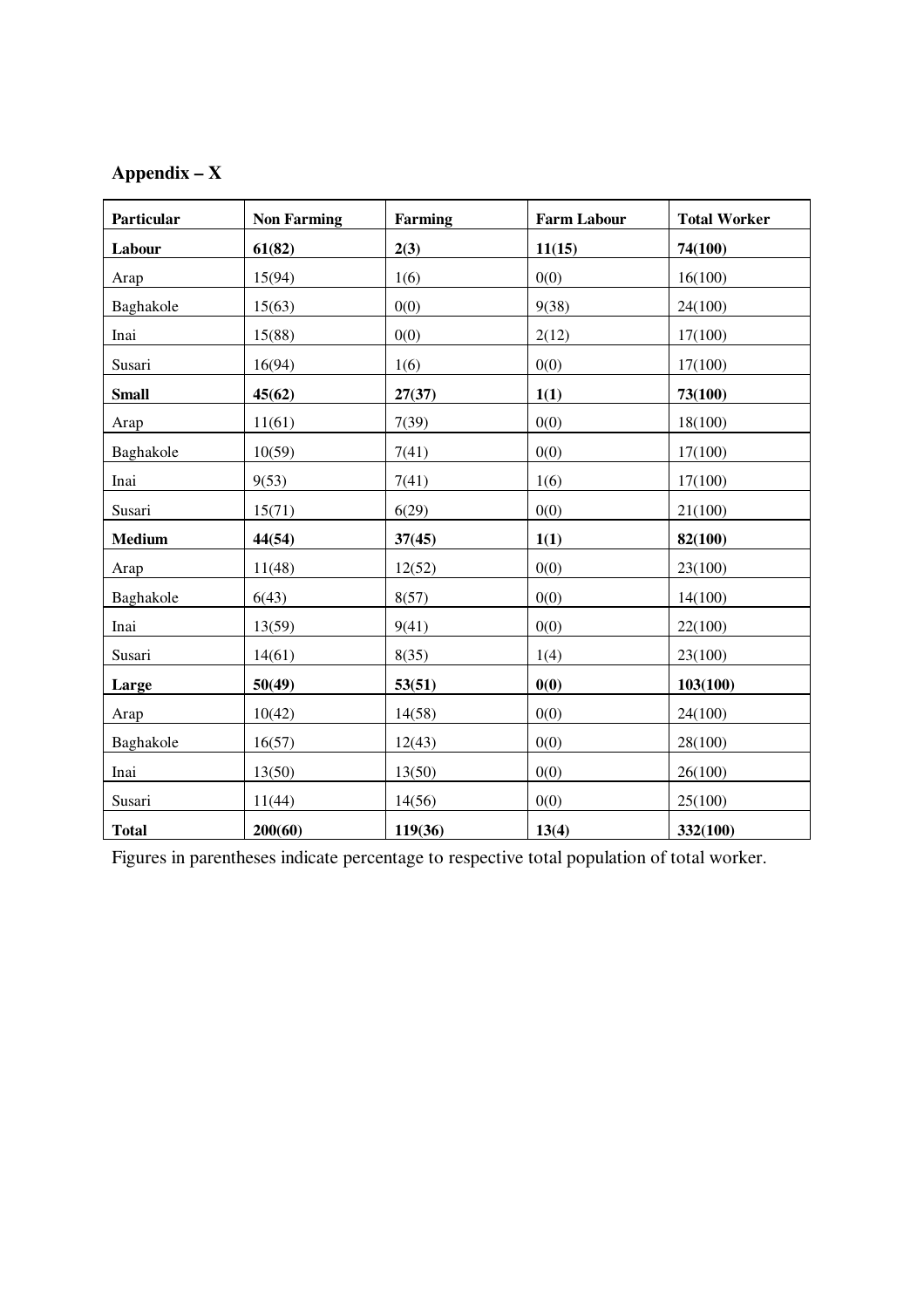**Appendix – X**

| Particular | Non Farming | Farming | Farm Labour | Total Worker |
|---|---|---|---|---|
| **Labour** | **61(82)** | **2(3)** | **11(15)** | **74(100)** |
| Arap | 15(94) | 1(6) | 0(0) | 16(100) |
| Baghakole | 15(63) | 0(0) | 9(38) | 24(100) |
| Inai | 15(88) | 0(0) | 2(12) | 17(100) |
| Susari | 16(94) | 1(6) | 0(0) | 17(100) |
| **Small** | **45(62)** | **27(37)** | **1(1)** | **73(100)** |
| Arap | 11(61) | 7(39) | 0(0) | 18(100) |
| Baghakole | 10(59) | 7(41) | 0(0) | 17(100) |
| Inai | 9(53) | 7(41) | 1(6) | 17(100) |
| Susari | 15(71) | 6(29) | 0(0) | 21(100) |
| **Medium** | **44(54)** | **37(45)** | **1(1)** | **82(100)** |
| Arap | 11(48) | 12(52) | 0(0) | 23(100) |
| Baghakole | 6(43) | 8(57) | 0(0) | 14(100) |
| Inai | 13(59) | 9(41) | 0(0) | 22(100) |
| Susari | 14(61) | 8(35) | 1(4) | 23(100) |
| **Large** | **50(49)** | **53(51)** | **0(0)** | **103(100)** |
| Arap | 10(42) | 14(58) | 0(0) | 24(100) |
| Baghakole | 16(57) | 12(43) | 0(0) | 28(100) |
| Inai | 13(50) | 13(50) | 0(0) | 26(100) |
| Susari | 11(44) | 14(56) | 0(0) | 25(100) |
| **Total** | **200(60)** | **119(36)** | **13(4)** | **332(100)** |

Figures in parentheses indicate percentage to respective total population of total worker.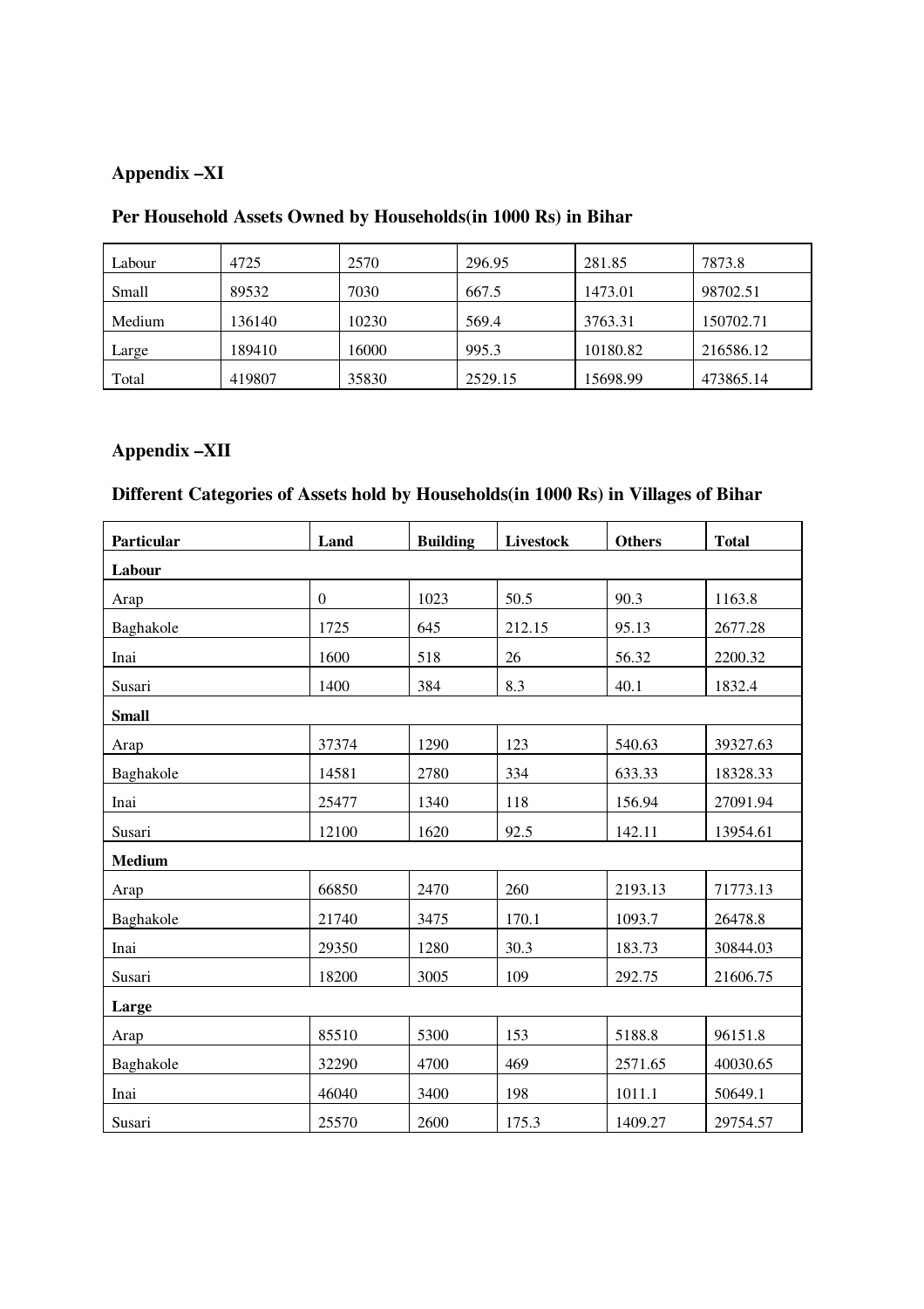**Appendix –XI**

**Per Household Assets Owned by Households(in 1000 Rs) in Bihar**

| | | | | | |
|---|---|---|---|---|---|
| Labour | 4725 | 2570 | 296.95 | 281.85 | 7873.8 |
| Small | 89532 | 7030 | 667.5 | 1473.01 | 98702.51 |
| Medium | 136140 | 10230 | 569.4 | 3763.31 | 150702.71 |
| Large | 189410 | 16000 | 995.3 | 10180.82 | 216586.12 |
| Total | 419807 | 35830 | 2529.15 | 15698.99 | 473865.14 |

**Appendix –XII**

**Different Categories of Assets hold by Households(in 1000 Rs) in Villages of Bihar**

| Particular | Land | Building | Livestock | Others | Total |
|---|---|---|---|---|---|
| **Labour** | | | | | |
| Arap | 0 | 1023 | 50.5 | 90.3 | 1163.8 |
| Baghakole | 1725 | 645 | 212.15 | 95.13 | 2677.28 |
| Inai | 1600 | 518 | 26 | 56.32 | 2200.32 |
| Susari | 1400 | 384 | 8.3 | 40.1 | 1832.4 |
| **Small** | | | | | |
| Arap | 37374 | 1290 | 123 | 540.63 | 39327.63 |
| Baghakole | 14581 | 2780 | 334 | 633.33 | 18328.33 |
| Inai | 25477 | 1340 | 118 | 156.94 | 27091.94 |
| Susari | 12100 | 1620 | 92.5 | 142.11 | 13954.61 |
| **Medium** | | | | | |
| Arap | 66850 | 2470 | 260 | 2193.13 | 71773.13 |
| Baghakole | 21740 | 3475 | 170.1 | 1093.7 | 26478.8 |
| Inai | 29350 | 1280 | 30.3 | 183.73 | 30844.03 |
| Susari | 18200 | 3005 | 109 | 292.75 | 21606.75 |
| **Large** | | | | | |
| Arap | 85510 | 5300 | 153 | 5188.8 | 96151.8 |
| Baghakole | 32290 | 4700 | 469 | 2571.65 | 40030.65 |
| Inai | 46040 | 3400 | 198 | 1011.1 | 50649.1 |
| Susari | 25570 | 2600 | 175.3 | 1409.27 | 29754.57 |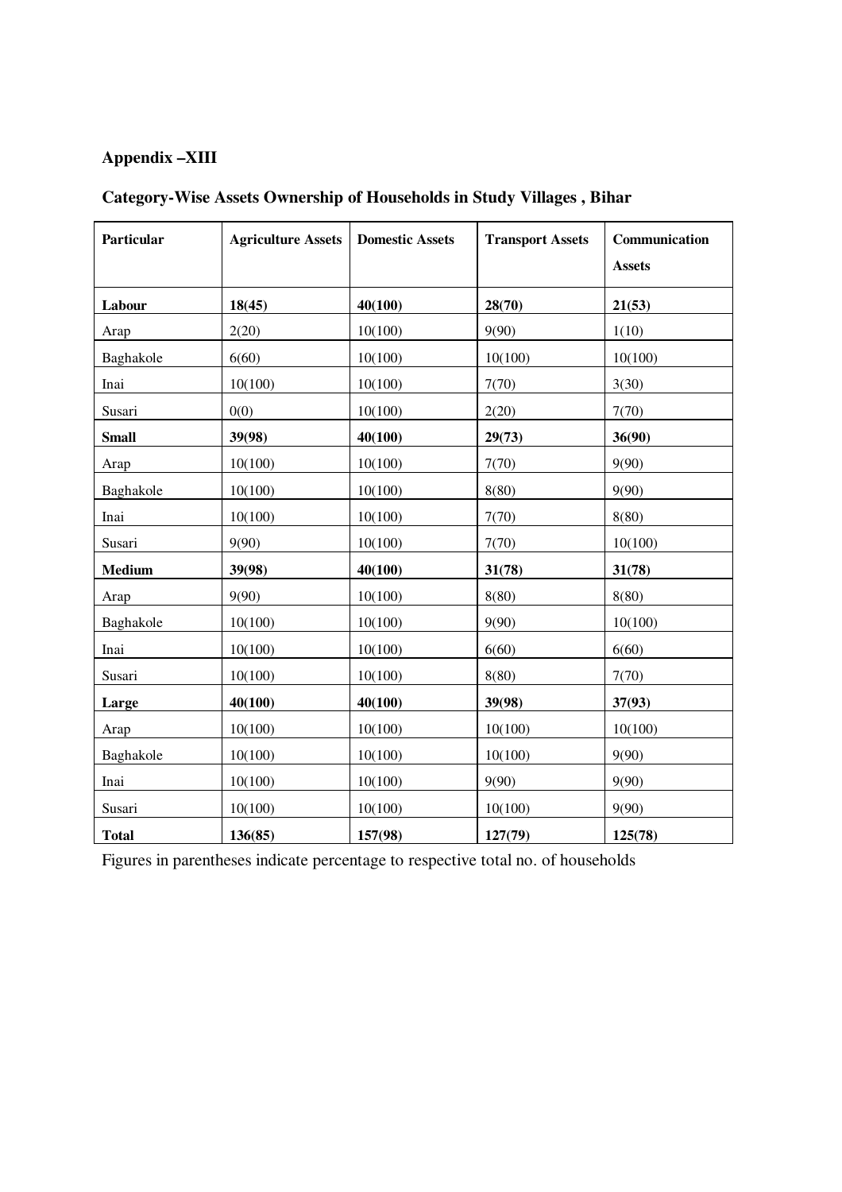**Appendix –XIII**

**Category-Wise Assets Ownership of Households in Study Villages , Bihar**

| Particular | Agriculture Assets | Domestic Assets | Transport Assets | Communication Assets |
|---|---|---|---|---|
| **Labour** | **18(45)** | **40(100)** | **28(70)** | **21(53)** |
| Arap | 2(20) | 10(100) | 9(90) | 1(10) |
| Baghakole | 6(60) | 10(100) | 10(100) | 10(100) |
| Inai | 10(100) | 10(100) | 7(70) | 3(30) |
| Susari | 0(0) | 10(100) | 2(20) | 7(70) |
| **Small** | **39(98)** | **40(100)** | **29(73)** | **36(90)** |
| Arap | 10(100) | 10(100) | 7(70) | 9(90) |
| Baghakole | 10(100) | 10(100) | 8(80) | 9(90) |
| Inai | 10(100) | 10(100) | 7(70) | 8(80) |
| Susari | 9(90) | 10(100) | 7(70) | 10(100) |
| **Medium** | **39(98)** | **40(100)** | **31(78)** | **31(78)** |
| Arap | 9(90) | 10(100) | 8(80) | 8(80) |
| Baghakole | 10(100) | 10(100) | 9(90) | 10(100) |
| Inai | 10(100) | 10(100) | 6(60) | 6(60) |
| Susari | 10(100) | 10(100) | 8(80) | 7(70) |
| **Large** | **40(100)** | **40(100)** | **39(98)** | **37(93)** |
| Arap | 10(100) | 10(100) | 10(100) | 10(100) |
| Baghakole | 10(100) | 10(100) | 10(100) | 9(90) |
| Inai | 10(100) | 10(100) | 9(90) | 9(90) |
| Susari | 10(100) | 10(100) | 10(100) | 9(90) |
| **Total** | **136(85)** | **157(98)** | **127(79)** | **125(78)** |

Figures in parentheses indicate percentage to respective total no. of households